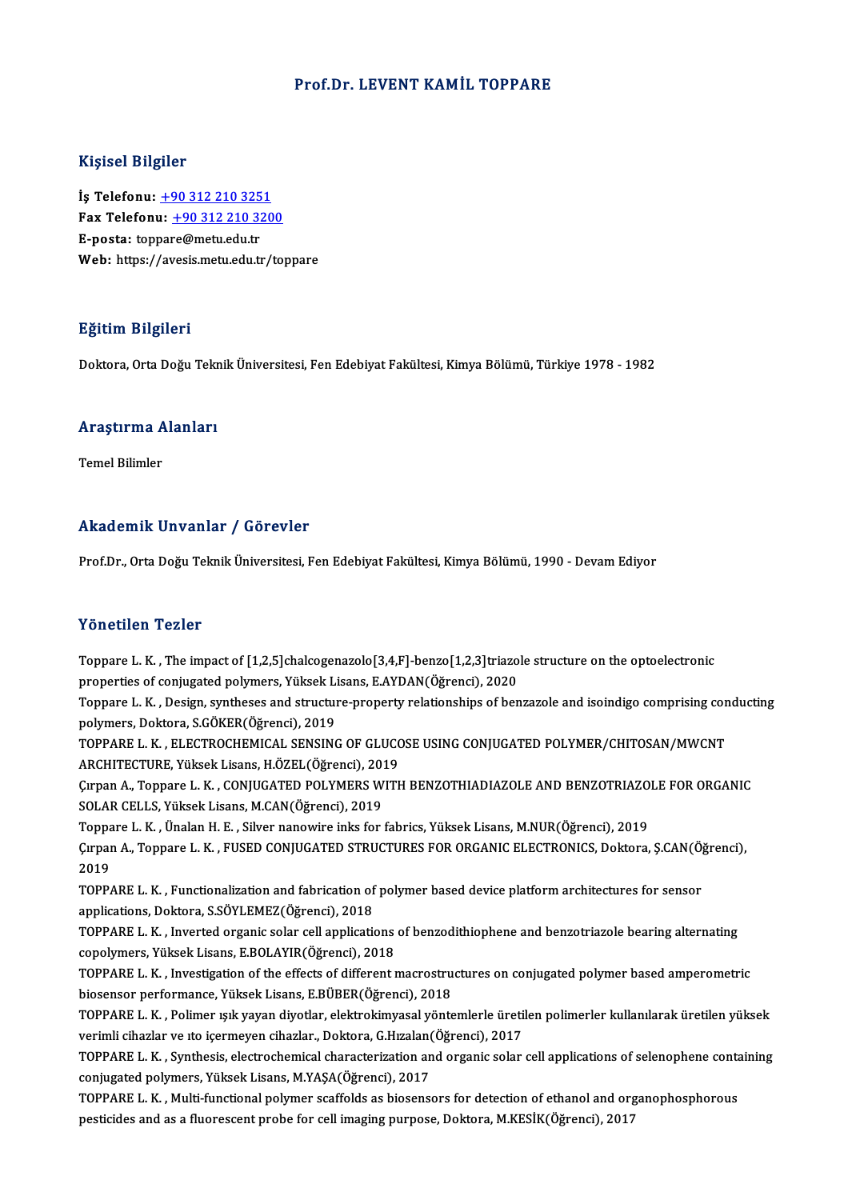# Prof.Dr. LEVENT KAMİL TOPPARE

## Kişisel Bilgiler

**İş Telefonu:** +90 312 210 3251
**Fax Telefonu:** +90 312 210 3200
**E-posta:** toppare@metu.edu.tr
**Web:** https://avesis.metu.edu.tr/toppare

## Eğitim Bilgileri

Doktora, Orta Doğu Teknik Üniversitesi, Fen Edebiyat Fakültesi, Kimya Bölümü, Türkiye 1978 - 1982

## Araştırma Alanları

Temel Bilimler

## Akademik Unvanlar / Görevler

Prof.Dr., Orta Doğu Teknik Üniversitesi, Fen Edebiyat Fakültesi, Kimya Bölümü, 1990 - Devam Ediyor

## Yönetilen Tezler

Toppare L. K. , The impact of [1,2,5]chalcogenazolo[3,4,F]-benzo[1,2,3]triazole structure on the optoelectronic properties of conjugated polymers, Yüksek Lisans, E.AYDAN(Öğrenci), 2020

Toppare L. K. , Design, syntheses and structure-property relationships of benzazole and isoindigo comprising conducting polymers, Doktora, S.GÖKER(Öğrenci), 2019

TOPPARE L. K. , ELECTROCHEMICAL SENSING OF GLUCOSE USING CONJUGATED POLYMER/CHITOSAN/MWCNT ARCHITECTURE, Yüksek Lisans, H.ÖZEL(Öğrenci), 2019

Çırpan A., Toppare L. K. , CONJUGATED POLYMERS WITH BENZOTHIADIAZOLE AND BENZOTRIAZOLE FOR ORGANIC SOLAR CELLS, Yüksek Lisans, M.CAN(Öğrenci), 2019

Toppare L. K. , Ünalan H. E. , Silver nanowire inks for fabrics, Yüksek Lisans, M.NUR(Öğrenci), 2019

Çırpan A., Toppare L. K. , FUSED CONJUGATED STRUCTURES FOR ORGANIC ELECTRONICS, Doktora, Ş.CAN(Öğrenci), 2019

TOPPARE L. K. , Functionalization and fabrication of polymer based device platform architectures for sensor applications, Doktora, S.SÖYLEMEZ(Öğrenci), 2018

TOPPARE L. K. , Inverted organic solar cell applications of benzodithiophene and benzotriazole bearing alternating copolymers, Yüksek Lisans, E.BOLAYIR(Öğrenci), 2018

TOPPARE L. K. , Investigation of the effects of different macrostructures on conjugated polymer based amperometric biosensor performance, Yüksek Lisans, E.BÜBER(Öğrenci), 2018

TOPPARE L. K. , Polimer ışık yayan diyotlar, elektrokimyasal yöntemlerle üretilen polimerler kullanılarak üretilen yüksek verimli cihazlar ve ıto içermeyen cihazlar., Doktora, G.Hızalan(Öğrenci), 2017

TOPPARE L. K. , Synthesis, electrochemical characterization and organic solar cell applications of selenophene containing conjugated polymers, Yüksek Lisans, M.YAŞA(Öğrenci), 2017

TOPPARE L. K. , Multi-functional polymer scaffolds as biosensors for detection of ethanol and organophosphorous pesticides and as a fluorescent probe for cell imaging purpose, Doktora, M.KESİK(Öğrenci), 2017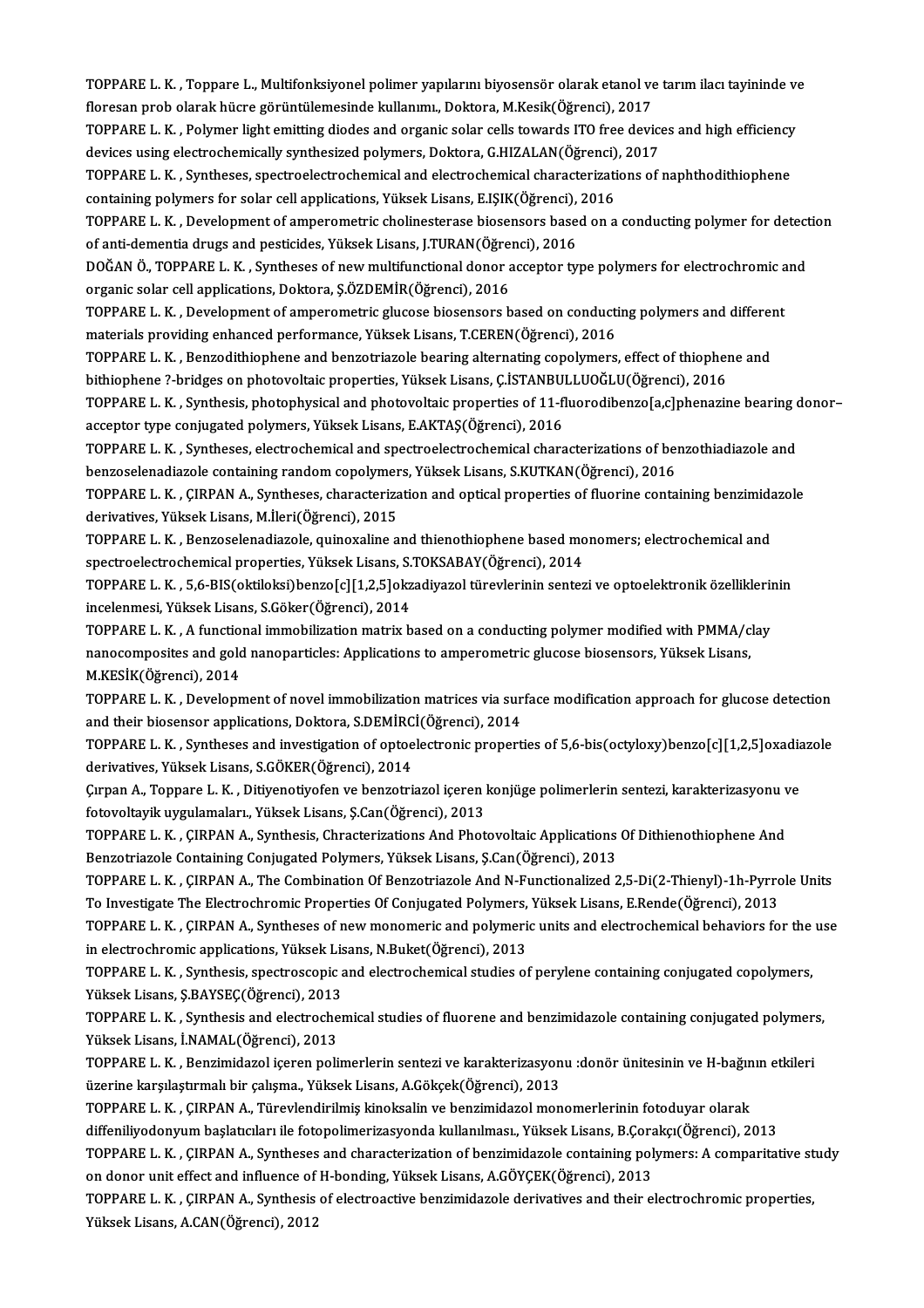TOPPARE L. K. , Toppare L., Multifonksiyonel polimer yapılarını biyosensör olarak etanol ve tarım ilacı tayininde ve floresan prob olarak hücre görüntülemesinde kullanımı., Doktora, M.Kesik(Öğrenci), 2017

TOPPARE L. K. , Polymer light emitting diodes and organic solar cells towards ITO free devices and high efficiency devices using electrochemically synthesized polymers, Doktora, G.HIZALAN(Öğrenci), 2017

TOPPARE L. K. , Syntheses, spectroelectrochemical and electrochemical characterizations of naphthodithiophene containing polymers for solar cell applications, Yüksek Lisans, E.IŞIK(Öğrenci), 2016

TOPPARE L. K. , Development of amperometric cholinesterase biosensors based on a conducting polymer for detection of anti-dementia drugs and pesticides, Yüksek Lisans, J.TURAN(Öğrenci), 2016

DOĞAN Ö., TOPPARE L. K. , Syntheses of new multifunctional donor acceptor type polymers for electrochromic and organic solar cell applications, Doktora, Ş.ÖZDEMİR(Öğrenci), 2016

TOPPARE L. K. , Development of amperometric glucose biosensors based on conducting polymers and different materials providing enhanced performance, Yüksek Lisans, T.CEREN(Öğrenci), 2016

TOPPARE L. K. , Benzodithiophene and benzotriazole bearing alternating copolymers, effect of thiophene and bithiophene ?-bridges on photovoltaic properties, Yüksek Lisans, Ç.İSTANBULLUOĞLU(Öğrenci), 2016

TOPPARE L. K. , Synthesis, photophysical and photovoltaic properties of 11-fluorodibenzo[a,c]phenazine bearing donor–acceptor type conjugated polymers, Yüksek Lisans, E.AKTAŞ(Öğrenci), 2016

TOPPARE L. K. , Syntheses, electrochemical and spectroelectrochemical characterizations of benzothiadiazole and benzoselenadiazole containing random copolymers, Yüksek Lisans, S.KUTKAN(Öğrenci), 2016

TOPPARE L. K. , ÇIRPAN A., Syntheses, characterization and optical properties of fluorine containing benzimidazole derivatives, Yüksek Lisans, M.İleri(Öğrenci), 2015

TOPPARE L. K. , Benzoselenadiazole, quinoxaline and thienothiophene based monomers; electrochemical and spectroelectrochemical properties, Yüksek Lisans, S.TOKSABAY(Öğrenci), 2014

TOPPARE L. K. , 5,6-BIS(oktiloksi)benzo[c][1,2,5]okzadiyazol türevlerinin sentezi ve optoelektronik özelliklerinin incelenmesi, Yüksek Lisans, S.Göker(Öğrenci), 2014

TOPPARE L. K. , A functional immobilization matrix based on a conducting polymer modified with PMMA/clay nanocomposites and gold nanoparticles: Applications to amperometric glucose biosensors, Yüksek Lisans, M.KESİK(Öğrenci), 2014

TOPPARE L. K. , Development of novel immobilization matrices via surface modification approach for glucose detection and their biosensor applications, Doktora, S.DEMİRCİ(Öğrenci), 2014

TOPPARE L. K. , Syntheses and investigation of optoelectronic properties of 5,6-bis(octyloxy)benzo[c][1,2,5]oxadiazole derivatives, Yüksek Lisans, S.GÖKER(Öğrenci), 2014

Çırpan A., Toppare L. K. , Ditiyenotiyofen ve benzotriazol içeren konjüge polimerlerin sentezi, karakterizasyonu ve fotovoltayik uygulamaları., Yüksek Lisans, Ş.Can(Öğrenci), 2013

TOPPARE L. K. , ÇIRPAN A., Synthesis, Chracterizations And Photovoltaic Applications Of Dithienothiophene And Benzotriazole Containing Conjugated Polymers, Yüksek Lisans, Ş.Can(Öğrenci), 2013

TOPPARE L. K. , ÇIRPAN A., The Combination Of Benzotriazole And N-Functionalized 2,5-Di(2-Thienyl)-1h-Pyrrole Units To Investigate The Electrochromic Properties Of Conjugated Polymers, Yüksek Lisans, E.Rende(Öğrenci), 2013

TOPPARE L. K. , ÇIRPAN A., Syntheses of new monomeric and polymeric units and electrochemical behaviors for the use in electrochromic applications, Yüksek Lisans, N.Buket(Öğrenci), 2013

TOPPARE L. K. , Synthesis, spectroscopic and electrochemical studies of perylene containing conjugated copolymers, Yüksek Lisans, Ş.BAYSEÇ(Öğrenci), 2013

TOPPARE L. K. , Synthesis and electrochemical studies of fluorene and benzimidazole containing conjugated polymers, Yüksek Lisans, İ.NAMAL(Öğrenci), 2013

TOPPARE L. K. , Benzimidazol içeren polimerlerin sentezi ve karakterizasyonu :donör ünitesinin ve H-bağının etkileri üzerine karşılaştırmalı bir çalışma., Yüksek Lisans, A.Gökçek(Öğrenci), 2013

TOPPARE L. K. , ÇIRPAN A., Türevlendirilmiş kinoksalin ve benzimidazol monomerlerinin fotoduyar olarak diffeniliyodonyum başlatıcıları ile fotopolimerizasyonda kullanılması., Yüksek Lisans, B.Çorakçı(Öğrenci), 2013

TOPPARE L. K. , ÇIRPAN A., Syntheses and characterization of benzimidazole containing polymers: A comparitative study on donor unit effect and influence of H-bonding, Yüksek Lisans, A.GÖYÇEK(Öğrenci), 2013

TOPPARE L. K. , ÇIRPAN A., Synthesis of electroactive benzimidazole derivatives and their electrochromic properties, Yüksek Lisans, A.CAN(Öğrenci), 2012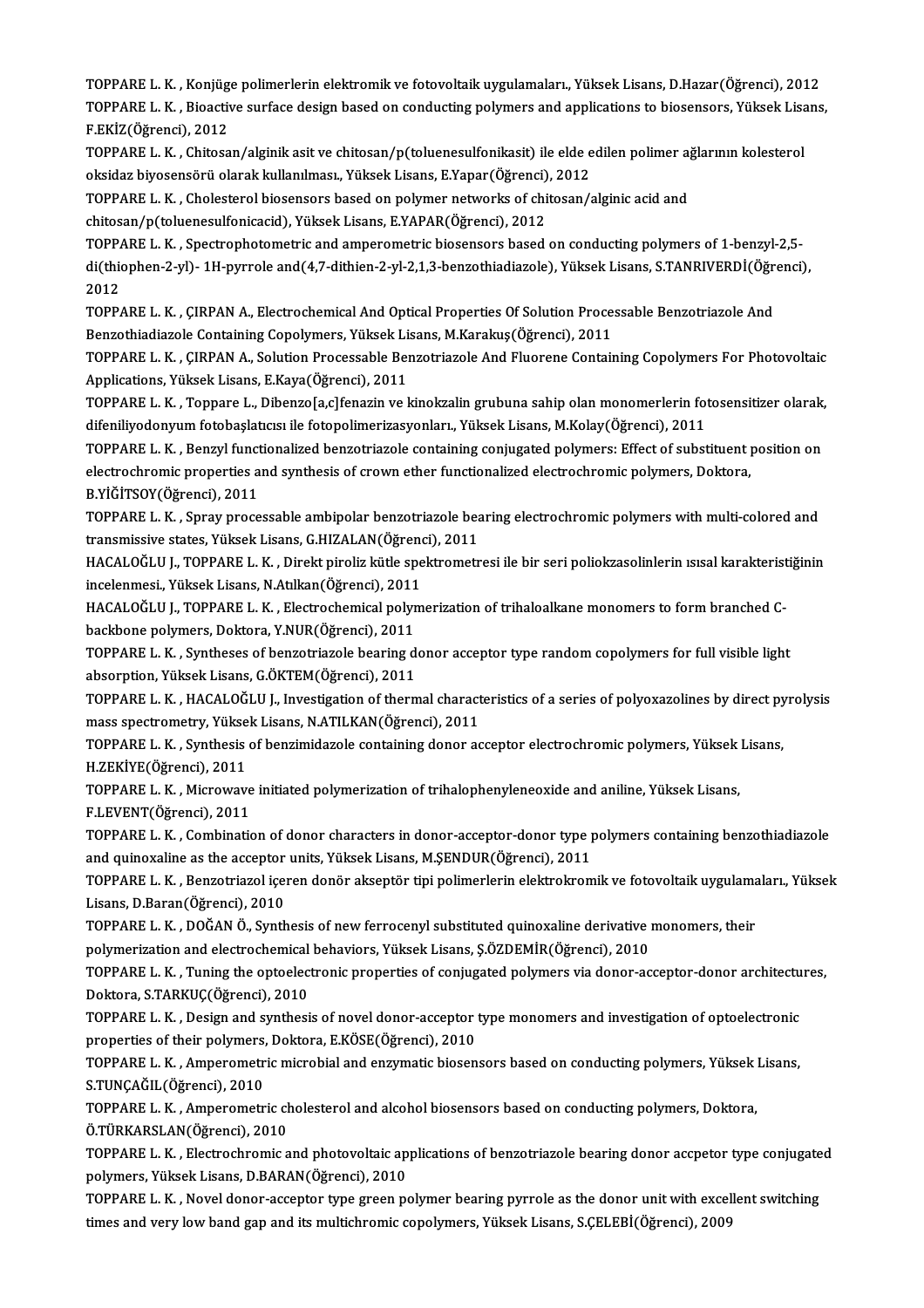TOPPARE L. K. , Konjüge polimerlerin elektromik ve fotovoltaik uygulamaları., Yüksek Lisans, D.Hazar(Öğrenci), 2012

TOPPARE L. K. , Bioactive surface design based on conducting polymers and applications to biosensors, Yüksek Lisans, F.EKİZ(Öğrenci), 2012

TOPPARE L. K. , Chitosan/alginik asit ve chitosan/p(toluenesulfonikasit) ile elde edilen polimer ağlarının kolesterol oksidaz biyosensörü olarak kullanılması., Yüksek Lisans, E.Yapar(Öğrenci), 2012

TOPPARE L. K. , Cholesterol biosensors based on polymer networks of chitosan/alginic acid and chitosan/p(toluenesulfonicacid), Yüksek Lisans, E.YAPAR(Öğrenci), 2012

TOPPARE L. K. , Spectrophotometric and amperometric biosensors based on conducting polymers of 1-benzyl-2,5-di(thiophen-2-yl)- 1H-pyrrole and(4,7-dithien-2-yl-2,1,3-benzothiadiazole), Yüksek Lisans, S.TANRIVERDİ(Öğrenci), 2012

TOPPARE L. K. , ÇIRPAN A., Electrochemical And Optical Properties Of Solution Processable Benzotriazole And Benzothiadiazole Containing Copolymers, Yüksek Lisans, M.Karakuş(Öğrenci), 2011

TOPPARE L. K. , ÇIRPAN A., Solution Processable Benzotriazole And Fluorene Containing Copolymers For Photovoltaic Applications, Yüksek Lisans, E.Kaya(Öğrenci), 2011

TOPPARE L. K. , Toppare L., Dibenzo[a,c]fenazin ve kinokzalin grubuna sahip olan monomerlerin fotosensitizer olarak, difeniliyodonyum fotobaşlatıcısı ile fotopolimerizasyonları., Yüksek Lisans, M.Kolay(Öğrenci), 2011

TOPPARE L. K. , Benzyl functionalized benzotriazole containing conjugated polymers: Effect of substituent position on electrochromic properties and synthesis of crown ether functionalized electrochromic polymers, Doktora, B.YİĞİTSOY(Öğrenci), 2011

TOPPARE L. K. , Spray processable ambipolar benzotriazole bearing electrochromic polymers with multi-colored and transmissive states, Yüksek Lisans, G.HIZALAN(Öğrenci), 2011

HACALOĞLU J., TOPPARE L. K. , Direkt piroliz kütle spektrometresi ile bir seri poliokzasolinlerin ısısal karakteristiğinin incelenmesi., Yüksek Lisans, N.Atılkan(Öğrenci), 2011

HACALOĞLU J., TOPPARE L. K. , Electrochemical polymerization of trihaloalkane monomers to form branched C-backbone polymers, Doktora, Y.NUR(Öğrenci), 2011

TOPPARE L. K. , Syntheses of benzotriazole bearing donor acceptor type random copolymers for full visible light absorption, Yüksek Lisans, G.ÖKTEM(Öğrenci), 2011

TOPPARE L. K. , HACALOĞLU J., Investigation of thermal characteristics of a series of polyoxazolines by direct pyrolysis mass spectrometry, Yüksek Lisans, N.ATILKAN(Öğrenci), 2011

TOPPARE L. K. , Synthesis of benzimidazole containing donor acceptor electrochromic polymers, Yüksek Lisans, H.ZEKİYE(Öğrenci), 2011

TOPPARE L. K. , Microwave initiated polymerization of trihalophenyleneoxide and aniline, Yüksek Lisans, F.LEVENT(Öğrenci), 2011

TOPPARE L. K. , Combination of donor characters in donor-acceptor-donor type polymers containing benzothiadiazole and quinoxaline as the acceptor units, Yüksek Lisans, M.ŞENDUR(Öğrenci), 2011

TOPPARE L. K. , Benzotriazol içeren donör akseptör tipi polimerlerin elektrokromik ve fotovoltaik uygulamaları., Yüksek Lisans, D.Baran(Öğrenci), 2010

TOPPARE L. K. , DOĞAN Ö., Synthesis of new ferrocenyl substituted quinoxaline derivative monomers, their polymerization and electrochemical behaviors, Yüksek Lisans, Ş.ÖZDEMİR(Öğrenci), 2010

TOPPARE L. K. , Tuning the optoelectronic properties of conjugated polymers via donor-acceptor-donor architectures, Doktora, S.TARKUÇ(Öğrenci), 2010

TOPPARE L. K. , Design and synthesis of novel donor-acceptor type monomers and investigation of optoelectronic properties of their polymers, Doktora, E.KÖSE(Öğrenci), 2010

TOPPARE L. K. , Amperometric microbial and enzymatic biosensors based on conducting polymers, Yüksek Lisans, S.TUNÇAĞIL(Öğrenci), 2010

TOPPARE L. K. , Amperometric cholesterol and alcohol biosensors based on conducting polymers, Doktora, Ö.TÜRKARSLAN(Öğrenci), 2010

TOPPARE L. K. , Electrochromic and photovoltaic applications of benzotriazole bearing donor accpetor type conjugated polymers, Yüksek Lisans, D.BARAN(Öğrenci), 2010

TOPPARE L. K. , Novel donor-acceptor type green polymer bearing pyrrole as the donor unit with excellent switching times and very low band gap and its multichromic copolymers, Yüksek Lisans, S.ÇELEBİ(Öğrenci), 2009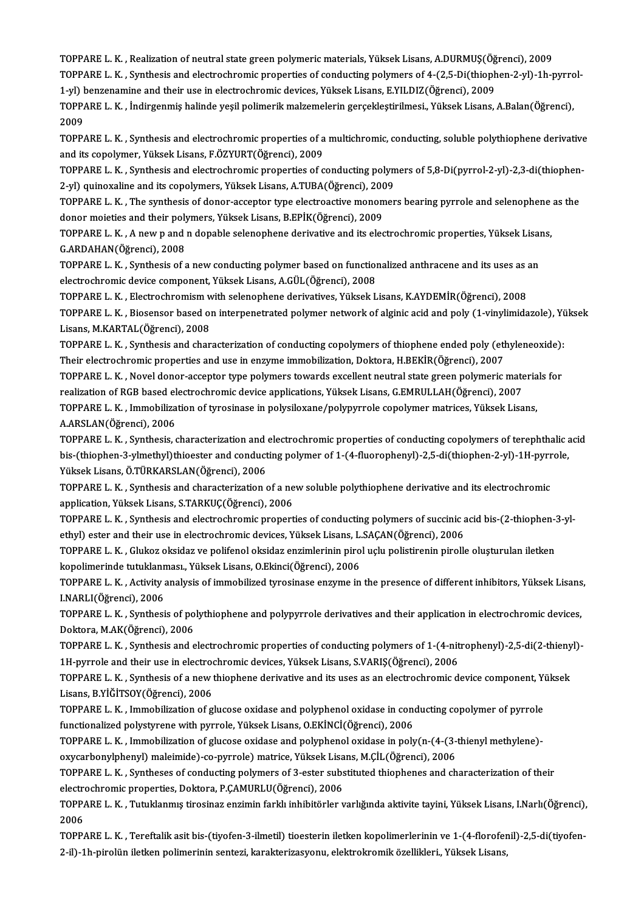TOPPARE L. K. , Realization of neutral state green polymeric materials, Yüksek Lisans, A.DURMUŞ(Öğrenci), 2009

TOPPARE L. K. , Synthesis and electrochromic properties of conducting polymers of 4-(2,5-Di(thiophen-2-yl)-1h-pyrrol-1-yl) benzenamine and their use in electrochromic devices, Yüksek Lisans, E.YILDIZ(Öğrenci), 2009

TOPPARE L. K. , İndirgenmiş halinde yeşil polimerik malzemelerin gerçekleştirilmesi., Yüksek Lisans, A.Balan(Öğrenci), 2009

TOPPARE L. K. , Synthesis and electrochromic properties of a multichromic, conducting, soluble polythiophene derivative and its copolymer, Yüksek Lisans, F.ÖZYURT(Öğrenci), 2009

TOPPARE L. K. , Synthesis and electrochromic properties of conducting polymers of 5,8-Di(pyrrol-2-yl)-2,3-di(thiophen-2-yl) quinoxaline and its copolymers, Yüksek Lisans, A.TUBA(Öğrenci), 2009

TOPPARE L. K. , The synthesis of donor-acceptor type electroactive monomers bearing pyrrole and selenophene as the donor moieties and their polymers, Yüksek Lisans, B.EPİK(Öğrenci), 2009

TOPPARE L. K. , A new p and n dopable selenophene derivative and its electrochromic properties, Yüksek Lisans, G.ARDAHAN(Öğrenci), 2008

TOPPARE L. K. , Synthesis of a new conducting polymer based on functionalized anthracene and its uses as an electrochromic device component, Yüksek Lisans, A.GÜL(Öğrenci), 2008

TOPPARE L. K. , Electrochromism with selenophene derivatives, Yüksek Lisans, K.AYDEMİR(Öğrenci), 2008

TOPPARE L. K. , Biosensor based on interpenetrated polymer network of alginic acid and poly (1-vinylimidazole), Yüksek Lisans, M.KARTAL(Öğrenci), 2008

TOPPARE L. K. , Synthesis and characterization of conducting copolymers of thiophene ended poly (ethyleneoxide): Their electrochromic properties and use in enzyme immobilization, Doktora, H.BEKİR(Öğrenci), 2007

TOPPARE L. K. , Novel donor-acceptor type polymers towards excellent neutral state green polymeric materials for realization of RGB based electrochromic device applications, Yüksek Lisans, G.EMRULLAH(Öğrenci), 2007

TOPPARE L. K. , Immobilization of tyrosinase in polysiloxane/polypyrrole copolymer matrices, Yüksek Lisans, A.ARSLAN(Öğrenci), 2006

TOPPARE L. K. , Synthesis, characterization and electrochromic properties of conducting copolymers of terephthalic acid bis-(thiophen-3-ylmethyl)thioester and conducting polymer of 1-(4-fluorophenyl)-2,5-di(thiophen-2-yl)-1H-pyrrole, Yüksek Lisans, Ö.TÜRKARSLAN(Öğrenci), 2006

TOPPARE L. K. , Synthesis and characterization of a new soluble polythiophene derivative and its electrochromic application, Yüksek Lisans, S.TARKUÇ(Öğrenci), 2006

TOPPARE L. K. , Synthesis and electrochromic properties of conducting polymers of succinic acid bis-(2-thiophen-3-yl-ethyl) ester and their use in electrochromic devices, Yüksek Lisans, L.SAÇAN(Öğrenci), 2006

TOPPARE L. K. , Glukoz oksidaz ve polifenol oksidaz enzimlerinin pirol uçlu polistirenin pirolle oluşturulan iletken kopolimerinde tutuklanması., Yüksek Lisans, O.Ekinci(Öğrenci), 2006

TOPPARE L. K. , Activity analysis of immobilized tyrosinase enzyme in the presence of different inhibitors, Yüksek Lisans, I.NARLI(Öğrenci), 2006

TOPPARE L. K. , Synthesis of polythiophene and polypyrrole derivatives and their application in electrochromic devices, Doktora, M.AK(Öğrenci), 2006

TOPPARE L. K. , Synthesis and electrochromic properties of conducting polymers of 1-(4-nitrophenyl)-2,5-di(2-thienyl)-1H-pyrrole and their use in electrochromic devices, Yüksek Lisans, S.VARIŞ(Öğrenci), 2006

TOPPARE L. K. , Synthesis of a new thiophene derivative and its uses as an electrochromic device component, Yüksek Lisans, B.YİĞİTSOY(Öğrenci), 2006

TOPPARE L. K. , Immobilization of glucose oxidase and polyphenol oxidase in conducting copolymer of pyrrole functionalized polystyrene with pyrrole, Yüksek Lisans, O.EKİNCİ(Öğrenci), 2006

TOPPARE L. K. , Immobilization of glucose oxidase and polyphenol oxidase in poly(n-(4-(3-thienyl methylene)-oxycarbonylphenyl) maleimide)-co-pyrrole) matrice, Yüksek Lisans, M.ÇİL(Öğrenci), 2006

TOPPARE L. K. , Syntheses of conducting polymers of 3-ester substituted thiophenes and characterization of their electrochromic properties, Doktora, P.ÇAMURLU(Öğrenci), 2006

TOPPARE L. K. , Tutuklanmış tirosinaz enzimin farklı inhibitörler varlığında aktivite tayini, Yüksek Lisans, I.Narlı(Öğrenci), 2006

TOPPARE L. K. , Tereftalik asit bis-(tiyofen-3-ilmetil) tioesterin iletken kopolimerlerinin ve 1-(4-florofenil)-2,5-di(tiyofen-2-il)-1h-pirolün iletken polimerinin sentezi, karakterizasyonu, elektrokromik özellikleri., Yüksek Lisans,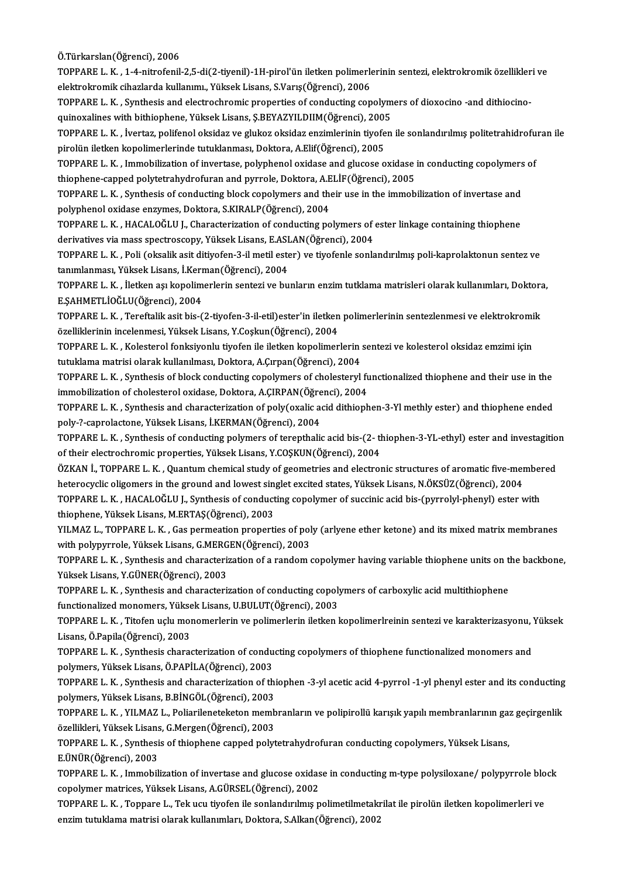Ö.Türkarslan(Öğrenci), 2006

TOPPARE L. K. , 1-4-nitrofenil-2,5-di(2-tiyenil)-1H-pirol'ün iletken polimerlerinin sentezi, elektrokromik özellikleri ve elektrokromik cihazlarda kullanımı., Yüksek Lisans, S.Varış(Öğrenci), 2006

TOPPARE L. K. , Synthesis and electrochromic properties of conducting copolymers of dioxocino -and dithiocino-quinoxalines with bithiophene, Yüksek Lisans, Ş.BEYAZYILDIIM(Öğrenci), 2005

TOPPARE L. K. , İvertaz, polifenol oksidaz ve glukoz oksidaz enzimlerinin tiyofen ile sonlandırılmış politetrahidrofuran ile pirolün iletken kopolimerlerinde tutuklanması, Doktora, A.Elif(Öğrenci), 2005

TOPPARE L. K. , Immobilization of invertase, polyphenol oxidase and glucose oxidase in conducting copolymers of thiophene-capped polytetrahydrofuran and pyrrole, Doktora, A.ELİF(Öğrenci), 2005

TOPPARE L. K. , Synthesis of conducting block copolymers and their use in the immobilization of invertase and polyphenol oxidase enzymes, Doktora, S.KIRALP(Öğrenci), 2004

TOPPARE L. K. , HACALOĞLU J., Characterization of conducting polymers of ester linkage containing thiophene derivatives via mass spectroscopy, Yüksek Lisans, E.ASLAN(Öğrenci), 2004

TOPPARE L. K. , Poli (oksalik asit ditiyofen-3-il metil ester) ve tiyofenle sonlandırılmış poli-kaprolaktonun sentez ve tanımlanması, Yüksek Lisans, İ.Kerman(Öğrenci), 2004

TOPPARE L. K. , İletken aşı kopolimerlerin sentezi ve bunların enzim tutklama matrisleri olarak kullanımları, Doktora, E.ŞAHMETLİOĞLU(Öğrenci), 2004

TOPPARE L. K. , Tereftalik asit bis-(2-tiyofen-3-il-etil)ester'in iletken polimerlerinin sentezlenmesi ve elektrokromik özelliklerinin incelenmesi, Yüksek Lisans, Y.Coşkun(Öğrenci), 2004

TOPPARE L. K. , Kolesterol fonksiyonlu tiyofen ile iletken kopolimerlerin sentezi ve kolesterol oksidaz emzimi için tutuklama matrisi olarak kullanılması, Doktora, A.Çırpan(Öğrenci), 2004

TOPPARE L. K. , Synthesis of block conducting copolymers of cholesteryl functionalized thiophene and their use in the immobilization of cholesterol oxidase, Doktora, A.ÇIRPAN(Öğrenci), 2004

TOPPARE L. K. , Synthesis and characterization of poly(oxalic acid dithiophen-3-Yl methly ester) and thiophene ended poly-?-caprolactone, Yüksek Lisans, İ.KERMAN(Öğrenci), 2004

TOPPARE L. K. , Synthesis of conducting polymers of terepthalic acid bis-(2- thiophen-3-YL-ethyl) ester and investagition of their electrochromic properties, Yüksek Lisans, Y.COŞKUN(Öğrenci), 2004

ÖZKAN İ., TOPPARE L. K. , Quantum chemical study of geometries and electronic structures of aromatic five-membered heterocyclic oligomers in the ground and lowest singlet excited states, Yüksek Lisans, N.ÖKSÜZ(Öğrenci), 2004

TOPPARE L. K. , HACALOĞLU J., Synthesis of conducting copolymer of succinic acid bis-(pyrrolyl-phenyl) ester with thiophene, Yüksek Lisans, M.ERTAŞ(Öğrenci), 2003

YILMAZ L., TOPPARE L. K. , Gas permeation properties of poly (arlyene ether ketone) and its mixed matrix membranes with polypyrrole, Yüksek Lisans, G.MERGEN(Öğrenci), 2003

TOPPARE L. K. , Synthesis and characterization of a random copolymer having variable thiophene units on the backbone, Yüksek Lisans, Y.GÜNER(Öğrenci), 2003

TOPPARE L. K. , Synthesis and characterization of conducting copolymers of carboxylic acid multithiophene functionalized monomers, Yüksek Lisans, U.BULUT(Öğrenci), 2003

TOPPARE L. K. , Titofen uçlu monomerlerin ve polimerlerin iletken kopolimerlreinin sentezi ve karakterizasyonu, Yüksek Lisans, Ö.Papila(Öğrenci), 2003

TOPPARE L. K. , Synthesis characterization of conducting copolymers of thiophene functionalized monomers and polymers, Yüksek Lisans, Ö.PAPİLA(Öğrenci), 2003

TOPPARE L. K. , Synthesis and characterization of thiophen -3-yl acetic acid 4-pyrrol -1-yl phenyl ester and its conducting polymers, Yüksek Lisans, B.BİNGÖL(Öğrenci), 2003

TOPPARE L. K. , YILMAZ L., Poliarileneteketon membranların ve polipirollü karışık yapılı membranlarının gaz geçirgenlik özellikleri, Yüksek Lisans, G.Mergen(Öğrenci), 2003

TOPPARE L. K. , Synthesis of thiophene capped polytetrahydrofuran conducting copolymers, Yüksek Lisans, E.ÜNÜR(Öğrenci), 2003

TOPPARE L. K. , Immobilization of invertase and glucose oxidase in conducting m-type polysiloxane/ polypyrrole block copolymer matrices, Yüksek Lisans, A.GÜRSEL(Öğrenci), 2002

TOPPARE L. K. , Toppare L., Tek ucu tiyofen ile sonlandırılmış polimetilmetakrilat ile pirolün iletken kopolimerleri ve enzim tutuklama matrisi olarak kullanımları, Doktora, S.Alkan(Öğrenci), 2002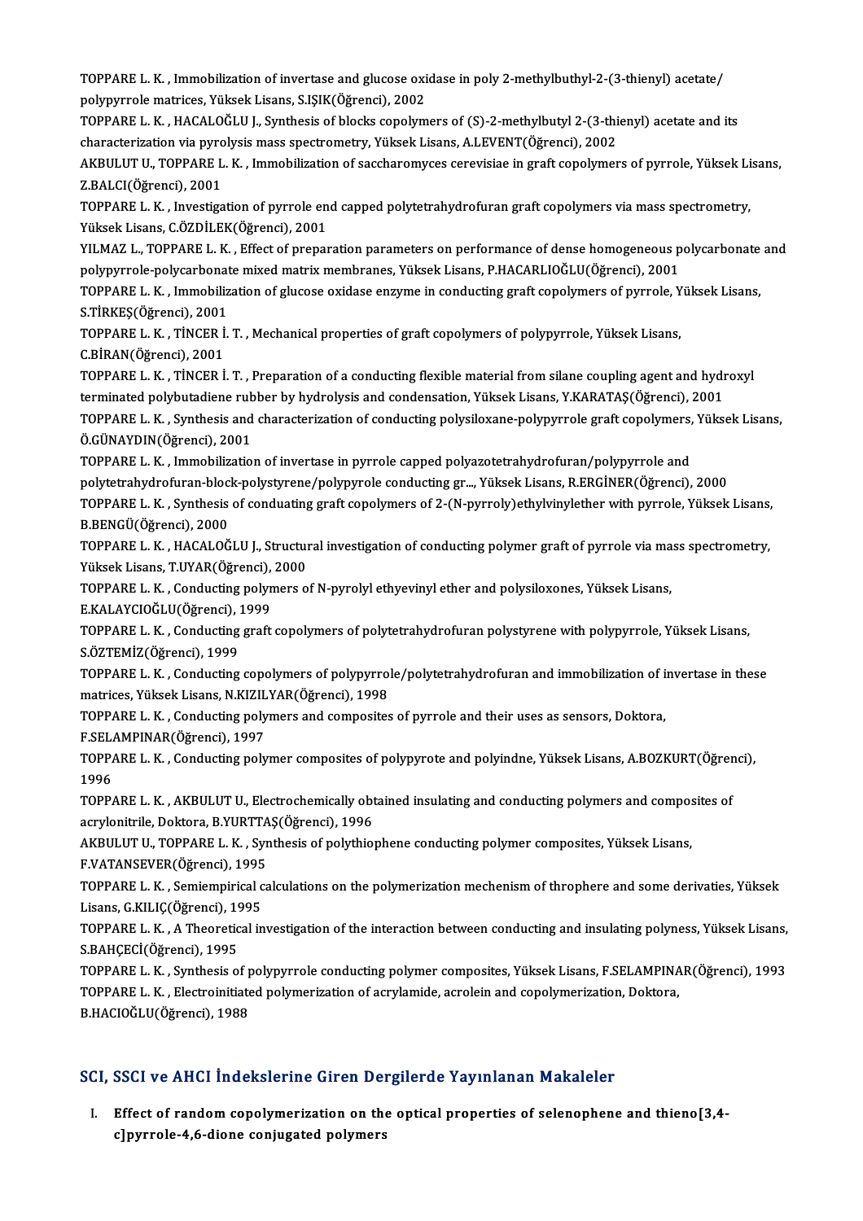TOPPARE L. K. , Immobilization of invertase and glucose oxidase in poly 2-methylbuthyl-2-(3-thienyl) acetate/ polypyrrole matrices, Yüksek Lisans, S.IŞIK(Öğrenci), 2002

TOPPARE L. K. , HACALOĞLU J., Synthesis of blocks copolymers of (S)-2-methylbutyl 2-(3-thienyl) acetate and its characterization via pyrolysis mass spectrometry, Yüksek Lisans, A.LEVENT(Öğrenci), 2002

AKBULUT U., TOPPARE L. K. , Immobilization of saccharomyces cerevisiae in graft copolymers of pyrrole, Yüksek Lisans, Z.BALCI(Öğrenci), 2001

TOPPARE L. K. , Investigation of pyrrole end capped polytetrahydrofuran graft copolymers via mass spectrometry, Yüksek Lisans, C.ÖZDİLEK(Öğrenci), 2001

YILMAZ L., TOPPARE L. K. , Effect of preparation parameters on performance of dense homogeneous polycarbonate and polypyrrole-polycarbonate mixed matrix membranes, Yüksek Lisans, P.HACARLIOĞLU(Öğrenci), 2001

TOPPARE L. K. , Immobilization of glucose oxidase enzyme in conducting graft copolymers of pyrrole, Yüksek Lisans, S.TİRKEŞ(Öğrenci), 2001

TOPPARE L. K. , TİNCER İ. T. , Mechanical properties of graft copolymers of polypyrrole, Yüksek Lisans, C.BİRAN(Öğrenci), 2001

TOPPARE L. K. , TİNCER İ. T. , Preparation of a conducting flexible material from silane coupling agent and hydroxyl terminated polybutadiene rubber by hydrolysis and condensation, Yüksek Lisans, Y.KARATAŞ(Öğrenci), 2001

TOPPARE L. K. , Synthesis and characterization of conducting polysiloxane-polypyrrole graft copolymers, Yüksek Lisans, Ö.GÜNAYDIN(Öğrenci), 2001

TOPPARE L. K. , Immobilization of invertase in pyrrole capped polyazotetrahydrofuran/polypyrrole and polytetrahydrofuran-block-polystyrene/polypyrole conducting gr..., Yüksek Lisans, R.ERGİNER(Öğrenci), 2000

TOPPARE L. K. , Synthesis of conduating graft copolymers of 2-(N-pyrroly)ethylvinylether with pyrrole, Yüksek Lisans, B.BENGÜ(Öğrenci), 2000

TOPPARE L. K. , HACALOĞLU J., Structural investigation of conducting polymer graft of pyrrole via mass spectrometry, Yüksek Lisans, T.UYAR(Öğrenci), 2000

TOPPARE L. K. , Conducting polymers of N-pyrolyl ethyevinyl ether and polysiloxones, Yüksek Lisans, E.KALAYCIOĞLU(Öğrenci), 1999

TOPPARE L. K. , Conducting graft copolymers of polytetrahydrofuran polystyrene with polypyrrole, Yüksek Lisans, S.ÖZTEMİZ(Öğrenci), 1999

TOPPARE L. K. , Conducting copolymers of polypyrrole/polytetrahydrofuran and immobilization of invertase in these matrices, Yüksek Lisans, N.KIZILYAR(Öğrenci), 1998

TOPPARE L. K. , Conducting polymers and composites of pyrrole and their uses as sensors, Doktora, F.SELAMPINAR(Öğrenci), 1997

TOPPARE L. K. , Conducting polymer composites of polypyrote and polyindne, Yüksek Lisans, A.BOZKURT(Öğrenci), 1996

TOPPARE L. K. , AKBULUT U., Electrochemically obtained insulating and conducting polymers and composites of acrylonitrile, Doktora, B.YURTTAŞ(Öğrenci), 1996

AKBULUT U., TOPPARE L. K. , Synthesis of polythiophene conducting polymer composites, Yüksek Lisans, F.VATANSEVER(Öğrenci), 1995

TOPPARE L. K. , Semiempirical calculations on the polymerization mechenism of throphere and some derivaties, Yüksek Lisans, G.KILIÇ(Öğrenci), 1995

TOPPARE L. K. , A Theoretical investigation of the interaction between conducting and insulating polyness, Yüksek Lisans, S.BAHÇECİ(Öğrenci), 1995

TOPPARE L. K. , Synthesis of polypyrrole conducting polymer composites, Yüksek Lisans, F.SELAMPINAR(Öğrenci), 1993

TOPPARE L. K. , Electroinitiated polymerization of acrylamide, acrolein and copolymerization, Doktora, B.HACIOĞLU(Öğrenci), 1988

## SCI, SSCI ve AHCI İndekslerine Giren Dergilerde Yayınlanan Makaleler

I. **Effect of random copolymerization on the optical properties of selenophene and thieno[3,4-c]pyrrole-4,6-dione conjugated polymers**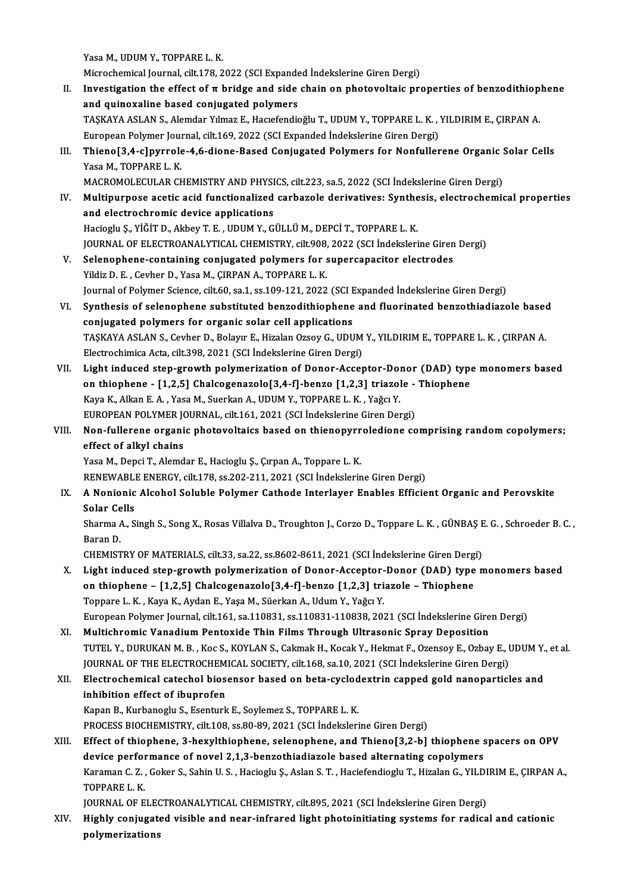Yasa M., UDUM Y., TOPPARE L. K.
Microchemical Journal, cilt.178, 2022 (SCI Expanded İndekslerine Giren Dergi)

II. Investigation the effect of π bridge and side chain on photovoltaic properties of benzodithiophene and quinoxaline based conjugated polymers
TAŞKAYA ASLAN S., Alemdar Yılmaz E., Hacıefendioğlu T., UDUM Y., TOPPARE L. K. , YILDIRIM E., ÇIRPAN A.
European Polymer Journal, cilt.169, 2022 (SCI Expanded İndekslerine Giren Dergi)

III. Thieno[3,4-c]pyrrole-4,6-dione-Based Conjugated Polymers for Nonfullerene Organic Solar Cells
Yasa M., TOPPARE L. K.
MACROMOLECULAR CHEMISTRY AND PHYSICS, cilt.223, sa.5, 2022 (SCI İndekslerine Giren Dergi)

IV. Multipurpose acetic acid functionalized carbazole derivatives: Synthesis, electrochemical properties and electrochromic device applications
Hacioglu Ş., YİĞİT D., Akbey T. E. , UDUM Y., GÜLLÜ M., DEPCİ T., TOPPARE L. K.
JOURNAL OF ELECTROANALYTICAL CHEMISTRY, cilt.908, 2022 (SCI İndekslerine Giren Dergi)

V. Selenophene-containing conjugated polymers for supercapacitor electrodes
Yildiz D. E. , Cevher D., Yasa M., ÇIRPAN A., TOPPARE L. K.
Journal of Polymer Science, cilt.60, sa.1, ss.109-121, 2022 (SCI Expanded İndekslerine Giren Dergi)

VI. Synthesis of selenophene substituted benzodithiophene and fluorinated benzothiadiazole based conjugated polymers for organic solar cell applications
TAŞKAYA ASLAN S., Cevher D., Bolayır E., Hizalan Ozsoy G., UDUM Y., YILDIRIM E., TOPPARE L. K. , ÇIRPAN A.
Electrochimica Acta, cilt.398, 2021 (SCI İndekslerine Giren Dergi)

VII. Light induced step-growth polymerization of Donor-Acceptor-Donor (DAD) type monomers based on thiophene - [1,2,5] Chalcogenazolo[3,4-f]-benzo [1,2,3] triazole - Thiophene
Kaya K., Alkan E. A. , Yasa M., Suerkan A., UDUM Y., TOPPARE L. K. , Yağcı Y.
EUROPEAN POLYMER JOURNAL, cilt.161, 2021 (SCI İndekslerine Giren Dergi)

VIII. Non-fullerene organic photovoltaics based on thienopyrroledione comprising random copolymers; effect of alkyl chains
Yasa M., Depci T., Alemdar E., Hacioglu Ş., Çırpan A., Toppare L. K.
RENEWABLE ENERGY, cilt.178, ss.202-211, 2021 (SCI İndekslerine Giren Dergi)

IX. A Nonionic Alcohol Soluble Polymer Cathode Interlayer Enables Efficient Organic and Perovskite Solar Cells
Sharma A., Singh S., Song X., Rosas Villalva D., Troughton J., Corzo D., Toppare L. K. , GÜNBAŞ E. G. , Schroeder B. C. , Baran D.
CHEMISTRY OF MATERIALS, cilt.33, sa.22, ss.8602-8611, 2021 (SCI İndekslerine Giren Dergi)

X. Light induced step-growth polymerization of Donor-Acceptor-Donor (DAD) type monomers based on thiophene – [1,2,5] Chalcogenazolo[3,4-f]-benzo [1,2,3] triazole – Thiophene
Toppare L. K. , Kaya K., Aydan E., Yaşa M., Süerkan A., Udum Y., Yağcı Y.
European Polymer Journal, cilt.161, sa.110831, ss.110831-110838, 2021 (SCI İndekslerine Giren Dergi)

XI. Multichromic Vanadium Pentoxide Thin Films Through Ultrasonic Spray Deposition
TUTEL Y., DURUKAN M. B. , Koc S., KOYLAN S., Cakmak H., Kocak Y., Hekmat F., Ozensoy E., Ozbay E., UDUM Y., et al.
JOURNAL OF THE ELECTROCHEMICAL SOCIETY, cilt.168, sa.10, 2021 (SCI İndekslerine Giren Dergi)

XII. Electrochemical catechol biosensor based on beta-cyclodextrin capped gold nanoparticles and inhibition effect of ibuprofen
Kapan B., Kurbanoglu S., Esenturk E., Soylemez S., TOPPARE L. K.
PROCESS BIOCHEMISTRY, cilt.108, ss.80-89, 2021 (SCI İndekslerine Giren Dergi)

XIII. Effect of thiophene, 3-hexylthiophene, selenophene, and Thieno[3,2-b] thiophene spacers on OPV device performance of novel 2,1,3-benzothiadiazole based alternating copolymers
Karaman C. Z. , Goker S., Sahin U. S. , Hacioglu Ş., Aslan S. T. , Haciefendioglu T., Hizalan G., YILDIRIM E., ÇIRPAN A., TOPPARE L. K.
JOURNAL OF ELECTROANALYTICAL CHEMISTRY, cilt.895, 2021 (SCI İndekslerine Giren Dergi)

XIV. Highly conjugated visible and near-infrared light photoinitiating systems for radical and cationic polymerizations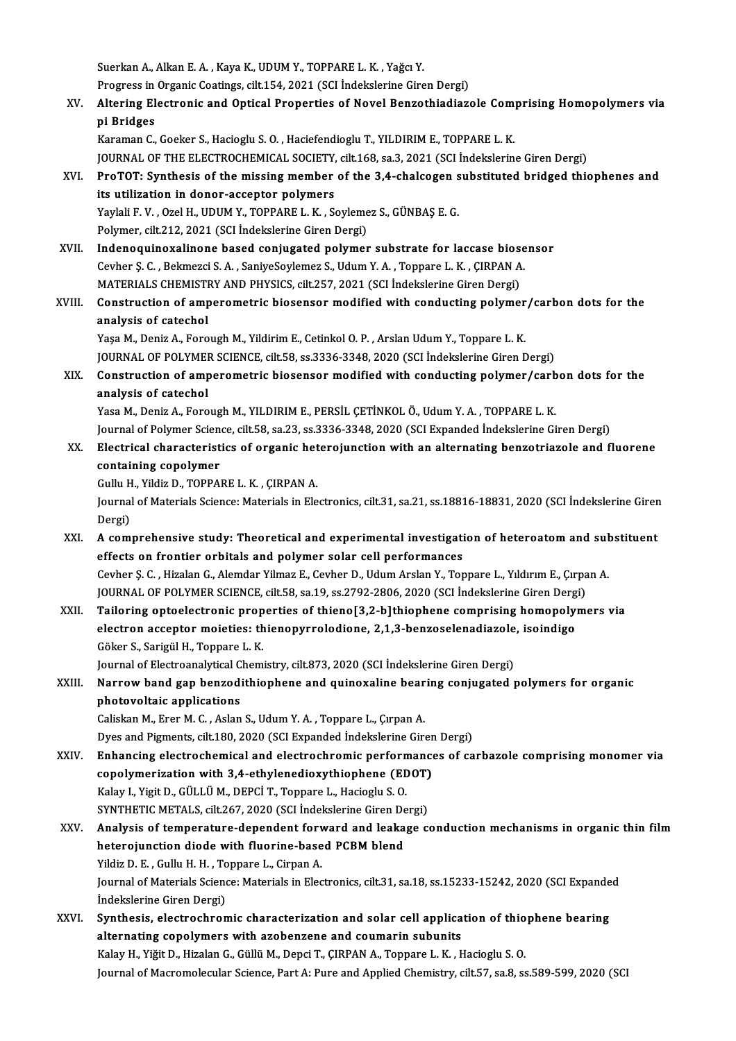Suerkan A., Alkan E. A. , Kaya K., UDUM Y., TOPPARE L. K. , Yağcı Y.
Progress in Organic Coatings, cilt.154, 2021 (SCI İndekslerine Giren Dergi)

XV. **Altering Electronic and Optical Properties of Novel Benzothiadiazole Comprising Homopolymers via pi Bridges**
Karaman C., Goeker S., Hacioglu S. O. , Haciefendioglu T., YILDIRIM E., TOPPARE L. K.
JOURNAL OF THE ELECTROCHEMICAL SOCIETY, cilt.168, sa.3, 2021 (SCI İndekslerine Giren Dergi)

XVI. **ProTOT: Synthesis of the missing member of the 3,4-chalcogen substituted bridged thiophenes and its utilization in donor-acceptor polymers**
Yaylali F. V. , Ozel H., UDUM Y., TOPPARE L. K. , Soylemez S., GÜNBAŞ E. G.
Polymer, cilt.212, 2021 (SCI İndekslerine Giren Dergi)

XVII. **Indenoquinoxalinone based conjugated polymer substrate for laccase biosensor**
Cevher Ş. C. , Bekmezci S. A. , SaniyeSoylemez S., Udum Y. A. , Toppare L. K. , ÇIRPAN A.
MATERIALS CHEMISTRY AND PHYSICS, cilt.257, 2021 (SCI İndekslerine Giren Dergi)

XVIII. **Construction of amperometric biosensor modified with conducting polymer/carbon dots for the analysis of catechol**
Yaşa M., Deniz A., Forough M., Yildirim E., Cetinkol O. P. , Arslan Udum Y., Toppare L. K.
JOURNAL OF POLYMER SCIENCE, cilt.58, ss.3336-3348, 2020 (SCI İndekslerine Giren Dergi)

XIX. **Construction of amperometric biosensor modified with conducting polymer/carbon dots for the analysis of catechol**
Yasa M., Deniz A., Forough M., YILDIRIM E., PERSİL ÇETİNKOL Ö., Udum Y. A. , TOPPARE L. K.
Journal of Polymer Science, cilt.58, sa.23, ss.3336-3348, 2020 (SCI Expanded İndekslerine Giren Dergi)

XX. **Electrical characteristics of organic heterojunction with an alternating benzotriazole and fluorene containing copolymer**
Gullu H., Yildiz D., TOPPARE L. K. , ÇIRPAN A.
Journal of Materials Science: Materials in Electronics, cilt.31, sa.21, ss.18816-18831, 2020 (SCI İndekslerine Giren Dergi)

XXI. **A comprehensive study: Theoretical and experimental investigation of heteroatom and substituent effects on frontier orbitals and polymer solar cell performances**
Cevher Ş. C. , Hizalan G., Alemdar Yilmaz E., Cevher D., Udum Arslan Y., Toppare L., Yıldırım E., Çırpan A.
JOURNAL OF POLYMER SCIENCE, cilt.58, sa.19, ss.2792-2806, 2020 (SCI İndekslerine Giren Dergi)

XXII. **Tailoring optoelectronic properties of thieno[3,2-b]thiophene comprising homopolymers via electron acceptor moieties: thienopyrrolodione, 2,1,3-benzoselenadiazole, isoindigo**
Göker S., Sarigül H., Toppare L. K.
Journal of Electroanalytical Chemistry, cilt.873, 2020 (SCI İndekslerine Giren Dergi)

XXIII. **Narrow band gap benzodithiophene and quinoxaline bearing conjugated polymers for organic photovoltaic applications**
Caliskan M., Erer M. C. , Aslan S., Udum Y. A. , Toppare L., Çırpan A.
Dyes and Pigments, cilt.180, 2020 (SCI Expanded İndekslerine Giren Dergi)

XXIV. **Enhancing electrochemical and electrochromic performances of carbazole comprising monomer via copolymerization with 3,4-ethylenedioxythiophene (EDOT)**
Kalay I., Yigit D., GÜLLÜ M., DEPCİ T., Toppare L., Hacioglu S. O.
SYNTHETIC METALS, cilt.267, 2020 (SCI İndekslerine Giren Dergi)

XXV. **Analysis of temperature-dependent forward and leakage conduction mechanisms in organic thin film heterojunction diode with fluorine-based PCBM blend**
Yildiz D. E. , Gullu H. H. , Toppare L., Cirpan A.
Journal of Materials Science: Materials in Electronics, cilt.31, sa.18, ss.15233-15242, 2020 (SCI Expanded İndekslerine Giren Dergi)

XXVI. **Synthesis, electrochromic characterization and solar cell application of thiophene bearing alternating copolymers with azobenzene and coumarin subunits**
Kalay H., Yiğit D., Hizalan G., Güllü M., Depci T., ÇIRPAN A., Toppare L. K. , Hacioglu S. O.
Journal of Macromolecular Science, Part A: Pure and Applied Chemistry, cilt.57, sa.8, ss.589-599, 2020 (SCI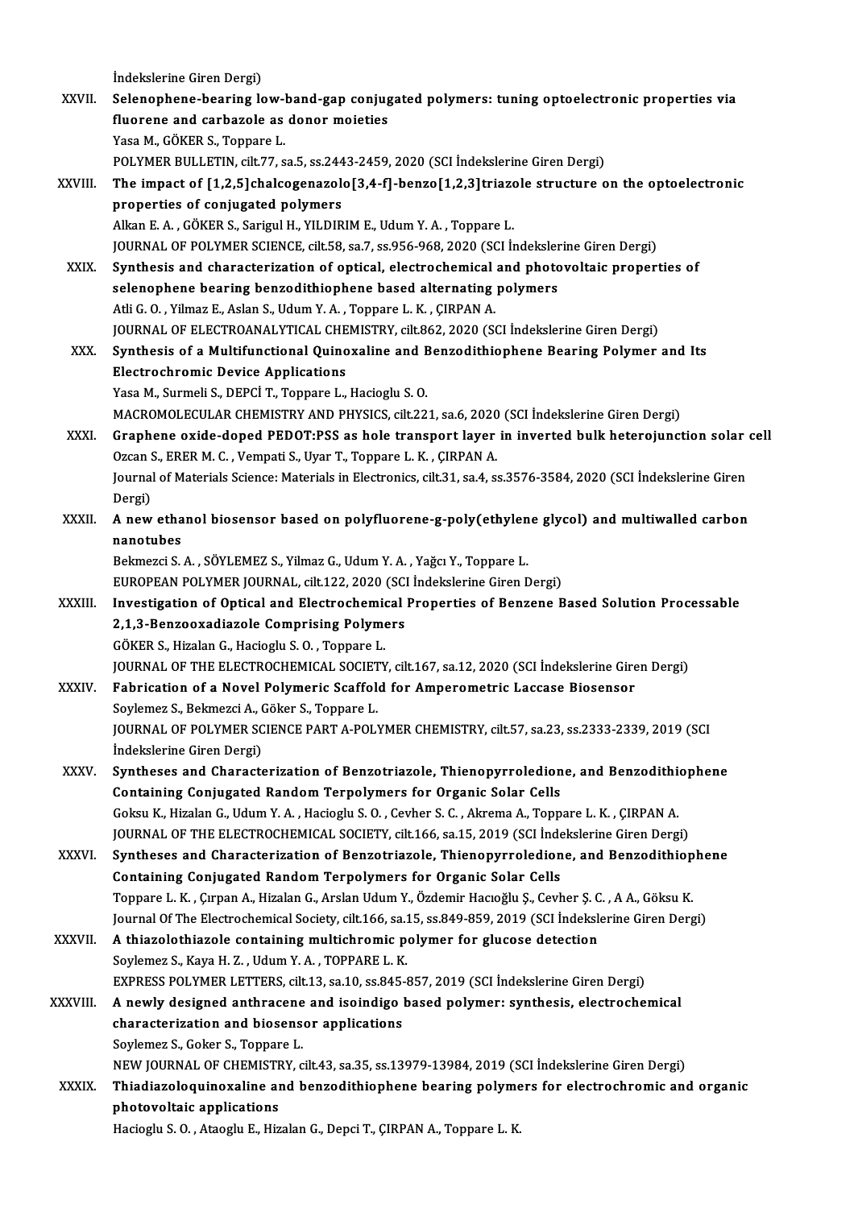İndekslerine Giren Dergi)

XXVII. **Selenophene-bearing low-band-gap conjugated polymers: tuning optoelectronic properties via fluorene and carbazole as donor moieties**
Yasa M., GÖKER S., Toppare L.
POLYMER BULLETIN, cilt.77, sa.5, ss.2443-2459, 2020 (SCI İndekslerine Giren Dergi)

XXVIII. **The impact of [1,2,5]chalcogenazolo[3,4-f]-benzo[1,2,3]triazole structure on the optoelectronic properties of conjugated polymers**
Alkan E. A. , GÖKER S., Sarigul H., YILDIRIM E., Udum Y. A. , Toppare L.
JOURNAL OF POLYMER SCIENCE, cilt.58, sa.7, ss.956-968, 2020 (SCI İndekslerine Giren Dergi)

XXIX. **Synthesis and characterization of optical, electrochemical and photovoltaic properties of selenophene bearing benzodithiophene based alternating polymers**
Atli G. O. , Yilmaz E., Aslan S., Udum Y. A. , Toppare L. K. , ÇIRPAN A.
JOURNAL OF ELECTROANALYTICAL CHEMISTRY, cilt.862, 2020 (SCI İndekslerine Giren Dergi)

XXX. **Synthesis of a Multifunctional Quinoxaline and Benzodithiophene Bearing Polymer and Its Electrochromic Device Applications**
Yasa M., Surmeli S., DEPCİ T., Toppare L., Hacioglu S. O.
MACROMOLECULAR CHEMISTRY AND PHYSICS, cilt.221, sa.6, 2020 (SCI İndekslerine Giren Dergi)

XXXI. **Graphene oxide-doped PEDOT:PSS as hole transport layer in inverted bulk heterojunction solar cell**
Ozcan S., ERER M. C. , Vempati S., Uyar T., Toppare L. K. , ÇIRPAN A.
Journal of Materials Science: Materials in Electronics, cilt.31, sa.4, ss.3576-3584, 2020 (SCI İndekslerine Giren Dergi)

XXXII. **A new ethanol biosensor based on polyfluorene-g-poly(ethylene glycol) and multiwalled carbon nanotubes**
Bekmezci S. A. , SÖYLEMEZ S., Yilmaz G., Udum Y. A. , Yağcı Y., Toppare L.
EUROPEAN POLYMER JOURNAL, cilt.122, 2020 (SCI İndekslerine Giren Dergi)

XXXIII. **Investigation of Optical and Electrochemical Properties of Benzene Based Solution Processable 2,1,3-Benzooxadiazole Comprising Polymers**
GÖKER S., Hizalan G., Hacioglu S. O. , Toppare L.
JOURNAL OF THE ELECTROCHEMICAL SOCIETY, cilt.167, sa.12, 2020 (SCI İndekslerine Giren Dergi)

XXXIV. **Fabrication of a Novel Polymeric Scaffold for Amperometric Laccase Biosensor**
Soylemez S., Bekmezci A., Göker S., Toppare L.
JOURNAL OF POLYMER SCIENCE PART A-POLYMER CHEMISTRY, cilt.57, sa.23, ss.2333-2339, 2019 (SCI İndekslerine Giren Dergi)

XXXV. **Syntheses and Characterization of Benzotriazole, Thienopyrroledione, and Benzodithiophene Containing Conjugated Random Terpolymers for Organic Solar Cells**
Goksu K., Hizalan G., Udum Y. A. , Hacioglu S. O. , Cevher S. C. , Akrema A., Toppare L. K. , ÇIRPAN A.
JOURNAL OF THE ELECTROCHEMICAL SOCIETY, cilt.166, sa.15, 2019 (SCI İndekslerine Giren Dergi)

XXXVI. **Syntheses and Characterization of Benzotriazole, Thienopyrroledione, and Benzodithiophene Containing Conjugated Random Terpolymers for Organic Solar Cells**
Toppare L. K. , Çırpan A., Hizalan G., Arslan Udum Y., Özdemir Hacıoğlu Ş., Cevher Ş. C. , A A., Göksu K.
Journal Of The Electrochemical Society, cilt.166, sa.15, ss.849-859, 2019 (SCI İndekslerine Giren Dergi)

XXXVII. **A thiazolothiazole containing multichromic polymer for glucose detection**
Soylemez S., Kaya H. Z. , Udum Y. A. , TOPPARE L. K.
EXPRESS POLYMER LETTERS, cilt.13, sa.10, ss.845-857, 2019 (SCI İndekslerine Giren Dergi)

XXXVIII. **A newly designed anthracene and isoindigo based polymer: synthesis, electrochemical characterization and biosensor applications**
Soylemez S., Goker S., Toppare L.
NEW JOURNAL OF CHEMISTRY, cilt.43, sa.35, ss.13979-13984, 2019 (SCI İndekslerine Giren Dergi)

XXXIX. **Thiadiazoloquinoxaline and benzodithiophene bearing polymers for electrochromic and organic photovoltaic applications**
Hacioglu S. O. , Ataoglu E., Hizalan G., Depci T., ÇIRPAN A., Toppare L. K.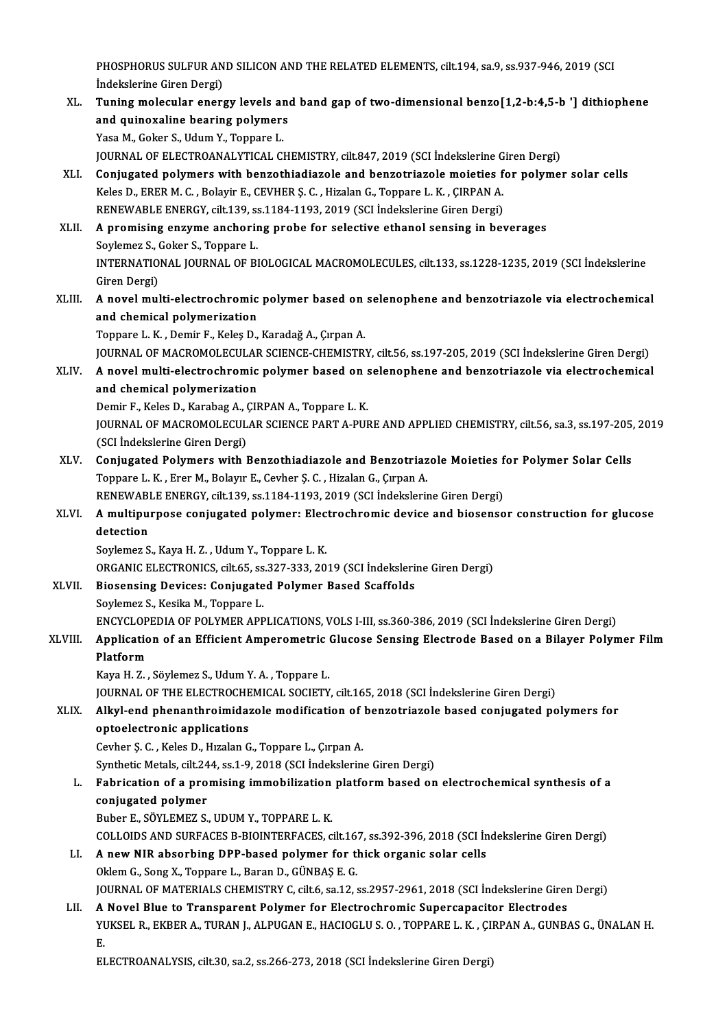PHOSPHORUS SULFUR AND SILICON AND THE RELATED ELEMENTS, cilt.194, sa.9, ss.937-946, 2019 (SCI İndekslerine Giren Dergi)

XL. **Tuning molecular energy levels and band gap of two-dimensional benzo[1,2-b:4,5-b '] dithiophene and quinoxaline bearing polymers**
Yasa M., Goker S., Udum Y., Toppare L.
JOURNAL OF ELECTROANALYTICAL CHEMISTRY, cilt.847, 2019 (SCI İndekslerine Giren Dergi)

XLI. **Conjugated polymers with benzothiadiazole and benzotriazole moieties for polymer solar cells**
Keles D., ERER M. C. , Bolayir E., CEVHER Ş. C. , Hizalan G., Toppare L. K. , ÇIRPAN A.
RENEWABLE ENERGY, cilt.139, ss.1184-1193, 2019 (SCI İndekslerine Giren Dergi)

XLII. **A promising enzyme anchoring probe for selective ethanol sensing in beverages**
Soylemez S., Goker S., Toppare L.
INTERNATIONAL JOURNAL OF BIOLOGICAL MACROMOLECULES, cilt.133, ss.1228-1235, 2019 (SCI İndekslerine Giren Dergi)

XLIII. **A novel multi-electrochromic polymer based on selenophene and benzotriazole via electrochemical and chemical polymerization**
Toppare L. K. , Demir F., Keleş D., Karadağ A., Çırpan A.
JOURNAL OF MACROMOLECULAR SCIENCE-CHEMISTRY, cilt.56, ss.197-205, 2019 (SCI İndekslerine Giren Dergi)

XLIV. **A novel multi-electrochromic polymer based on selenophene and benzotriazole via electrochemical and chemical polymerization**
Demir F., Keles D., Karabag A., ÇIRPAN A., Toppare L. K.
JOURNAL OF MACROMOLECULAR SCIENCE PART A-PURE AND APPLIED CHEMISTRY, cilt.56, sa.3, ss.197-205, 2019 (SCI İndekslerine Giren Dergi)

XLV. **Conjugated Polymers with Benzothiadiazole and Benzotriazole Moieties for Polymer Solar Cells**
Toppare L. K. , Erer M., Bolayır E., Cevher Ş. C. , Hizalan G., Çırpan A.
RENEWABLE ENERGY, cilt.139, ss.1184-1193, 2019 (SCI İndekslerine Giren Dergi)

XLVI. **A multipurpose conjugated polymer: Electrochromic device and biosensor construction for glucose detection**
Soylemez S., Kaya H. Z. , Udum Y., Toppare L. K.
ORGANIC ELECTRONICS, cilt.65, ss.327-333, 2019 (SCI İndekslerine Giren Dergi)

XLVII. **Biosensing Devices: Conjugated Polymer Based Scaffolds**
Soylemez S., Kesika M., Toppare L.
ENCYCLOPEDIA OF POLYMER APPLICATIONS, VOLS I-III, ss.360-386, 2019 (SCI İndekslerine Giren Dergi)

XLVIII. **Application of an Efficient Amperometric Glucose Sensing Electrode Based on a Bilayer Polymer Film Platform**
Kaya H. Z. , Söylemez S., Udum Y. A. , Toppare L.
JOURNAL OF THE ELECTROCHEMICAL SOCIETY, cilt.165, 2018 (SCI İndekslerine Giren Dergi)

XLIX. **Alkyl-end phenanthroimidazole modification of benzotriazole based conjugated polymers for optoelectronic applications**
Cevher Ş. C. , Keles D., Hızalan G., Toppare L., Çırpan A.
Synthetic Metals, cilt.244, ss.1-9, 2018 (SCI İndekslerine Giren Dergi)

L. **Fabrication of a promising immobilization platform based on electrochemical synthesis of a conjugated polymer**
Buber E., SÖYLEMEZ S., UDUM Y., TOPPARE L. K.
COLLOIDS AND SURFACES B-BIOINTERFACES, cilt.167, ss.392-396, 2018 (SCI İndekslerine Giren Dergi)

LI. **A new NIR absorbing DPP-based polymer for thick organic solar cells**
Oklem G., Song X., Toppare L., Baran D., GÜNBAŞ E. G.
JOURNAL OF MATERIALS CHEMISTRY C, cilt.6, sa.12, ss.2957-2961, 2018 (SCI İndekslerine Giren Dergi)

LII. **A Novel Blue to Transparent Polymer for Electrochromic Supercapacitor Electrodes**
YUKSEL R., EKBER A., TURAN J., ALPUGAN E., HACIOGLU S. O. , TOPPARE L. K. , ÇIRPAN A., GUNBAS G., ÜNALAN H. E.
ELECTROANALYSIS, cilt.30, sa.2, ss.266-273, 2018 (SCI İndekslerine Giren Dergi)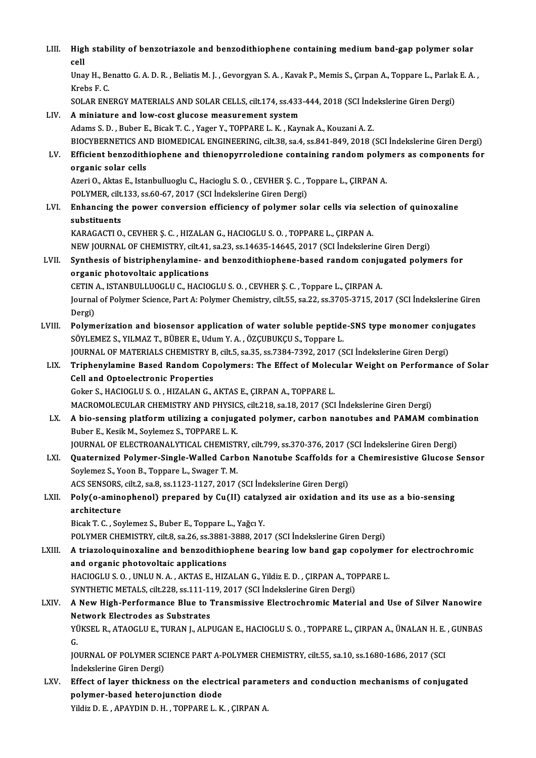LIII. **High stability of benzotriazole and benzodithiophene containing medium band-gap polymer solar cell**
Unay H., Benatto G. A. D. R. , Beliatis M. J. , Gevorgyan S. A. , Kavak P., Memis S., Çırpan A., Toppare L., Parlak E. A. , Krebs F. C.
SOLAR ENERGY MATERIALS AND SOLAR CELLS, cilt.174, ss.433-444, 2018 (SCI İndekslerine Giren Dergi)

LIV. **A miniature and low-cost glucose measurement system**
Adams S. D. , Buber E., Bicak T. C. , Yager Y., TOPPARE L. K. , Kaynak A., Kouzani A. Z.
BIOCYBERNETICS AND BIOMEDICAL ENGINEERING, cilt.38, sa.4, ss.841-849, 2018 (SCI İndekslerine Giren Dergi)

LV. **Efficient benzodithiophene and thienopyrroledione containing random polymers as components for organic solar cells**
Azeri O., Aktas E., Istanbulluoglu C., Hacioglu S. O. , CEVHER Ş. C. , Toppare L., ÇIRPAN A.
POLYMER, cilt.133, ss.60-67, 2017 (SCI İndekslerine Giren Dergi)

LVI. **Enhancing the power conversion efficiency of polymer solar cells via selection of quinoxaline substituents**
KARAGACTI O., CEVHER Ş. C. , HIZALAN G., HACIOGLU S. O. , TOPPARE L., ÇIRPAN A.
NEW JOURNAL OF CHEMISTRY, cilt.41, sa.23, ss.14635-14645, 2017 (SCI İndekslerine Giren Dergi)

LVII. **Synthesis of bistriphenylamine- and benzodithiophene-based random conjugated polymers for organic photovoltaic applications**
CETIN A., ISTANBULLUOGLU C., HACIOGLU S. O. , CEVHER Ş. C. , Toppare L., ÇIRPAN A.
Journal of Polymer Science, Part A: Polymer Chemistry, cilt.55, sa.22, ss.3705-3715, 2017 (SCI İndekslerine Giren Dergi)

LVIII. **Polymerization and biosensor application of water soluble peptide-SNS type monomer conjugates**
SÖYLEMEZ S., YILMAZ T., BÜBER E., Udum Y. A. , ÖZÇUBUKÇU S., Toppare L.
JOURNAL OF MATERIALS CHEMISTRY B, cilt.5, sa.35, ss.7384-7392, 2017 (SCI İndekslerine Giren Dergi)

LIX. **Triphenylamine Based Random Copolymers: The Effect of Molecular Weight on Performance of Solar Cell and Optoelectronic Properties**
Goker S., HACIOGLU S. O. , HIZALAN G., AKTAS E., ÇIRPAN A., TOPPARE L.
MACROMOLECULAR CHEMISTRY AND PHYSICS, cilt.218, sa.18, 2017 (SCI İndekslerine Giren Dergi)

LX. **A bio-sensing platform utilizing a conjugated polymer, carbon nanotubes and PAMAM combination**
Buber E., Kesik M., Soylemez S., TOPPARE L. K.
JOURNAL OF ELECTROANALYTICAL CHEMISTRY, cilt.799, ss.370-376, 2017 (SCI İndekslerine Giren Dergi)

LXI. **Quaternized Polymer-Single-Walled Carbon Nanotube Scaffolds for a Chemiresistive Glucose Sensor**
Soylemez S., Yoon B., Toppare L., Swager T. M.
ACS SENSORS, cilt.2, sa.8, ss.1123-1127, 2017 (SCI İndekslerine Giren Dergi)

LXII. **Poly(o-aminophenol) prepared by Cu(II) catalyzed air oxidation and its use as a bio-sensing architecture**
Bicak T. C. , Soylemez S., Buber E., Toppare L., Yağcı Y.
POLYMER CHEMISTRY, cilt.8, sa.26, ss.3881-3888, 2017 (SCI İndekslerine Giren Dergi)

LXIII. **A triazoloquinoxaline and benzodithiophene bearing low band gap copolymer for electrochromic and organic photovoltaic applications**
HACIOGLU S. O. , UNLU N. A. , AKTAS E., HIZALAN G., Yildiz E. D. , ÇIRPAN A., TOPPARE L.
SYNTHETIC METALS, cilt.228, ss.111-119, 2017 (SCI İndekslerine Giren Dergi)

LXIV. **A New High-Performance Blue to Transmissive Electrochromic Material and Use of Silver Nanowire Network Electrodes as Substrates**
YÜKSEL R., ATAOGLU E., TURAN J., ALPUGAN E., HACIOGLU S. O. , TOPPARE L., ÇIRPAN A., ÜNALAN H. E. , GUNBAS G.
JOURNAL OF POLYMER SCIENCE PART A-POLYMER CHEMISTRY, cilt.55, sa.10, ss.1680-1686, 2017 (SCI İndekslerine Giren Dergi)

LXV. **Effect of layer thickness on the electrical parameters and conduction mechanisms of conjugated polymer-based heterojunction diode**
Yildiz D. E. , APAYDIN D. H. , TOPPARE L. K. , ÇIRPAN A.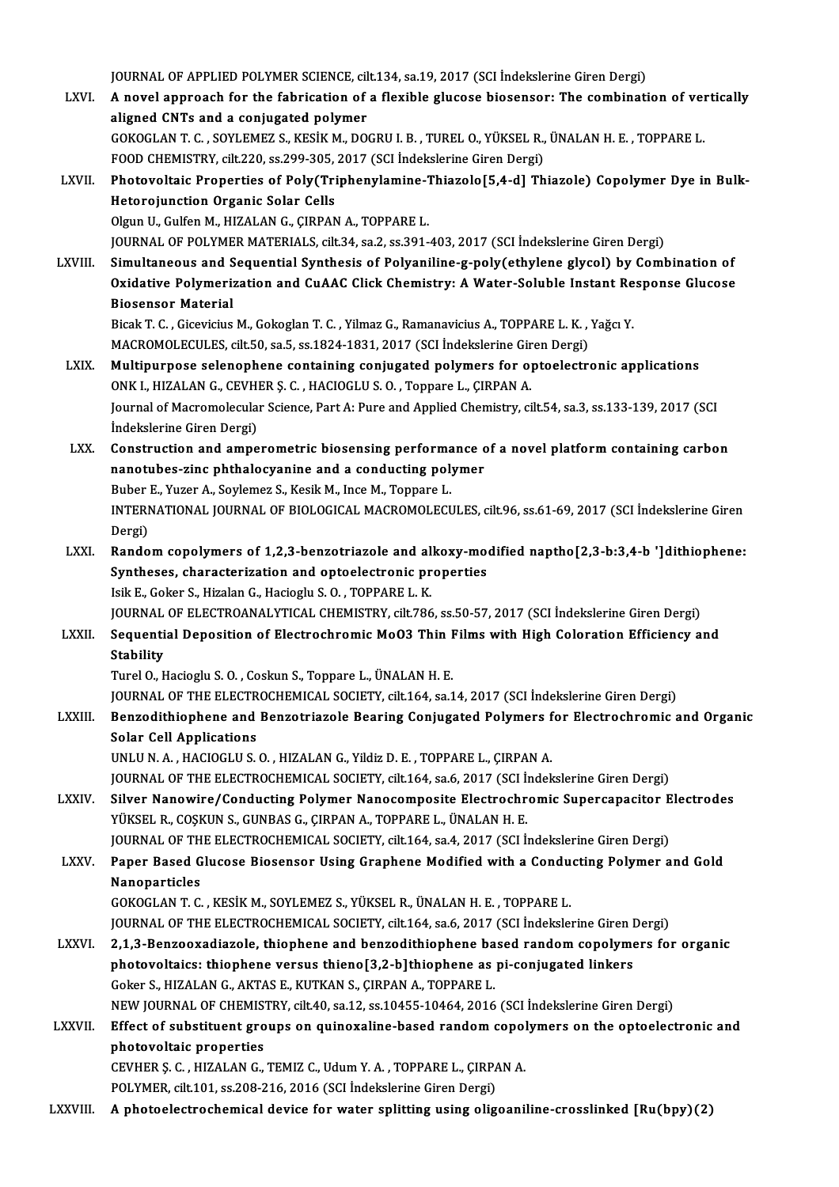JOURNAL OF APPLIED POLYMER SCIENCE, cilt.134, sa.19, 2017 (SCI İndekslerine Giren Dergi)

LXVI. **A novel approach for the fabrication of a flexible glucose biosensor: The combination of vertically aligned CNTs and a conjugated polymer**
GOKOGLAN T. C. , SOYLEMEZ S., KESİK M., DOGRU I. B. , TUREL O., YÜKSEL R., ÜNALAN H. E. , TOPPARE L.
FOOD CHEMISTRY, cilt.220, ss.299-305, 2017 (SCI İndekslerine Giren Dergi)

LXVII. **Photovoltaic Properties of Poly(Triphenylamine-Thiazolo[5,4-d] Thiazole) Copolymer Dye in Bulk-Hetorojunction Organic Solar Cells**
Olgun U., Gulfen M., HIZALAN G., ÇIRPAN A., TOPPARE L.
JOURNAL OF POLYMER MATERIALS, cilt.34, sa.2, ss.391-403, 2017 (SCI İndekslerine Giren Dergi)

LXVIII. **Simultaneous and Sequential Synthesis of Polyaniline-g-poly(ethylene glycol) by Combination of Oxidative Polymerization and CuAAC Click Chemistry: A Water-Soluble Instant Response Glucose Biosensor Material**
Bicak T. C. , Gicevicius M., Gokoglan T. C. , Yilmaz G., Ramanavicius A., TOPPARE L. K. , Yağcı Y.
MACROMOLECULES, cilt.50, sa.5, ss.1824-1831, 2017 (SCI İndekslerine Giren Dergi)

LXIX. **Multipurpose selenophene containing conjugated polymers for optoelectronic applications**
ONK I., HIZALAN G., CEVHER Ş. C. , HACIOGLU S. O. , Toppare L., ÇIRPAN A.
Journal of Macromolecular Science, Part A: Pure and Applied Chemistry, cilt.54, sa.3, ss.133-139, 2017 (SCI İndekslerine Giren Dergi)

LXX. **Construction and amperometric biosensing performance of a novel platform containing carbon nanotubes-zinc phthalocyanine and a conducting polymer**
Buber E., Yuzer A., Soylemez S., Kesik M., Ince M., Toppare L.
INTERNATIONAL JOURNAL OF BIOLOGICAL MACROMOLECULES, cilt.96, ss.61-69, 2017 (SCI İndekslerine Giren Dergi)

LXXI. **Random copolymers of 1,2,3-benzotriazole and alkoxy-modified naptho[2,3-b:3,4-b ']dithiophene: Syntheses, characterization and optoelectronic properties**
Isik E., Goker S., Hizalan G., Hacioglu S. O. , TOPPARE L. K.
JOURNAL OF ELECTROANALYTICAL CHEMISTRY, cilt.786, ss.50-57, 2017 (SCI İndekslerine Giren Dergi)

LXXII. **Sequential Deposition of Electrochromic MoO3 Thin Films with High Coloration Efficiency and Stability**
Turel O., Hacioglu S. O. , Coskun S., Toppare L., ÜNALAN H. E.
JOURNAL OF THE ELECTROCHEMICAL SOCIETY, cilt.164, sa.14, 2017 (SCI İndekslerine Giren Dergi)

LXXIII. **Benzodithiophene and Benzotriazole Bearing Conjugated Polymers for Electrochromic and Organic Solar Cell Applications**
UNLU N. A. , HACIOGLU S. O. , HIZALAN G., Yildiz D. E. , TOPPARE L., ÇIRPAN A.
JOURNAL OF THE ELECTROCHEMICAL SOCIETY, cilt.164, sa.6, 2017 (SCI İndekslerine Giren Dergi)

LXXIV. **Silver Nanowire/Conducting Polymer Nanocomposite Electrochromic Supercapacitor Electrodes**
YÜKSEL R., COŞKUN S., GUNBAS G., ÇIRPAN A., TOPPARE L., ÜNALAN H. E.
JOURNAL OF THE ELECTROCHEMICAL SOCIETY, cilt.164, sa.4, 2017 (SCI İndekslerine Giren Dergi)

LXXV. **Paper Based Glucose Biosensor Using Graphene Modified with a Conducting Polymer and Gold Nanoparticles**
GOKOGLAN T. C. , KESİK M., SOYLEMEZ S., YÜKSEL R., ÜNALAN H. E. , TOPPARE L.
JOURNAL OF THE ELECTROCHEMICAL SOCIETY, cilt.164, sa.6, 2017 (SCI İndekslerine Giren Dergi)

LXXVI. **2,1,3-Benzooxadiazole, thiophene and benzodithiophene based random copolymers for organic photovoltaics: thiophene versus thieno[3,2-b]thiophene as pi-conjugated linkers**
Goker S., HIZALAN G., AKTAS E., KUTKAN S., ÇIRPAN A., TOPPARE L.
NEW JOURNAL OF CHEMISTRY, cilt.40, sa.12, ss.10455-10464, 2016 (SCI İndekslerine Giren Dergi)

LXXVII. **Effect of substituent groups on quinoxaline-based random copolymers on the optoelectronic and photovoltaic properties**
CEVHER Ş. C. , HIZALAN G., TEMIZ C., Udum Y. A. , TOPPARE L., ÇIRPAN A.
POLYMER, cilt.101, ss.208-216, 2016 (SCI İndekslerine Giren Dergi)

LXXVIII. **A photoelectrochemical device for water splitting using oligoaniline-crosslinked [Ru(bpy)(2)**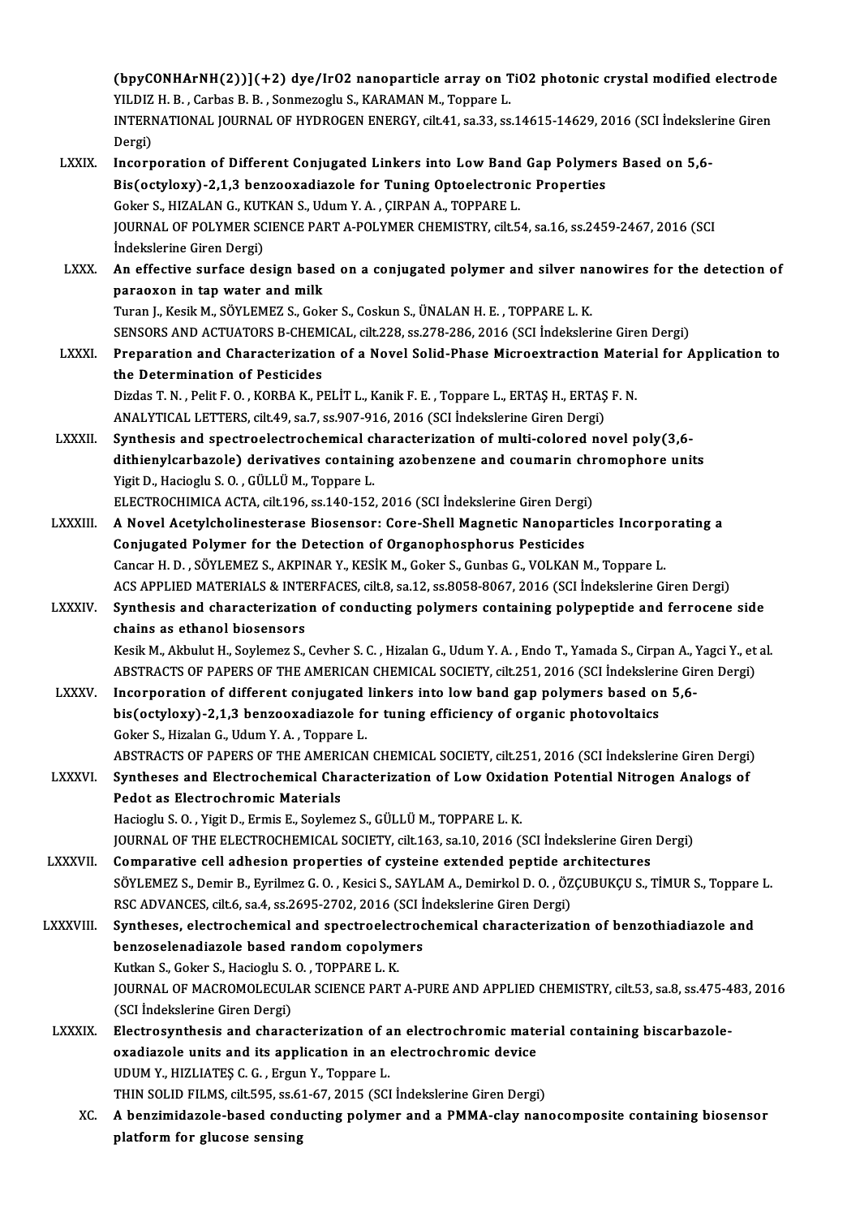(bpyCONHArNH(2))](+2) dye/IrO2 nanoparticle array on TiO2 photonic crystal modified electrode
YILDIZ H. B. , Carbas B. B. , Sonmezoglu S., KARAMAN M., Toppare L.
INTERNATIONAL JOURNAL OF HYDROGEN ENERGY, cilt.41, sa.33, ss.14615-14629, 2016 (SCI İndekslerine Giren Dergi)

LXXIX. Incorporation of Different Conjugated Linkers into Low Band Gap Polymers Based on 5,6-Bis(octyloxy)-2,1,3 benzooxadiazole for Tuning Optoelectronic Properties
Goker S., HIZALAN G., KUTKAN S., Udum Y. A. , ÇIRPAN A., TOPPARE L.
JOURNAL OF POLYMER SCIENCE PART A-POLYMER CHEMISTRY, cilt.54, sa.16, ss.2459-2467, 2016 (SCI İndekslerine Giren Dergi)

LXXX. An effective surface design based on a conjugated polymer and silver nanowires for the detection of paraoxon in tap water and milk
Turan J., Kesik M., SÖYLEMEZ S., Goker S., Coskun S., ÜNALAN H. E. , TOPPARE L. K.
SENSORS AND ACTUATORS B-CHEMICAL, cilt.228, ss.278-286, 2016 (SCI İndekslerine Giren Dergi)

LXXXI. Preparation and Characterization of a Novel Solid-Phase Microextraction Material for Application to the Determination of Pesticides
Dizdas T. N. , Pelit F. O. , KORBA K., PELİT L., Kanik F. E. , Toppare L., ERTAŞ H., ERTAŞ F. N.
ANALYTICAL LETTERS, cilt.49, sa.7, ss.907-916, 2016 (SCI İndekslerine Giren Dergi)

LXXXII. Synthesis and spectroelectrochemical characterization of multi-colored novel poly(3,6-dithienylcarbazole) derivatives containing azobenzene and coumarin chromophore units
Yigit D., Hacioglu S. O. , GÜLLÜ M., Toppare L.
ELECTROCHIMICA ACTA, cilt.196, ss.140-152, 2016 (SCI İndekslerine Giren Dergi)

LXXXIII. A Novel Acetylcholinesterase Biosensor: Core-Shell Magnetic Nanoparticles Incorporating a Conjugated Polymer for the Detection of Organophosphorus Pesticides
Cancar H. D. , SÖYLEMEZ S., AKPINAR Y., KESİK M., Goker S., Gunbas G., VOLKAN M., Toppare L.
ACS APPLIED MATERIALS & INTERFACES, cilt.8, sa.12, ss.8058-8067, 2016 (SCI İndekslerine Giren Dergi)

LXXXIV. Synthesis and characterization of conducting polymers containing polypeptide and ferrocene side chains as ethanol biosensors
Kesik M., Akbulut H., Soylemez S., Cevher S. C. , Hizalan G., Udum Y. A. , Endo T., Yamada S., Cirpan A., Yagci Y., et al.
ABSTRACTS OF PAPERS OF THE AMERICAN CHEMICAL SOCIETY, cilt.251, 2016 (SCI İndekslerine Giren Dergi)

LXXXV. Incorporation of different conjugated linkers into low band gap polymers based on 5,6-bis(octyloxy)-2,1,3 benzooxadiazole for tuning efficiency of organic photovoltaics
Goker S., Hizalan G., Udum Y. A. , Toppare L.
ABSTRACTS OF PAPERS OF THE AMERICAN CHEMICAL SOCIETY, cilt.251, 2016 (SCI İndekslerine Giren Dergi)

LXXXVI. Syntheses and Electrochemical Characterization of Low Oxidation Potential Nitrogen Analogs of Pedot as Electrochromic Materials
Hacioglu S. O. , Yigit D., Ermis E., Soylemez S., GÜLLÜ M., TOPPARE L. K.
JOURNAL OF THE ELECTROCHEMICAL SOCIETY, cilt.163, sa.10, 2016 (SCI İndekslerine Giren Dergi)

LXXXVII. Comparative cell adhesion properties of cysteine extended peptide architectures
SÖYLEMEZ S., Demir B., Eyrilmez G. O. , Kesici S., SAYLAM A., Demirkol D. O. , ÖZÇUBUKÇU S., TİMUR S., Toppare L.
RSC ADVANCES, cilt.6, sa.4, ss.2695-2702, 2016 (SCI İndekslerine Giren Dergi)

LXXXVIII. Syntheses, electrochemical and spectroelectrochemical characterization of benzothiadiazole and benzoselenadiazole based random copolymers
Kutkan S., Goker S., Hacioglu S. O. , TOPPARE L. K.
JOURNAL OF MACROMOLECULAR SCIENCE PART A-PURE AND APPLIED CHEMISTRY, cilt.53, sa.8, ss.475-483, 2016 (SCI İndekslerine Giren Dergi)

LXXXIX. Electrosynthesis and characterization of an electrochromic material containing biscarbazole-oxadiazole units and its application in an electrochromic device
UDUM Y., HIZLIATEŞ C. G. , Ergun Y., Toppare L.
THIN SOLID FILMS, cilt.595, ss.61-67, 2015 (SCI İndekslerine Giren Dergi)

XC. A benzimidazole-based conducting polymer and a PMMA-clay nanocomposite containing biosensor platform for glucose sensing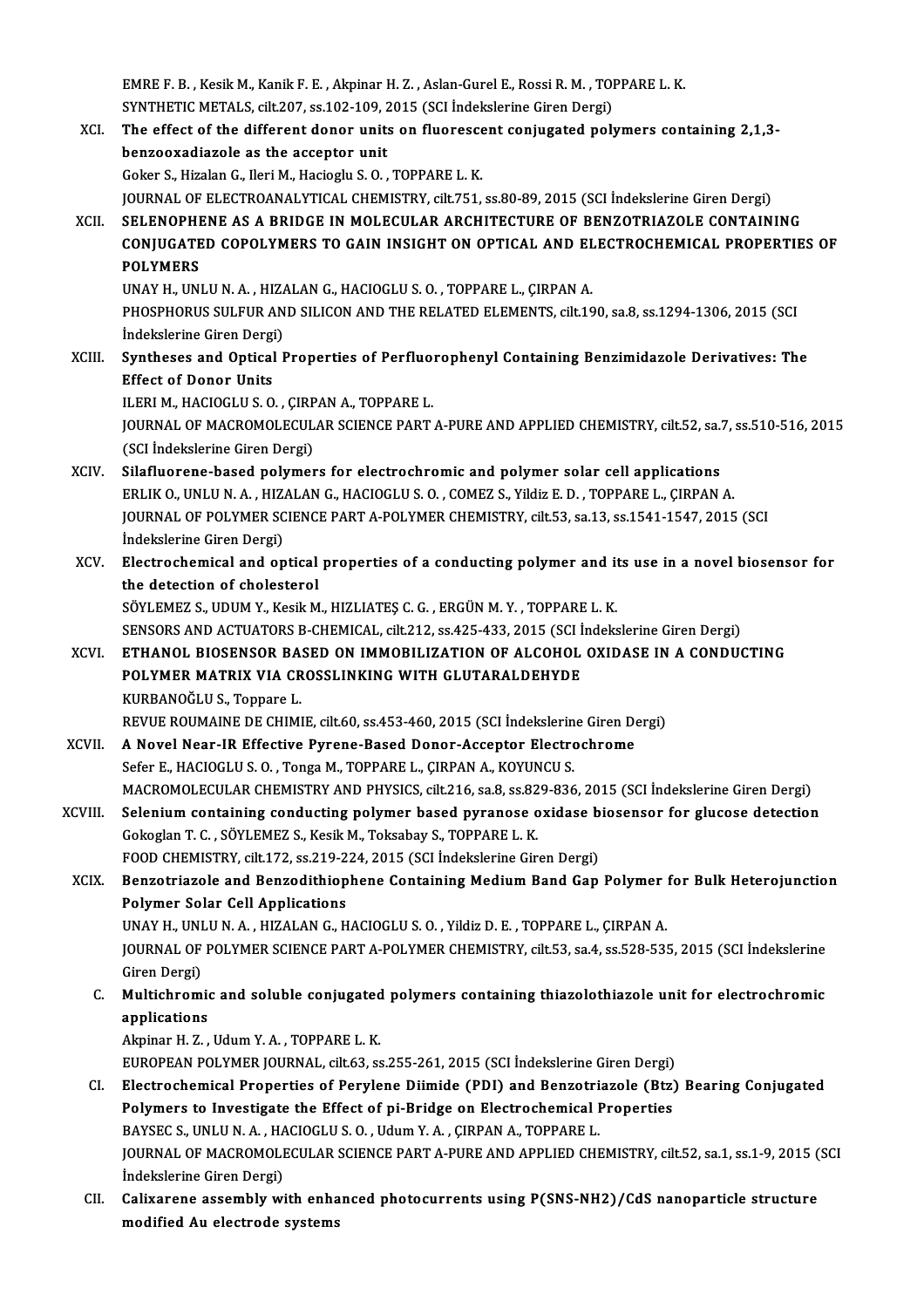EMRE F. B. , Kesik M., Kanik F. E. , Akpinar H. Z. , Aslan-Gurel E., Rossi R. M. , TOPPARE L. K.
SYNTHETIC METALS, cilt.207, ss.102-109, 2015 (SCI İndekslerine Giren Dergi)

XCI. **The effect of the different donor units on fluorescent conjugated polymers containing 2,1,3-benzooxadiazole as the acceptor unit**
Goker S., Hizalan G., Ileri M., Hacioglu S. O. , TOPPARE L. K.
JOURNAL OF ELECTROANALYTICAL CHEMISTRY, cilt.751, ss.80-89, 2015 (SCI İndekslerine Giren Dergi)

XCII. **SELENOPHENE AS A BRIDGE IN MOLECULAR ARCHITECTURE OF BENZOTRIAZOLE CONTAINING CONJUGATED COPOLYMERS TO GAIN INSIGHT ON OPTICAL AND ELECTROCHEMICAL PROPERTIES OF POLYMERS**
UNAY H., UNLU N. A. , HIZALAN G., HACIOGLU S. O. , TOPPARE L., ÇIRPAN A.
PHOSPHORUS SULFUR AND SILICON AND THE RELATED ELEMENTS, cilt.190, sa.8, ss.1294-1306, 2015 (SCI İndekslerine Giren Dergi)

XCIII. **Syntheses and Optical Properties of Perfluorophenyl Containing Benzimidazole Derivatives: The Effect of Donor Units**
ILERI M., HACIOGLU S. O. , ÇIRPAN A., TOPPARE L.
JOURNAL OF MACROMOLECULAR SCIENCE PART A-PURE AND APPLIED CHEMISTRY, cilt.52, sa.7, ss.510-516, 2015 (SCI İndekslerine Giren Dergi)

XCIV. **Silafluorene-based polymers for electrochromic and polymer solar cell applications**
ERLIK O., UNLU N. A. , HIZALAN G., HACIOGLU S. O. , COMEZ S., Yildiz E. D. , TOPPARE L., ÇIRPAN A.
JOURNAL OF POLYMER SCIENCE PART A-POLYMER CHEMISTRY, cilt.53, sa.13, ss.1541-1547, 2015 (SCI İndekslerine Giren Dergi)

XCV. **Electrochemical and optical properties of a conducting polymer and its use in a novel biosensor for the detection of cholesterol**
SÖYLEMEZ S., UDUM Y., Kesik M., HIZLIATEŞ C. G. , ERGÜN M. Y. , TOPPARE L. K.
SENSORS AND ACTUATORS B-CHEMICAL, cilt.212, ss.425-433, 2015 (SCI İndekslerine Giren Dergi)

XCVI. **ETHANOL BIOSENSOR BASED ON IMMOBILIZATION OF ALCOHOL OXIDASE IN A CONDUCTING POLYMER MATRIX VIA CROSSLINKING WITH GLUTARALDEHYDE**
KURBANOĞLU S., Toppare L.
REVUE ROUMAINE DE CHIMIE, cilt.60, ss.453-460, 2015 (SCI İndekslerine Giren Dergi)

XCVII. **A Novel Near-IR Effective Pyrene-Based Donor-Acceptor Electrochrome**
Sefer E., HACIOGLU S. O. , Tonga M., TOPPARE L., ÇIRPAN A., KOYUNCU S.
MACROMOLECULAR CHEMISTRY AND PHYSICS, cilt.216, sa.8, ss.829-836, 2015 (SCI İndekslerine Giren Dergi)

XCVIII. **Selenium containing conducting polymer based pyranose oxidase biosensor for glucose detection**
Gokoglan T. C. , SÖYLEMEZ S., Kesik M., Toksabay S., TOPPARE L. K.
FOOD CHEMISTRY, cilt.172, ss.219-224, 2015 (SCI İndekslerine Giren Dergi)

XCIX. **Benzotriazole and Benzodithiophene Containing Medium Band Gap Polymer for Bulk Heterojunction Polymer Solar Cell Applications**
UNAY H., UNLU N. A. , HIZALAN G., HACIOGLU S. O. , Yildiz D. E. , TOPPARE L., ÇIRPAN A.
JOURNAL OF POLYMER SCIENCE PART A-POLYMER CHEMISTRY, cilt.53, sa.4, ss.528-535, 2015 (SCI İndekslerine Giren Dergi)

C. **Multichromic and soluble conjugated polymers containing thiazolothiazole unit for electrochromic applications**
Akpinar H. Z. , Udum Y. A. , TOPPARE L. K.
EUROPEAN POLYMER JOURNAL, cilt.63, ss.255-261, 2015 (SCI İndekslerine Giren Dergi)

CI. **Electrochemical Properties of Perylene Diimide (PDI) and Benzotriazole (Btz) Bearing Conjugated Polymers to Investigate the Effect of pi-Bridge on Electrochemical Properties**
BAYSEC S., UNLU N. A. , HACIOGLU S. O. , Udum Y. A. , ÇIRPAN A., TOPPARE L.
JOURNAL OF MACROMOLECULAR SCIENCE PART A-PURE AND APPLIED CHEMISTRY, cilt.52, sa.1, ss.1-9, 2015 (SCI İndekslerine Giren Dergi)

CII. **Calixarene assembly with enhanced photocurrents using P(SNS-NH2)/CdS nanoparticle structure modified Au electrode systems**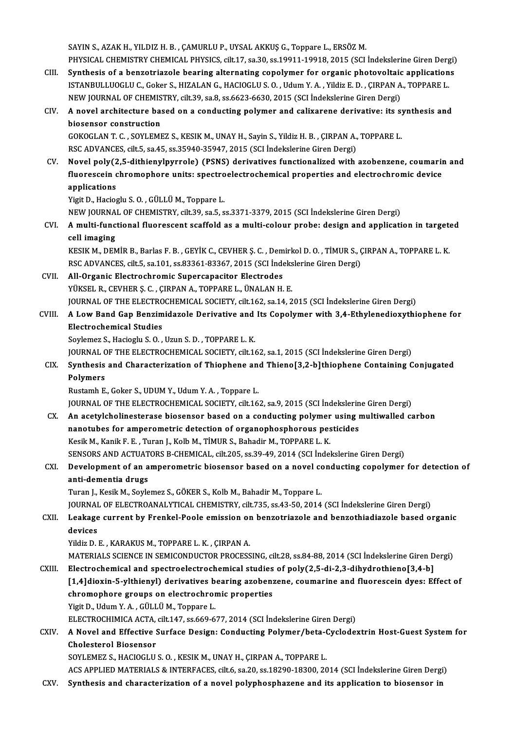SAYIN S., AZAK H., YILDIZ H. B. , ÇAMURLU P., UYSAL AKKUŞ G., Toppare L., ERSÖZ M.
PHYSICAL CHEMISTRY CHEMICAL PHYSICS, cilt.17, sa.30, ss.19911-19918, 2015 (SCI İndekslerine Giren Dergi)

CIII. **Synthesis of a benzotriazole bearing alternating copolymer for organic photovoltaic applications**
ISTANBULLUOGLU C., Goker S., HIZALAN G., HACIOGLU S. O. , Udum Y. A. , Yildiz E. D. , ÇIRPAN A., TOPPARE L.
NEW JOURNAL OF CHEMISTRY, cilt.39, sa.8, ss.6623-6630, 2015 (SCI İndekslerine Giren Dergi)

CIV. **A novel architecture based on a conducting polymer and calixarene derivative: its synthesis and biosensor construction**
GOKOGLAN T. C. , SOYLEMEZ S., KESIK M., UNAY H., Sayin S., Yildiz H. B. , ÇIRPAN A., TOPPARE L.
RSC ADVANCES, cilt.5, sa.45, ss.35940-35947, 2015 (SCI İndekslerine Giren Dergi)

CV. **Novel poly(2,5-dithienylpyrrole) (PSNS) derivatives functionalized with azobenzene, coumarin and fluorescein chromophore units: spectroelectrochemical properties and electrochromic device applications**
Yigit D., Hacioglu S. O. , GÜLLÜ M., Toppare L.
NEW JOURNAL OF CHEMISTRY, cilt.39, sa.5, ss.3371-3379, 2015 (SCI İndekslerine Giren Dergi)

CVI. **A multi-functional fluorescent scaffold as a multi-colour probe: design and application in targeted cell imaging**
KESIK M., DEMİR B., Barlas F. B. , GEYİK C., CEVHER Ş. C. , Demirkol D. O. , TİMUR S., ÇIRPAN A., TOPPARE L. K.
RSC ADVANCES, cilt.5, sa.101, ss.83361-83367, 2015 (SCI İndekslerine Giren Dergi)

CVII. **All-Organic Electrochromic Supercapacitor Electrodes**
YÜKSEL R., CEVHER Ş. C. , ÇIRPAN A., TOPPARE L., ÜNALAN H. E.
JOURNAL OF THE ELECTROCHEMICAL SOCIETY, cilt.162, sa.14, 2015 (SCI İndekslerine Giren Dergi)

CVIII. **A Low Band Gap Benzimidazole Derivative and Its Copolymer with 3,4-Ethylenedioxythiophene for Electrochemical Studies**
Soylemez S., Hacioglu S. O. , Uzun S. D. , TOPPARE L. K.
JOURNAL OF THE ELECTROCHEMICAL SOCIETY, cilt.162, sa.1, 2015 (SCI İndekslerine Giren Dergi)

CIX. **Synthesis and Characterization of Thiophene and Thieno[3,2-b]thiophene Containing Conjugated Polymers**
Rustamh E., Goker S., UDUM Y., Udum Y. A. , Toppare L.
JOURNAL OF THE ELECTROCHEMICAL SOCIETY, cilt.162, sa.9, 2015 (SCI İndekslerine Giren Dergi)

CX. **An acetylcholinesterase biosensor based on a conducting polymer using multiwalled carbon nanotubes for amperometric detection of organophosphorous pesticides**
Kesik M., Kanik F. E. , Turan J., Kolb M., TİMUR S., Bahadir M., TOPPARE L. K.
SENSORS AND ACTUATORS B-CHEMICAL, cilt.205, ss.39-49, 2014 (SCI İndekslerine Giren Dergi)

CXI. **Development of an amperometric biosensor based on a novel conducting copolymer for detection of anti-dementia drugs**
Turan J., Kesik M., Soylemez S., GÖKER S., Kolb M., Bahadir M., Toppare L.
JOURNAL OF ELECTROANALYTICAL CHEMISTRY, cilt.735, ss.43-50, 2014 (SCI İndekslerine Giren Dergi)

CXII. **Leakage current by Frenkel-Poole emission on benzotriazole and benzothiadiazole based organic devices**
Yildiz D. E. , KARAKUS M., TOPPARE L. K. , ÇIRPAN A.
MATERIALS SCIENCE IN SEMICONDUCTOR PROCESSING, cilt.28, ss.84-88, 2014 (SCI İndekslerine Giren Dergi)

CXIII. **Electrochemical and spectroelectrochemical studies of poly(2,5-di-2,3-dihydrothieno[3,4-b][1,4]dioxin-5-ylthienyl) derivatives bearing azobenzene, coumarine and fluorescein dyes: Effect of chromophore groups on electrochromic properties**
Yigit D., Udum Y. A. , GÜLLÜ M., Toppare L.
ELECTROCHIMICA ACTA, cilt.147, ss.669-677, 2014 (SCI İndekslerine Giren Dergi)

CXIV. **A Novel and Effective Surface Design: Conducting Polymer/beta-Cyclodextrin Host-Guest System for Cholesterol Biosensor**
SOYLEMEZ S., HACIOGLU S. O. , KESIK M., UNAY H., ÇIRPAN A., TOPPARE L.
ACS APPLIED MATERIALS & INTERFACES, cilt.6, sa.20, ss.18290-18300, 2014 (SCI İndekslerine Giren Dergi)

CXV. **Synthesis and characterization of a novel polyphosphazene and its application to biosensor in**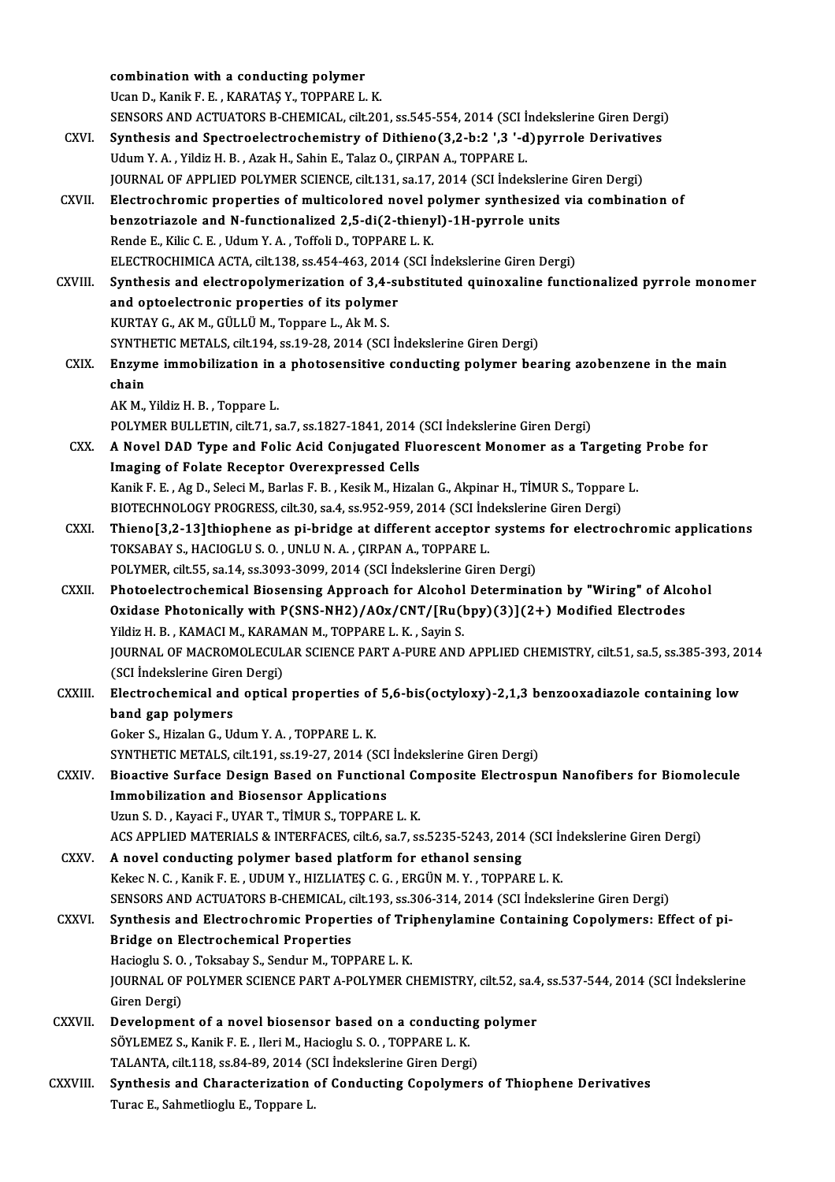combination with a conducting polymer
Ucan D., Kanik F. E. , KARATAŞ Y., TOPPARE L. K.
SENSORS AND ACTUATORS B-CHEMICAL, cilt.201, ss.545-554, 2014 (SCI İndekslerine Giren Dergi)

CXVI. **Synthesis and Spectroelectrochemistry of Dithieno(3,2-b:2 ',3 '-d)pyrrole Derivatives**
Udum Y. A. , Yildiz H. B. , Azak H., Sahin E., Talaz O., ÇIRPAN A., TOPPARE L.
JOURNAL OF APPLIED POLYMER SCIENCE, cilt.131, sa.17, 2014 (SCI İndekslerine Giren Dergi)

CXVII. **Electrochromic properties of multicolored novel polymer synthesized via combination of benzotriazole and N-functionalized 2,5-di(2-thienyl)-1H-pyrrole units**
Rende E., Kilic C. E. , Udum Y. A. , Toffoli D., TOPPARE L. K.
ELECTROCHIMICA ACTA, cilt.138, ss.454-463, 2014 (SCI İndekslerine Giren Dergi)

CXVIII. **Synthesis and electropolymerization of 3,4-substituted quinoxaline functionalized pyrrole monomer and optoelectronic properties of its polymer**
KURTAY G., AK M., GÜLLÜ M., Toppare L., Ak M. S.
SYNTHETIC METALS, cilt.194, ss.19-28, 2014 (SCI İndekslerine Giren Dergi)

CXIX. **Enzyme immobilization in a photosensitive conducting polymer bearing azobenzene in the main chain**
AK M., Yildiz H. B. , Toppare L.
POLYMER BULLETIN, cilt.71, sa.7, ss.1827-1841, 2014 (SCI İndekslerine Giren Dergi)

CXX. **A Novel DAD Type and Folic Acid Conjugated Fluorescent Monomer as a Targeting Probe for Imaging of Folate Receptor Overexpressed Cells**
Kanik F. E. , Ag D., Seleci M., Barlas F. B. , Kesik M., Hizalan G., Akpinar H., TİMUR S., Toppare L.
BIOTECHNOLOGY PROGRESS, cilt.30, sa.4, ss.952-959, 2014 (SCI İndekslerine Giren Dergi)

CXXI. **Thieno[3,2-13]thiophene as pi-bridge at different acceptor systems for electrochromic applications**
TOKSABAY S., HACIOGLU S. O. , UNLU N. A. , ÇIRPAN A., TOPPARE L.
POLYMER, cilt.55, sa.14, ss.3093-3099, 2014 (SCI İndekslerine Giren Dergi)

CXXII. **Photoelectrochemical Biosensing Approach for Alcohol Determination by "Wiring" of Alcohol Oxidase Photonically with P(SNS-NH2)/AOx/CNT/[Ru(bpy)(3)](2+) Modified Electrodes**
Yildiz H. B. , KAMACI M., KARAMAN M., TOPPARE L. K. , Sayin S.
JOURNAL OF MACROMOLECULAR SCIENCE PART A-PURE AND APPLIED CHEMISTRY, cilt.51, sa.5, ss.385-393, 2014 (SCI İndekslerine Giren Dergi)

CXXIII. **Electrochemical and optical properties of 5,6-bis(octyloxy)-2,1,3 benzooxadiazole containing low band gap polymers**
Goker S., Hizalan G., Udum Y. A. , TOPPARE L. K.
SYNTHETIC METALS, cilt.191, ss.19-27, 2014 (SCI İndekslerine Giren Dergi)

CXXIV. **Bioactive Surface Design Based on Functional Composite Electrospun Nanofibers for Biomolecule Immobilization and Biosensor Applications**
Uzun S. D. , Kayaci F., UYAR T., TİMUR S., TOPPARE L. K.
ACS APPLIED MATERIALS & INTERFACES, cilt.6, sa.7, ss.5235-5243, 2014 (SCI İndekslerine Giren Dergi)

CXXV. **A novel conducting polymer based platform for ethanol sensing**
Kekec N. C. , Kanik F. E. , UDUM Y., HIZLIATEŞ C. G. , ERGÜN M. Y. , TOPPARE L. K.
SENSORS AND ACTUATORS B-CHEMICAL, cilt.193, ss.306-314, 2014 (SCI İndekslerine Giren Dergi)

CXXVI. **Synthesis and Electrochromic Properties of Triphenylamine Containing Copolymers: Effect of pi-Bridge on Electrochemical Properties**
Hacioglu S. O. , Toksabay S., Sendur M., TOPPARE L. K.
JOURNAL OF POLYMER SCIENCE PART A-POLYMER CHEMISTRY, cilt.52, sa.4, ss.537-544, 2014 (SCI İndekslerine Giren Dergi)

CXXVII. **Development of a novel biosensor based on a conducting polymer**
SÖYLEMEZ S., Kanik F. E. , Ileri M., Hacioglu S. O. , TOPPARE L. K.
TALANTA, cilt.118, ss.84-89, 2014 (SCI İndekslerine Giren Dergi)

CXXVIII. **Synthesis and Characterization of Conducting Copolymers of Thiophene Derivatives**
Turac E., Sahmetlioglu E., Toppare L.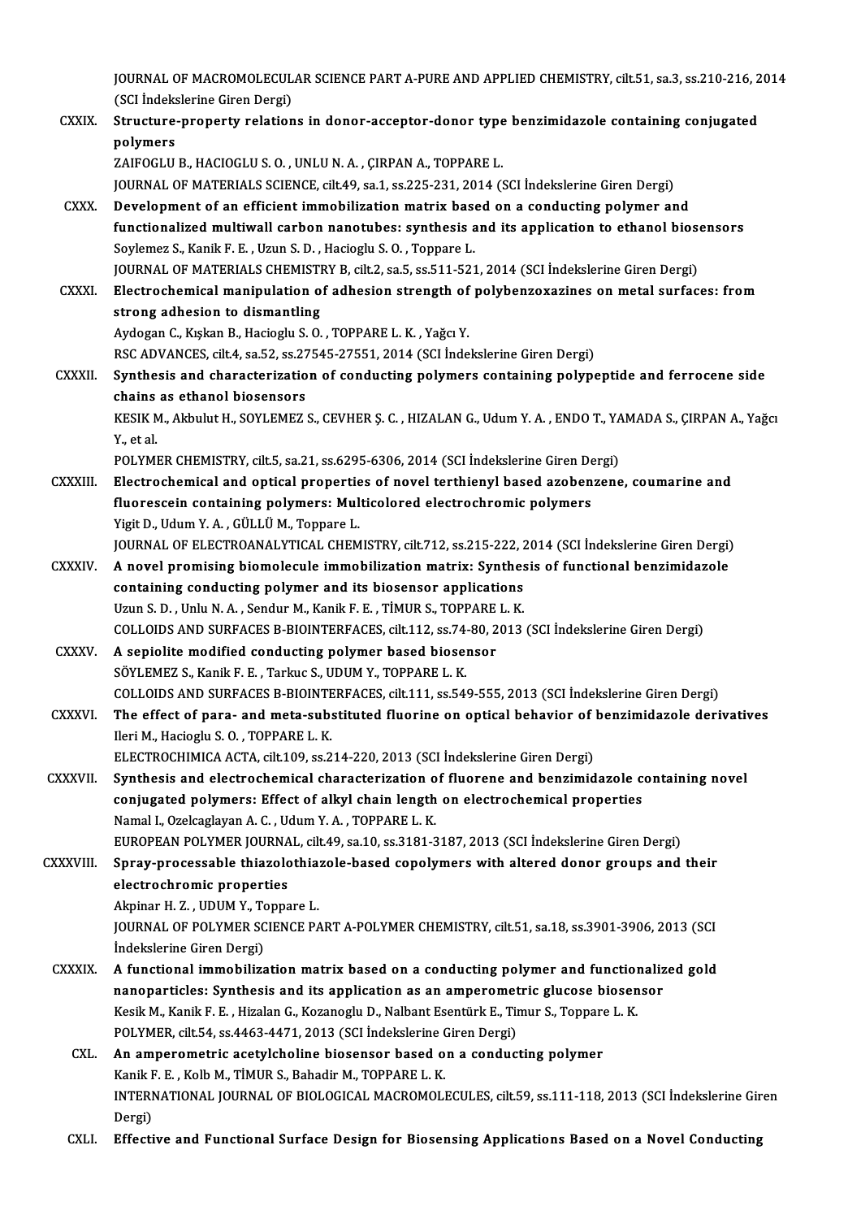JOURNAL OF MACROMOLECULAR SCIENCE PART A-PURE AND APPLIED CHEMISTRY, cilt.51, sa.3, ss.210-216, 2014 (SCI İndekslerine Giren Dergi)

CXXIX. **Structure-property relations in donor-acceptor-donor type benzimidazole containing conjugated polymers**
ZAIFOGLU B., HACIOGLU S. O. , UNLU N. A. , ÇIRPAN A., TOPPARE L.
JOURNAL OF MATERIALS SCIENCE, cilt.49, sa.1, ss.225-231, 2014 (SCI İndekslerine Giren Dergi)

CXXX. **Development of an efficient immobilization matrix based on a conducting polymer and functionalized multiwall carbon nanotubes: synthesis and its application to ethanol biosensors**
Soylemez S., Kanik F. E. , Uzun S. D. , Hacioglu S. O. , Toppare L.
JOURNAL OF MATERIALS CHEMISTRY B, cilt.2, sa.5, ss.511-521, 2014 (SCI İndekslerine Giren Dergi)

CXXXI. **Electrochemical manipulation of adhesion strength of polybenzoxazines on metal surfaces: from strong adhesion to dismantling**
Aydogan C., Kışkan B., Hacioglu S. O. , TOPPARE L. K. , Yağcı Y.
RSC ADVANCES, cilt.4, sa.52, ss.27545-27551, 2014 (SCI İndekslerine Giren Dergi)

CXXXII. **Synthesis and characterization of conducting polymers containing polypeptide and ferrocene side chains as ethanol biosensors**
KESIK M., Akbulut H., SOYLEMEZ S., CEVHER Ş. C. , HIZALAN G., Udum Y. A. , ENDO T., YAMADA S., ÇIRPAN A., Yağcı Y., et al.
POLYMER CHEMISTRY, cilt.5, sa.21, ss.6295-6306, 2014 (SCI İndekslerine Giren Dergi)

CXXXIII. **Electrochemical and optical properties of novel terthienyl based azobenzene, coumarine and fluorescein containing polymers: Multicolored electrochromic polymers**
Yigit D., Udum Y. A. , GÜLLÜ M., Toppare L.
JOURNAL OF ELECTROANALYTICAL CHEMISTRY, cilt.712, ss.215-222, 2014 (SCI İndekslerine Giren Dergi)

CXXXIV. **A novel promising biomolecule immobilization matrix: Synthesis of functional benzimidazole containing conducting polymer and its biosensor applications**
Uzun S. D. , Unlu N. A. , Sendur M., Kanik F. E. , TİMUR S., TOPPARE L. K.
COLLOIDS AND SURFACES B-BIOINTERFACES, cilt.112, ss.74-80, 2013 (SCI İndekslerine Giren Dergi)

CXXXV. **A sepiolite modified conducting polymer based biosensor**
SÖYLEMEZ S., Kanik F. E. , Tarkuc S., UDUM Y., TOPPARE L. K.
COLLOIDS AND SURFACES B-BIOINTERFACES, cilt.111, ss.549-555, 2013 (SCI İndekslerine Giren Dergi)

CXXXVI. **The effect of para- and meta-substituted fluorine on optical behavior of benzimidazole derivatives**
Ileri M., Hacioglu S. O. , TOPPARE L. K.
ELECTROCHIMICA ACTA, cilt.109, ss.214-220, 2013 (SCI İndekslerine Giren Dergi)

CXXXVII. **Synthesis and electrochemical characterization of fluorene and benzimidazole containing novel conjugated polymers: Effect of alkyl chain length on electrochemical properties**
Namal I., Ozelcaglayan A. C. , Udum Y. A. , TOPPARE L. K.
EUROPEAN POLYMER JOURNAL, cilt.49, sa.10, ss.3181-3187, 2013 (SCI İndekslerine Giren Dergi)

CXXXVIII. **Spray-processable thiazolothiazole-based copolymers with altered donor groups and their electrochromic properties**
Akpinar H. Z. , UDUM Y., Toppare L.
JOURNAL OF POLYMER SCIENCE PART A-POLYMER CHEMISTRY, cilt.51, sa.18, ss.3901-3906, 2013 (SCI İndekslerine Giren Dergi)

CXXXIX. **A functional immobilization matrix based on a conducting polymer and functionalized gold nanoparticles: Synthesis and its application as an amperometric glucose biosensor**
Kesik M., Kanik F. E. , Hizalan G., Kozanoglu D., Nalbant Esentürk E., Timur S., Toppare L. K.
POLYMER, cilt.54, ss.4463-4471, 2013 (SCI İndekslerine Giren Dergi)

CXL. **An amperometric acetylcholine biosensor based on a conducting polymer**
Kanik F. E. , Kolb M., TİMUR S., Bahadir M., TOPPARE L. K.
INTERNATIONAL JOURNAL OF BIOLOGICAL MACROMOLECULES, cilt.59, ss.111-118, 2013 (SCI İndekslerine Giren Dergi)

CXLI. **Effective and Functional Surface Design for Biosensing Applications Based on a Novel Conducting**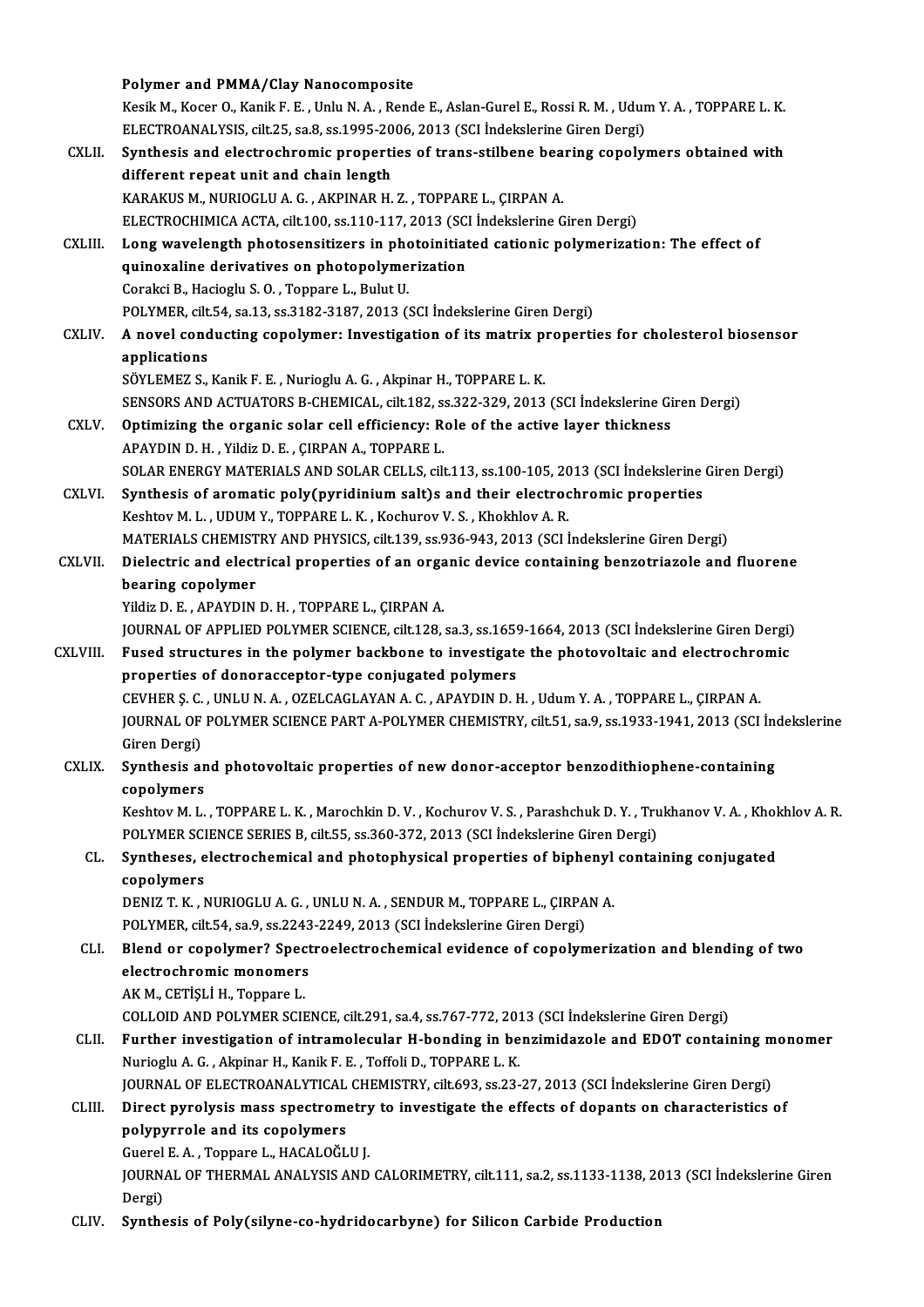**Polymer and PMMA/Clay Nanocomposite**
Kesik M., Kocer O., Kanik F. E. , Unlu N. A. , Rende E., Aslan-Gurel E., Rossi R. M. , Udum Y. A. , TOPPARE L. K.
ELECTROANALYSIS, cilt.25, sa.8, ss.1995-2006, 2013 (SCI İndekslerine Giren Dergi)

CXLII. **Synthesis and electrochromic properties of trans-stilbene bearing copolymers obtained with different repeat unit and chain length**
KARAKUS M., NURIOGLU A. G. , AKPINAR H. Z. , TOPPARE L., ÇIRPAN A.
ELECTROCHIMICA ACTA, cilt.100, ss.110-117, 2013 (SCI İndekslerine Giren Dergi)

CXLIII. **Long wavelength photosensitizers in photoinitiated cationic polymerization: The effect of quinoxaline derivatives on photopolymerization**
Corakci B., Hacioglu S. O. , Toppare L., Bulut U.
POLYMER, cilt.54, sa.13, ss.3182-3187, 2013 (SCI İndekslerine Giren Dergi)

CXLIV. **A novel conducting copolymer: Investigation of its matrix properties for cholesterol biosensor applications**
SÖYLEMEZ S., Kanik F. E. , Nurioglu A. G. , Akpinar H., TOPPARE L. K.
SENSORS AND ACTUATORS B-CHEMICAL, cilt.182, ss.322-329, 2013 (SCI İndekslerine Giren Dergi)

CXLV. **Optimizing the organic solar cell efficiency: Role of the active layer thickness**
APAYDIN D. H. , Yildiz D. E. , ÇIRPAN A., TOPPARE L.
SOLAR ENERGY MATERIALS AND SOLAR CELLS, cilt.113, ss.100-105, 2013 (SCI İndekslerine Giren Dergi)

CXLVI. **Synthesis of aromatic poly(pyridinium salt)s and their electrochromic properties**
Keshtov M. L. , UDUM Y., TOPPARE L. K. , Kochurov V. S. , Khokhlov A. R.
MATERIALS CHEMISTRY AND PHYSICS, cilt.139, ss.936-943, 2013 (SCI İndekslerine Giren Dergi)

CXLVII. **Dielectric and electrical properties of an organic device containing benzotriazole and fluorene bearing copolymer**
Yildiz D. E. , APAYDIN D. H. , TOPPARE L., ÇIRPAN A.
JOURNAL OF APPLIED POLYMER SCIENCE, cilt.128, sa.3, ss.1659-1664, 2013 (SCI İndekslerine Giren Dergi)

CXLVIII. **Fused structures in the polymer backbone to investigate the photovoltaic and electrochromic properties of donoracceptor-type conjugated polymers**
CEVHER Ş. C. , UNLU N. A. , OZELCAGLAYAN A. C. , APAYDIN D. H. , Udum Y. A. , TOPPARE L., ÇIRPAN A.
JOURNAL OF POLYMER SCIENCE PART A-POLYMER CHEMISTRY, cilt.51, sa.9, ss.1933-1941, 2013 (SCI İndekslerine Giren Dergi)

CXLIX. **Synthesis and photovoltaic properties of new donor-acceptor benzodithiophene-containing copolymers**
Keshtov M. L. , TOPPARE L. K. , Marochkin D. V. , Kochurov V. S. , Parashchuk D. Y. , Trukhanov V. A. , Khokhlov A. R.
POLYMER SCIENCE SERIES B, cilt.55, ss.360-372, 2013 (SCI İndekslerine Giren Dergi)

CL. **Syntheses, electrochemical and photophysical properties of biphenyl containing conjugated copolymers**
DENIZ T. K. , NURIOGLU A. G. , UNLU N. A. , SENDUR M., TOPPARE L., ÇIRPAN A.
POLYMER, cilt.54, sa.9, ss.2243-2249, 2013 (SCI İndekslerine Giren Dergi)

CLI. **Blend or copolymer? Spectroelectrochemical evidence of copolymerization and blending of two electrochromic monomers**
AK M., CETİŞLİ H., Toppare L.
COLLOID AND POLYMER SCIENCE, cilt.291, sa.4, ss.767-772, 2013 (SCI İndekslerine Giren Dergi)

CLII. **Further investigation of intramolecular H-bonding in benzimidazole and EDOT containing monomer**
Nurioglu A. G. , Akpinar H., Kanik F. E. , Toffoli D., TOPPARE L. K.
JOURNAL OF ELECTROANALYTICAL CHEMISTRY, cilt.693, ss.23-27, 2013 (SCI İndekslerine Giren Dergi)

CLIII. **Direct pyrolysis mass spectrometry to investigate the effects of dopants on characteristics of polypyrrole and its copolymers**
Guerel E. A. , Toppare L., HACALOĞLU J.
JOURNAL OF THERMAL ANALYSIS AND CALORIMETRY, cilt.111, sa.2, ss.1133-1138, 2013 (SCI İndekslerine Giren Dergi)

CLIV. **Synthesis of Poly(silyne-co-hydridocarbyne) for Silicon Carbide Production**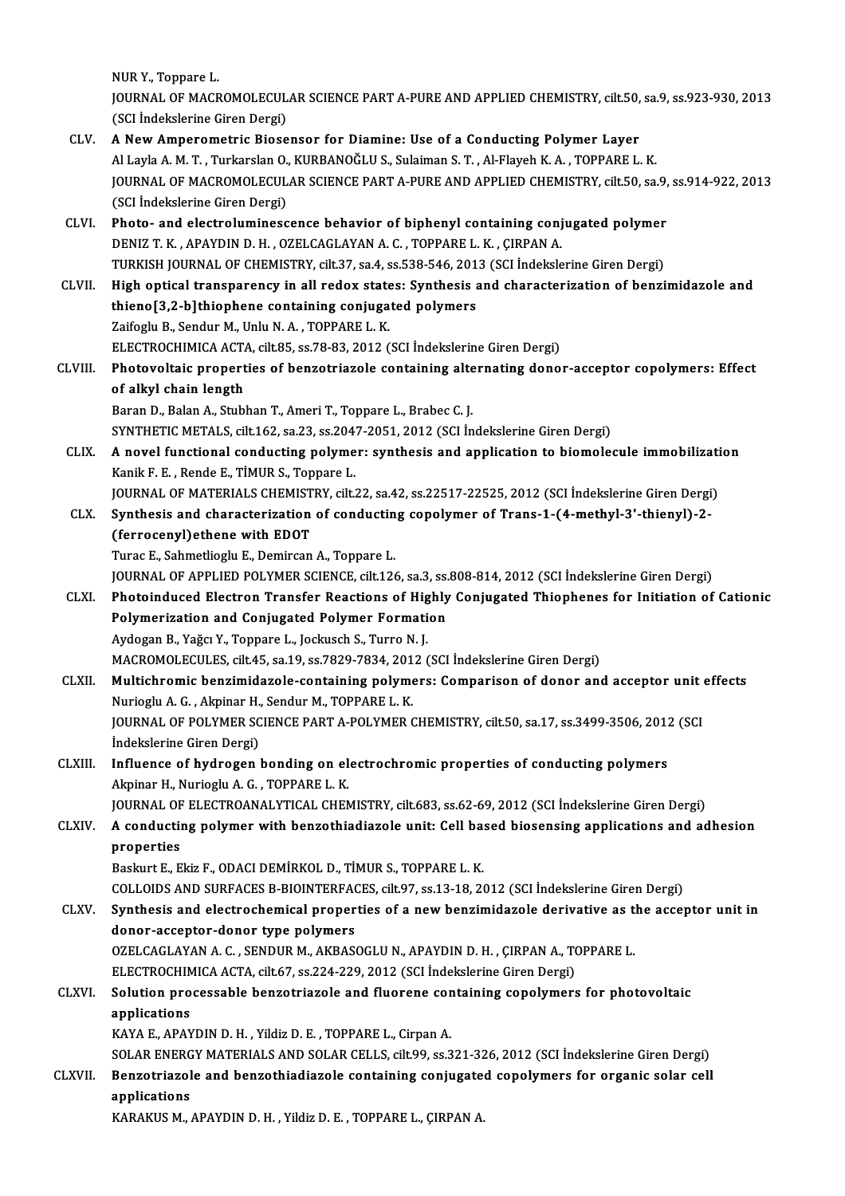NUR Y., Toppare L.
JOURNAL OF MACROMOLECULAR SCIENCE PART A-PURE AND APPLIED CHEMISTRY, cilt.50, sa.9, ss.923-930, 2013 (SCI İndekslerine Giren Dergi)

CLV. **A New Amperometric Biosensor for Diamine: Use of a Conducting Polymer Layer**
Al Layla A. M. T. , Turkarslan O., KURBANOĞLU S., Sulaiman S. T. , Al-Flayeh K. A. , TOPPARE L. K.
JOURNAL OF MACROMOLECULAR SCIENCE PART A-PURE AND APPLIED CHEMISTRY, cilt.50, sa.9, ss.914-922, 2013 (SCI İndekslerine Giren Dergi)

CLVI. **Photo- and electroluminescence behavior of biphenyl containing conjugated polymer**
DENIZ T. K. , APAYDIN D. H. , OZELCAGLAYAN A. C. , TOPPARE L. K. , ÇIRPAN A.
TURKISH JOURNAL OF CHEMISTRY, cilt.37, sa.4, ss.538-546, 2013 (SCI İndekslerine Giren Dergi)

CLVII. **High optical transparency in all redox states: Synthesis and characterization of benzimidazole and thieno[3,2-b]thiophene containing conjugated polymers**
Zaifoglu B., Sendur M., Unlu N. A. , TOPPARE L. K.
ELECTROCHIMICA ACTA, cilt.85, ss.78-83, 2012 (SCI İndekslerine Giren Dergi)

CLVIII. **Photovoltaic properties of benzotriazole containing alternating donor-acceptor copolymers: Effect of alkyl chain length**
Baran D., Balan A., Stubhan T., Ameri T., Toppare L., Brabec C. J.
SYNTHETIC METALS, cilt.162, sa.23, ss.2047-2051, 2012 (SCI İndekslerine Giren Dergi)

CLIX. **A novel functional conducting polymer: synthesis and application to biomolecule immobilization**
Kanik F. E. , Rende E., TİMUR S., Toppare L.
JOURNAL OF MATERIALS CHEMISTRY, cilt.22, sa.42, ss.22517-22525, 2012 (SCI İndekslerine Giren Dergi)

CLX. **Synthesis and characterization of conducting copolymer of Trans-1-(4-methyl-3'-thienyl)-2-(ferrocenyl)ethene with EDOT**
Turac E., Sahmetlioglu E., Demircan A., Toppare L.
JOURNAL OF APPLIED POLYMER SCIENCE, cilt.126, sa.3, ss.808-814, 2012 (SCI İndekslerine Giren Dergi)

CLXI. **Photoinduced Electron Transfer Reactions of Highly Conjugated Thiophenes for Initiation of Cationic Polymerization and Conjugated Polymer Formation**
Aydogan B., Yağcı Y., Toppare L., Jockusch S., Turro N. J.
MACROMOLECULES, cilt.45, sa.19, ss.7829-7834, 2012 (SCI İndekslerine Giren Dergi)

CLXII. **Multichromic benzimidazole-containing polymers: Comparison of donor and acceptor unit effects**
Nurioglu A. G. , Akpinar H., Sendur M., TOPPARE L. K.
JOURNAL OF POLYMER SCIENCE PART A-POLYMER CHEMISTRY, cilt.50, sa.17, ss.3499-3506, 2012 (SCI İndekslerine Giren Dergi)

CLXIII. **Influence of hydrogen bonding on electrochromic properties of conducting polymers**
Akpinar H., Nurioglu A. G. , TOPPARE L. K.
JOURNAL OF ELECTROANALYTICAL CHEMISTRY, cilt.683, ss.62-69, 2012 (SCI İndekslerine Giren Dergi)

CLXIV. **A conducting polymer with benzothiadiazole unit: Cell based biosensing applications and adhesion properties**
Baskurt E., Ekiz F., ODACI DEMİRKOL D., TİMUR S., TOPPARE L. K.
COLLOIDS AND SURFACES B-BIOINTERFACES, cilt.97, ss.13-18, 2012 (SCI İndekslerine Giren Dergi)

CLXV. **Synthesis and electrochemical properties of a new benzimidazole derivative as the acceptor unit in donor-acceptor-donor type polymers**
OZELCAGLAYAN A. C. , SENDUR M., AKBASOGLU N., APAYDIN D. H. , ÇIRPAN A., TOPPARE L.
ELECTROCHIMICA ACTA, cilt.67, ss.224-229, 2012 (SCI İndekslerine Giren Dergi)

CLXVI. **Solution processable benzotriazole and fluorene containing copolymers for photovoltaic applications**
KAYA E., APAYDIN D. H. , Yildiz D. E. , TOPPARE L., Cirpan A.
SOLAR ENERGY MATERIALS AND SOLAR CELLS, cilt.99, ss.321-326, 2012 (SCI İndekslerine Giren Dergi)

CLXVII. **Benzotriazole and benzothiadiazole containing conjugated copolymers for organic solar cell applications**
KARAKUS M., APAYDIN D. H. , Yildiz D. E. , TOPPARE L., ÇIRPAN A.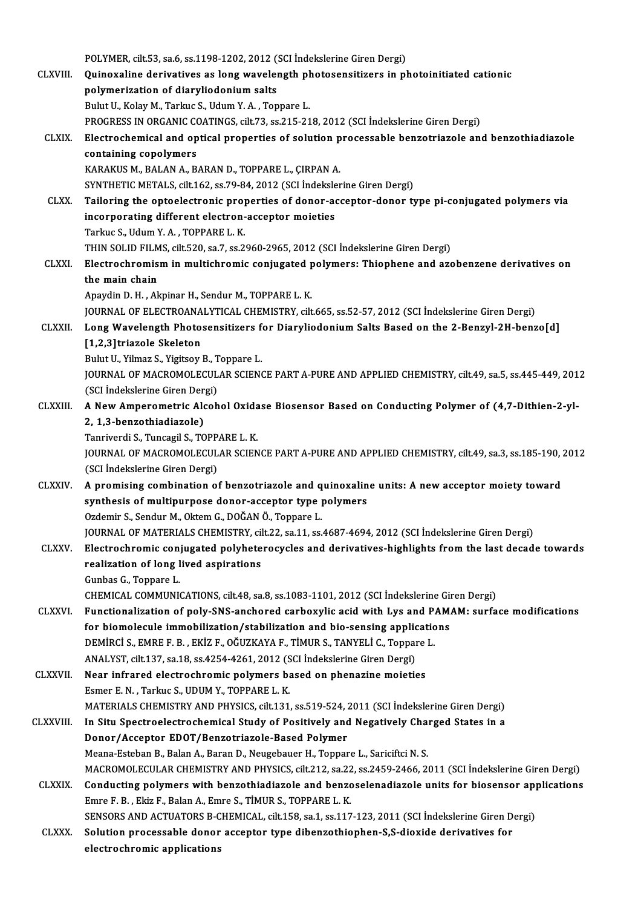POLYMER, cilt.53, sa.6, ss.1198-1202, 2012 (SCI İndekslerine Giren Dergi)

CLXVIII. **Quinoxaline derivatives as long wavelength photosensitizers in photoinitiated cationic polymerization of diaryliodonium salts**
Bulut U., Kolay M., Tarkuc S., Udum Y. A. , Toppare L.
PROGRESS IN ORGANIC COATINGS, cilt.73, ss.215-218, 2012 (SCI İndekslerine Giren Dergi)

CLXIX. **Electrochemical and optical properties of solution processable benzotriazole and benzothiadiazole containing copolymers**
KARAKUS M., BALAN A., BARAN D., TOPPARE L., ÇIRPAN A.
SYNTHETIC METALS, cilt.162, ss.79-84, 2012 (SCI İndekslerine Giren Dergi)

CLXX. **Tailoring the optoelectronic properties of donor-acceptor-donor type pi-conjugated polymers via incorporating different electron-acceptor moieties**
Tarkuc S., Udum Y. A. , TOPPARE L. K.
THIN SOLID FILMS, cilt.520, sa.7, ss.2960-2965, 2012 (SCI İndekslerine Giren Dergi)

CLXXI. **Electrochromism in multichromic conjugated polymers: Thiophene and azobenzene derivatives on the main chain**
Apaydin D. H. , Akpinar H., Sendur M., TOPPARE L. K.
JOURNAL OF ELECTROANALYTICAL CHEMISTRY, cilt.665, ss.52-57, 2012 (SCI İndekslerine Giren Dergi)

CLXXII. **Long Wavelength Photosensitizers for Diaryliodonium Salts Based on the 2-Benzyl-2H-benzo[d][1,2,3]triazole Skeleton**
Bulut U., Yilmaz S., Yigitsoy B., Toppare L.
JOURNAL OF MACROMOLECULAR SCIENCE PART A-PURE AND APPLIED CHEMISTRY, cilt.49, sa.5, ss.445-449, 2012 (SCI İndekslerine Giren Dergi)

CLXXIII. **A New Amperometric Alcohol Oxidase Biosensor Based on Conducting Polymer of (4,7-Dithien-2-yl-2, 1,3-benzothiadiazole)**
Tanriverdi S., Tuncagil S., TOPPARE L. K.
JOURNAL OF MACROMOLECULAR SCIENCE PART A-PURE AND APPLIED CHEMISTRY, cilt.49, sa.3, ss.185-190, 2012 (SCI İndekslerine Giren Dergi)

CLXXIV. **A promising combination of benzotriazole and quinoxaline units: A new acceptor moiety toward synthesis of multipurpose donor-acceptor type polymers**
Ozdemir S., Sendur M., Oktem G., DOĞAN Ö., Toppare L.
JOURNAL OF MATERIALS CHEMISTRY, cilt.22, sa.11, ss.4687-4694, 2012 (SCI İndekslerine Giren Dergi)

CLXXV. **Electrochromic conjugated polyheterocycles and derivatives-highlights from the last decade towards realization of long lived aspirations**
Gunbas G., Toppare L.
CHEMICAL COMMUNICATIONS, cilt.48, sa.8, ss.1083-1101, 2012 (SCI İndekslerine Giren Dergi)

CLXXVI. **Functionalization of poly-SNS-anchored carboxylic acid with Lys and PAMAM: surface modifications for biomolecule immobilization/stabilization and bio-sensing applications**
DEMİRCİ S., EMRE F. B. , EKİZ F., OĞUZKAYA F., TİMUR S., TANYELİ C., Toppare L.
ANALYST, cilt.137, sa.18, ss.4254-4261, 2012 (SCI İndekslerine Giren Dergi)

CLXXVII. **Near infrared electrochromic polymers based on phenazine moieties**
Esmer E. N. , Tarkuc S., UDUM Y., TOPPARE L. K.
MATERIALS CHEMISTRY AND PHYSICS, cilt.131, ss.519-524, 2011 (SCI İndekslerine Giren Dergi)

CLXXVIII. **In Situ Spectroelectrochemical Study of Positively and Negatively Charged States in a Donor/Acceptor EDOT/Benzotriazole-Based Polymer**
Meana-Esteban B., Balan A., Baran D., Neugebauer H., Toppare L., Sariciftci N. S.
MACROMOLECULAR CHEMISTRY AND PHYSICS, cilt.212, sa.22, ss.2459-2466, 2011 (SCI İndekslerine Giren Dergi)

CLXXIX. **Conducting polymers with benzothiadiazole and benzoselenadiazole units for biosensor applications**
Emre F. B. , Ekiz F., Balan A., Emre S., TİMUR S., TOPPARE L. K.
SENSORS AND ACTUATORS B-CHEMICAL, cilt.158, sa.1, ss.117-123, 2011 (SCI İndekslerine Giren Dergi)

CLXXX. **Solution processable donor acceptor type dibenzothiophen-S,S-dioxide derivatives for electrochromic applications**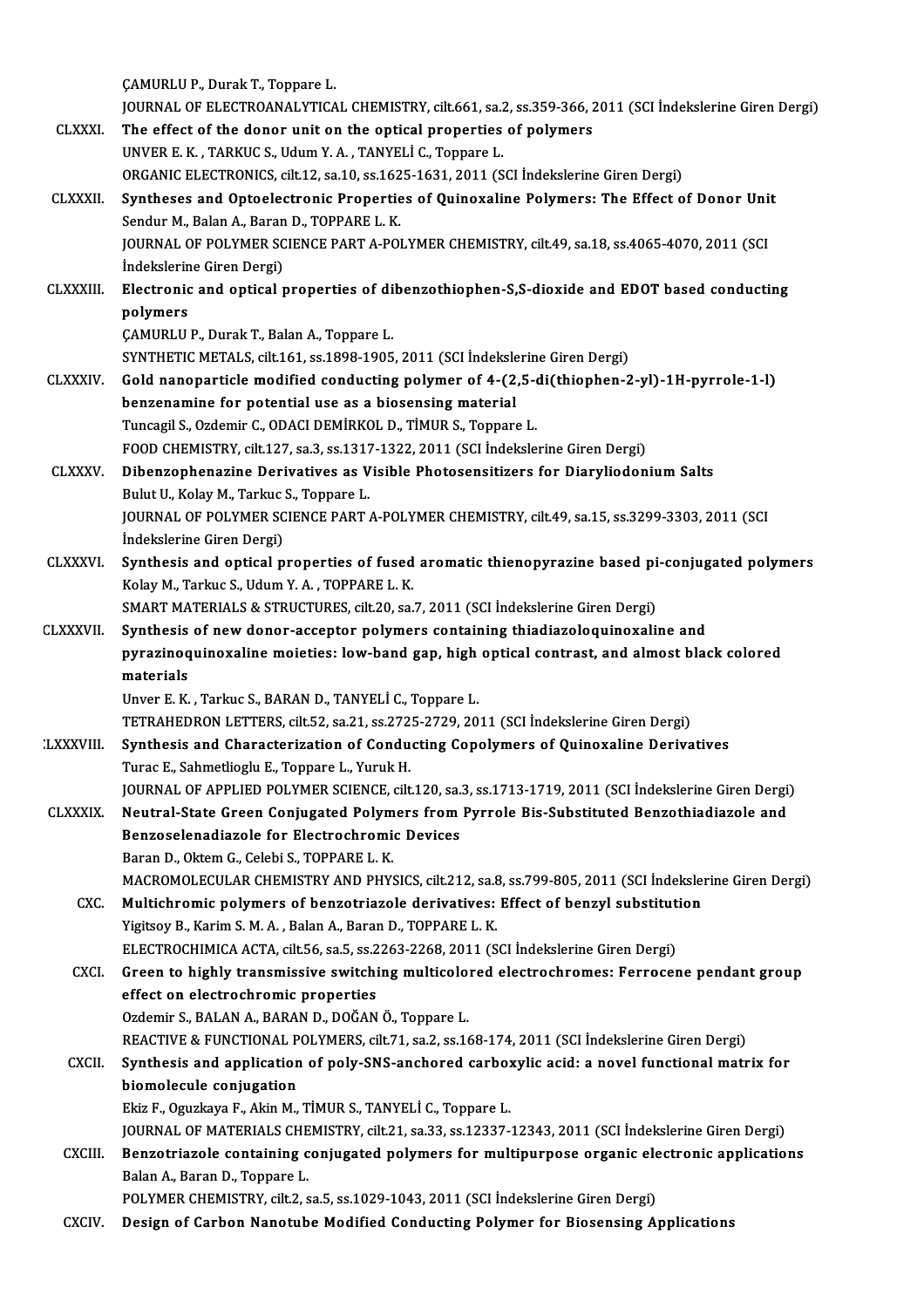ÇAMURLU P., Durak T., Toppare L.
JOURNAL OF ELECTROANALYTICAL CHEMISTRY, cilt.661, sa.2, ss.359-366, 2011 (SCI İndekslerine Giren Dergi)

CLXXXI. **The effect of the donor unit on the optical properties of polymers**
UNVER E. K. , TARKUC S., Udum Y. A. , TANYELİ C., Toppare L.
ORGANIC ELECTRONICS, cilt.12, sa.10, ss.1625-1631, 2011 (SCI İndekslerine Giren Dergi)

CLXXXII. **Syntheses and Optoelectronic Properties of Quinoxaline Polymers: The Effect of Donor Unit**
Sendur M., Balan A., Baran D., TOPPARE L. K.
JOURNAL OF POLYMER SCIENCE PART A-POLYMER CHEMISTRY, cilt.49, sa.18, ss.4065-4070, 2011 (SCI İndekslerine Giren Dergi)

CLXXXIII. **Electronic and optical properties of dibenzothiophen-S,S-dioxide and EDOT based conducting polymers**
ÇAMURLU P., Durak T., Balan A., Toppare L.
SYNTHETIC METALS, cilt.161, ss.1898-1905, 2011 (SCI İndekslerine Giren Dergi)

CLXXXIV. **Gold nanoparticle modified conducting polymer of 4-(2,5-di(thiophen-2-yl)-1H-pyrrole-1-l) benzenamine for potential use as a biosensing material**
Tuncagil S., Ozdemir C., ODACI DEMİRKOL D., TİMUR S., Toppare L.
FOOD CHEMISTRY, cilt.127, sa.3, ss.1317-1322, 2011 (SCI İndekslerine Giren Dergi)

CLXXXV. **Dibenzophenazine Derivatives as Visible Photosensitizers for Diaryliodonium Salts**
Bulut U., Kolay M., Tarkuc S., Toppare L.
JOURNAL OF POLYMER SCIENCE PART A-POLYMER CHEMISTRY, cilt.49, sa.15, ss.3299-3303, 2011 (SCI İndekslerine Giren Dergi)

CLXXXVI. **Synthesis and optical properties of fused aromatic thienopyrazine based pi-conjugated polymers**
Kolay M., Tarkuc S., Udum Y. A. , TOPPARE L. K.
SMART MATERIALS & STRUCTURES, cilt.20, sa.7, 2011 (SCI İndekslerine Giren Dergi)

CLXXXVII. **Synthesis of new donor-acceptor polymers containing thiadiazoloquinoxaline and pyrazinoquinoxaline moieties: low-band gap, high optical contrast, and almost black colored materials**
Unver E. K. , Tarkuc S., BARAN D., TANYELİ C., Toppare L.
TETRAHEDRON LETTERS, cilt.52, sa.21, ss.2725-2729, 2011 (SCI İndekslerine Giren Dergi)

CLXXXVIII. **Synthesis and Characterization of Conducting Copolymers of Quinoxaline Derivatives**
Turac E., Sahmetlioglu E., Toppare L., Yuruk H.
JOURNAL OF APPLIED POLYMER SCIENCE, cilt.120, sa.3, ss.1713-1719, 2011 (SCI İndekslerine Giren Dergi)

CLXXXIX. **Neutral-State Green Conjugated Polymers from Pyrrole Bis-Substituted Benzothiadiazole and Benzoselenadiazole for Electrochromic Devices**
Baran D., Oktem G., Celebi S., TOPPARE L. K.
MACROMOLECULAR CHEMISTRY AND PHYSICS, cilt.212, sa.8, ss.799-805, 2011 (SCI İndekslerine Giren Dergi)

CXC. **Multichromic polymers of benzotriazole derivatives: Effect of benzyl substitution**
Yigitsoy B., Karim S. M. A. , Balan A., Baran D., TOPPARE L. K.
ELECTROCHIMICA ACTA, cilt.56, sa.5, ss.2263-2268, 2011 (SCI İndekslerine Giren Dergi)

CXCI. **Green to highly transmissive switching multicolored electrochromes: Ferrocene pendant group effect on electrochromic properties**
Ozdemir S., BALAN A., BARAN D., DOĞAN Ö., Toppare L.
REACTIVE & FUNCTIONAL POLYMERS, cilt.71, sa.2, ss.168-174, 2011 (SCI İndekslerine Giren Dergi)

CXCII. **Synthesis and application of poly-SNS-anchored carboxylic acid: a novel functional matrix for biomolecule conjugation**
Ekiz F., Oguzkaya F., Akin M., TİMUR S., TANYELİ C., Toppare L.
JOURNAL OF MATERIALS CHEMISTRY, cilt.21, sa.33, ss.12337-12343, 2011 (SCI İndekslerine Giren Dergi)

CXCIII. **Benzotriazole containing conjugated polymers for multipurpose organic electronic applications**
Balan A., Baran D., Toppare L.
POLYMER CHEMISTRY, cilt.2, sa.5, ss.1029-1043, 2011 (SCI İndekslerine Giren Dergi)

CXCIV. **Design of Carbon Nanotube Modified Conducting Polymer for Biosensing Applications**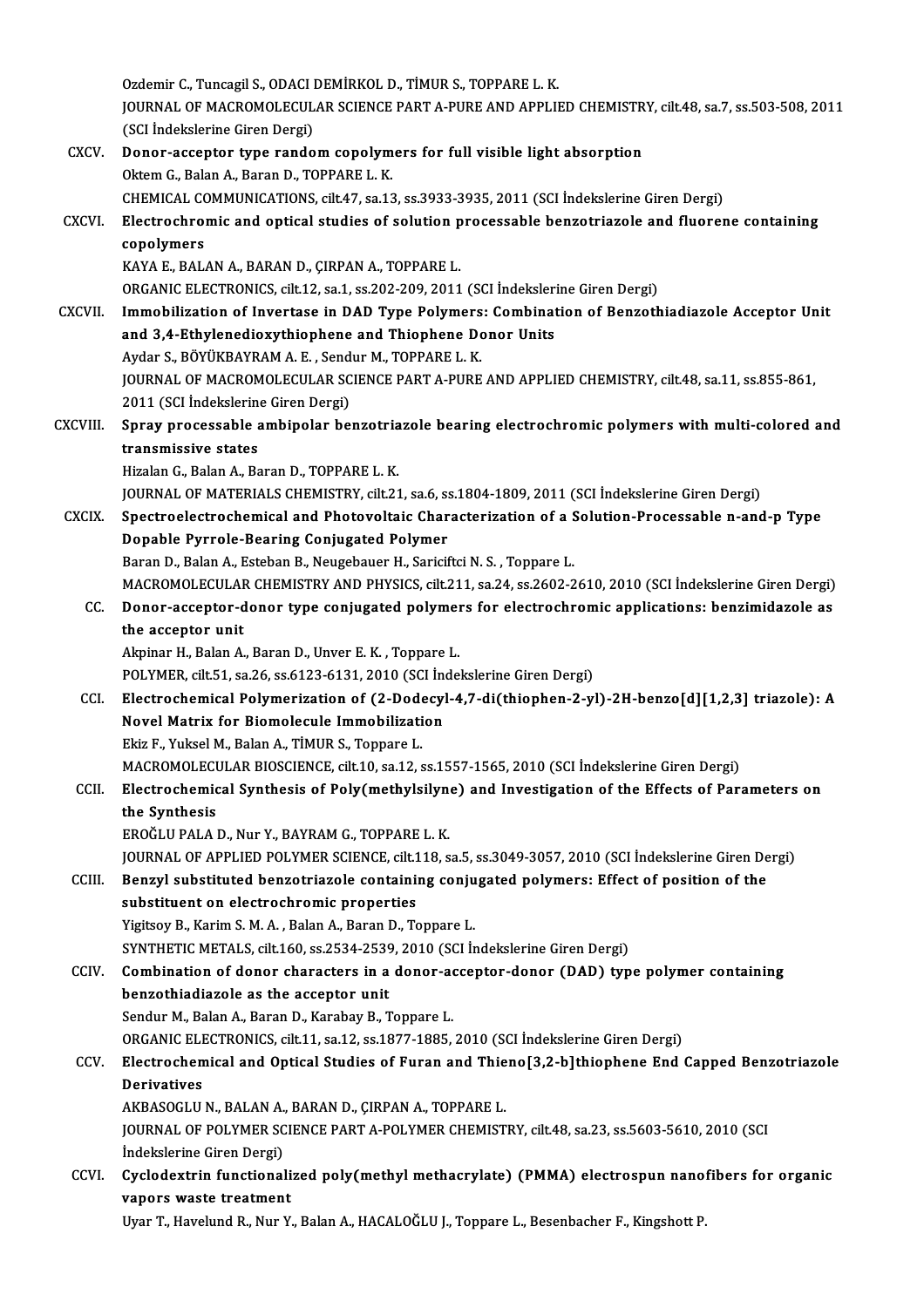Ozdemir C., Tuncagil S., ODACI DEMİRKOL D., TİMUR S., TOPPARE L. K.
JOURNAL OF MACROMOLECULAR SCIENCE PART A-PURE AND APPLIED CHEMISTRY, cilt.48, sa.7, ss.503-508, 2011 (SCI İndekslerine Giren Dergi)

CXCV. **Donor-acceptor type random copolymers for full visible light absorption**
Oktem G., Balan A., Baran D., TOPPARE L. K.
CHEMICAL COMMUNICATIONS, cilt.47, sa.13, ss.3933-3935, 2011 (SCI İndekslerine Giren Dergi)

CXCVI. **Electrochromic and optical studies of solution processable benzotriazole and fluorene containing copolymers**
KAYA E., BALAN A., BARAN D., ÇIRPAN A., TOPPARE L.
ORGANIC ELECTRONICS, cilt.12, sa.1, ss.202-209, 2011 (SCI İndekslerine Giren Dergi)

CXCVII. **Immobilization of Invertase in DAD Type Polymers: Combination of Benzothiadiazole Acceptor Unit and 3,4-Ethylenedioxythiophene and Thiophene Donor Units**
Aydar S., BÖYÜKBAYRAM A. E. , Sendur M., TOPPARE L. K.
JOURNAL OF MACROMOLECULAR SCIENCE PART A-PURE AND APPLIED CHEMISTRY, cilt.48, sa.11, ss.855-861, 2011 (SCI İndekslerine Giren Dergi)

CXCVIII. **Spray processable ambipolar benzotriazole bearing electrochromic polymers with multi-colored and transmissive states**
Hizalan G., Balan A., Baran D., TOPPARE L. K.
JOURNAL OF MATERIALS CHEMISTRY, cilt.21, sa.6, ss.1804-1809, 2011 (SCI İndekslerine Giren Dergi)

CXCIX. **Spectroelectrochemical and Photovoltaic Characterization of a Solution-Processable n-and-p Type Dopable Pyrrole-Bearing Conjugated Polymer**
Baran D., Balan A., Esteban B., Neugebauer H., Sariciftci N. S. , Toppare L.
MACROMOLECULAR CHEMISTRY AND PHYSICS, cilt.211, sa.24, ss.2602-2610, 2010 (SCI İndekslerine Giren Dergi)

CC. **Donor-acceptor-donor type conjugated polymers for electrochromic applications: benzimidazole as the acceptor unit**
Akpinar H., Balan A., Baran D., Unver E. K. , Toppare L.
POLYMER, cilt.51, sa.26, ss.6123-6131, 2010 (SCI İndekslerine Giren Dergi)

CCI. **Electrochemical Polymerization of (2-Dodecyl-4,7-di(thiophen-2-yl)-2H-benzo[d][1,2,3] triazole): A Novel Matrix for Biomolecule Immobilization**
Ekiz F., Yuksel M., Balan A., TİMUR S., Toppare L.
MACROMOLECULAR BIOSCIENCE, cilt.10, sa.12, ss.1557-1565, 2010 (SCI İndekslerine Giren Dergi)

CCII. **Electrochemical Synthesis of Poly(methylsilyne) and Investigation of the Effects of Parameters on the Synthesis**
EROĞLU PALA D., Nur Y., BAYRAM G., TOPPARE L. K.
JOURNAL OF APPLIED POLYMER SCIENCE, cilt.118, sa.5, ss.3049-3057, 2010 (SCI İndekslerine Giren Dergi)

CCIII. **Benzyl substituted benzotriazole containing conjugated polymers: Effect of position of the substituent on electrochromic properties**
Yigitsoy B., Karim S. M. A. , Balan A., Baran D., Toppare L.
SYNTHETIC METALS, cilt.160, ss.2534-2539, 2010 (SCI İndekslerine Giren Dergi)

CCIV. **Combination of donor characters in a donor-acceptor-donor (DAD) type polymer containing benzothiadiazole as the acceptor unit**
Sendur M., Balan A., Baran D., Karabay B., Toppare L.
ORGANIC ELECTRONICS, cilt.11, sa.12, ss.1877-1885, 2010 (SCI İndekslerine Giren Dergi)

CCV. **Electrochemical and Optical Studies of Furan and Thieno[3,2-b]thiophene End Capped Benzotriazole Derivatives**
AKBASOGLU N., BALAN A., BARAN D., ÇIRPAN A., TOPPARE L.
JOURNAL OF POLYMER SCIENCE PART A-POLYMER CHEMISTRY, cilt.48, sa.23, ss.5603-5610, 2010 (SCI İndekslerine Giren Dergi)

CCVI. **Cyclodextrin functionalized poly(methyl methacrylate) (PMMA) electrospun nanofibers for organic vapors waste treatment**
Uyar T., Havelund R., Nur Y., Balan A., HACALOĞLU J., Toppare L., Besenbacher F., Kingshott P.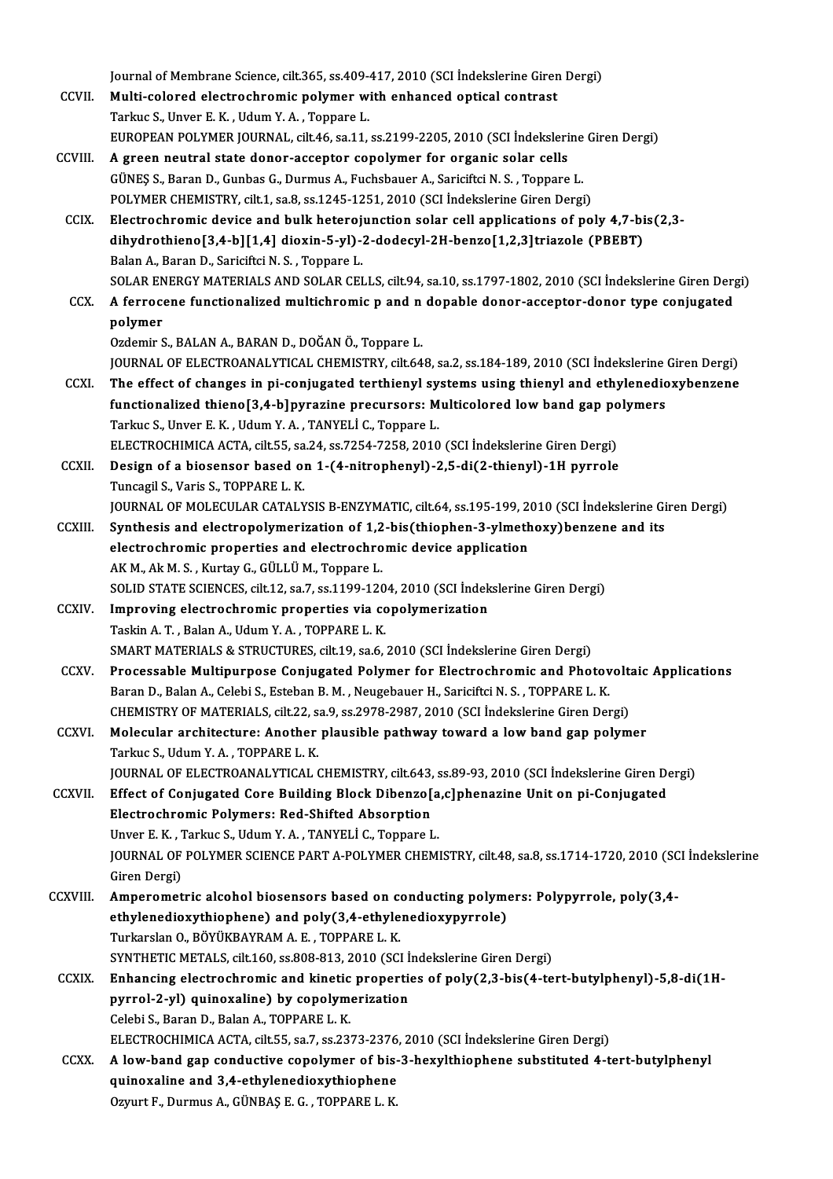Journal of Membrane Science, cilt.365, ss.409-417, 2010 (SCI İndekslerine Giren Dergi)

CCVII. **Multi-colored electrochromic polymer with enhanced optical contrast**
Tarkuc S., Unver E. K. , Udum Y. A. , Toppare L.
EUROPEAN POLYMER JOURNAL, cilt.46, sa.11, ss.2199-2205, 2010 (SCI İndekslerine Giren Dergi)

CCVIII. **A green neutral state donor-acceptor copolymer for organic solar cells**
GÜNEŞ S., Baran D., Gunbas G., Durmus A., Fuchsbauer A., Sariciftci N. S. , Toppare L.
POLYMER CHEMISTRY, cilt.1, sa.8, ss.1245-1251, 2010 (SCI İndekslerine Giren Dergi)

CCIX. **Electrochromic device and bulk heterojunction solar cell applications of poly 4,7-bis(2,3-dihydrothieno[3,4-b][1,4] dioxin-5-yl)-2-dodecyl-2H-benzo[1,2,3]triazole (PBEBT)**
Balan A., Baran D., Sariciftci N. S. , Toppare L.
SOLAR ENERGY MATERIALS AND SOLAR CELLS, cilt.94, sa.10, ss.1797-1802, 2010 (SCI İndekslerine Giren Dergi)

CCX. **A ferrocene functionalized multichromic p and n dopable donor-acceptor-donor type conjugated polymer**
Ozdemir S., BALAN A., BARAN D., DOĞAN Ö., Toppare L.
JOURNAL OF ELECTROANALYTICAL CHEMISTRY, cilt.648, sa.2, ss.184-189, 2010 (SCI İndekslerine Giren Dergi)

CCXI. **The effect of changes in pi-conjugated terthienyl systems using thienyl and ethylenedioxybenzene functionalized thieno[3,4-b]pyrazine precursors: Multicolored low band gap polymers**
Tarkuc S., Unver E. K. , Udum Y. A. , TANYELİ C., Toppare L.
ELECTROCHIMICA ACTA, cilt.55, sa.24, ss.7254-7258, 2010 (SCI İndekslerine Giren Dergi)

CCXII. **Design of a biosensor based on 1-(4-nitrophenyl)-2,5-di(2-thienyl)-1H pyrrole**
Tuncagil S., Varis S., TOPPARE L. K.
JOURNAL OF MOLECULAR CATALYSIS B-ENZYMATIC, cilt.64, ss.195-199, 2010 (SCI İndekslerine Giren Dergi)

CCXIII. **Synthesis and electropolymerization of 1,2-bis(thiophen-3-ylmethoxy)benzene and its electrochromic properties and electrochromic device application**
AK M., Ak M. S. , Kurtay G., GÜLLÜ M., Toppare L.
SOLID STATE SCIENCES, cilt.12, sa.7, ss.1199-1204, 2010 (SCI İndekslerine Giren Dergi)

CCXIV. **Improving electrochromic properties via copolymerization**
Taskin A. T. , Balan A., Udum Y. A. , TOPPARE L. K.
SMART MATERIALS & STRUCTURES, cilt.19, sa.6, 2010 (SCI İndekslerine Giren Dergi)

CCXV. **Processable Multipurpose Conjugated Polymer for Electrochromic and Photovoltaic Applications**
Baran D., Balan A., Celebi S., Esteban B. M. , Neugebauer H., Sariciftci N. S. , TOPPARE L. K.
CHEMISTRY OF MATERIALS, cilt.22, sa.9, ss.2978-2987, 2010 (SCI İndekslerine Giren Dergi)

CCXVI. **Molecular architecture: Another plausible pathway toward a low band gap polymer**
Tarkuc S., Udum Y. A. , TOPPARE L. K.
JOURNAL OF ELECTROANALYTICAL CHEMISTRY, cilt.643, ss.89-93, 2010 (SCI İndekslerine Giren Dergi)

CCXVII. **Effect of Conjugated Core Building Block Dibenzo[a,c]phenazine Unit on pi-Conjugated Electrochromic Polymers: Red-Shifted Absorption**
Unver E. K. , Tarkuc S., Udum Y. A. , TANYELİ C., Toppare L.
JOURNAL OF POLYMER SCIENCE PART A-POLYMER CHEMISTRY, cilt.48, sa.8, ss.1714-1720, 2010 (SCI İndekslerine Giren Dergi)

CCXVIII. **Amperometric alcohol biosensors based on conducting polymers: Polypyrrole, poly(3,4-ethylenedioxythiophene) and poly(3,4-ethylenedioxypyrrole)**
Turkarslan O., BÖYÜKBAYRAM A. E. , TOPPARE L. K.
SYNTHETIC METALS, cilt.160, ss.808-813, 2010 (SCI İndekslerine Giren Dergi)

CCXIX. **Enhancing electrochromic and kinetic properties of poly(2,3-bis(4-tert-butylphenyl)-5,8-di(1H-pyrrol-2-yl) quinoxaline) by copolymerization**
Celebi S., Baran D., Balan A., TOPPARE L. K.
ELECTROCHIMICA ACTA, cilt.55, sa.7, ss.2373-2376, 2010 (SCI İndekslerine Giren Dergi)

CCXX. **A low-band gap conductive copolymer of bis-3-hexylthiophene substituted 4-tert-butylphenyl quinoxaline and 3,4-ethylenedioxythiophene**
Ozyurt F., Durmus A., GÜNBAŞ E. G. , TOPPARE L. K.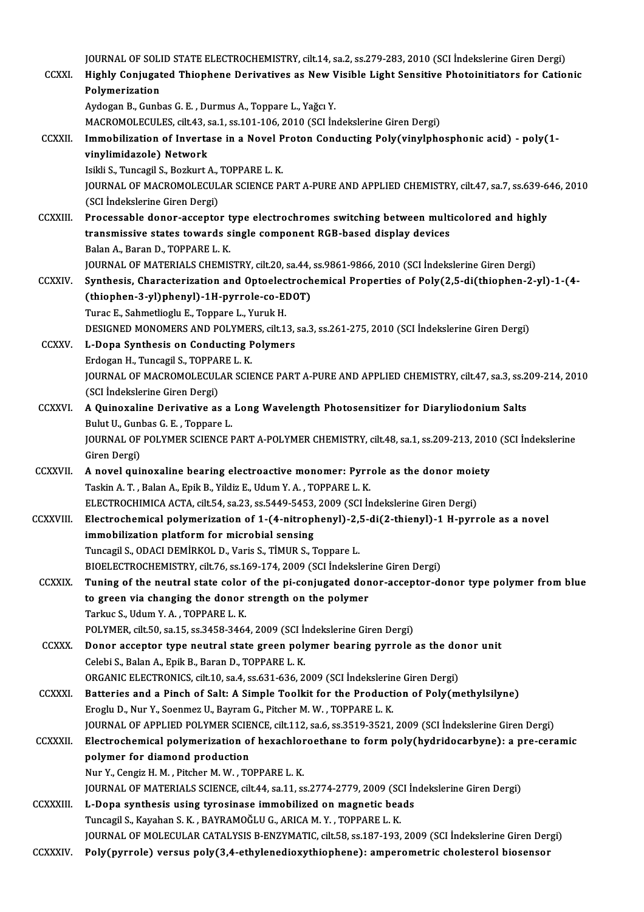JOURNAL OF SOLID STATE ELECTROCHEMISTRY, cilt.14, sa.2, ss.279-283, 2010 (SCI İndekslerine Giren Dergi)

CCXXI. **Highly Conjugated Thiophene Derivatives as New Visible Light Sensitive Photoinitiators for Cationic Polymerization**
Aydogan B., Gunbas G. E. , Durmus A., Toppare L., Yağcı Y.
MACROMOLECULES, cilt.43, sa.1, ss.101-106, 2010 (SCI İndekslerine Giren Dergi)

CCXXII. **Immobilization of Invertase in a Novel Proton Conducting Poly(vinylphosphonic acid) - poly(1-vinylimidazole) Network**
Isikli S., Tuncagil S., Bozkurt A., TOPPARE L. K.
JOURNAL OF MACROMOLECULAR SCIENCE PART A-PURE AND APPLIED CHEMISTRY, cilt.47, sa.7, ss.639-646, 2010 (SCI İndekslerine Giren Dergi)

CCXXIII. **Processable donor-acceptor type electrochromes switching between multicolored and highly transmissive states towards single component RGB-based display devices**
Balan A., Baran D., TOPPARE L. K.
JOURNAL OF MATERIALS CHEMISTRY, cilt.20, sa.44, ss.9861-9866, 2010 (SCI İndekslerine Giren Dergi)

CCXXIV. **Synthesis, Characterization and Optoelectrochemical Properties of Poly(2,5-di(thiophen-2-yl)-1-(4-(thiophen-3-yl)phenyl)-1H-pyrrole-co-EDOT)**
Turac E., Sahmetlioglu E., Toppare L., Yuruk H.
DESIGNED MONOMERS AND POLYMERS, cilt.13, sa.3, ss.261-275, 2010 (SCI İndekslerine Giren Dergi)

CCXXV. **L-Dopa Synthesis on Conducting Polymers**
Erdogan H., Tuncagil S., TOPPARE L. K.
JOURNAL OF MACROMOLECULAR SCIENCE PART A-PURE AND APPLIED CHEMISTRY, cilt.47, sa.3, ss.209-214, 2010 (SCI İndekslerine Giren Dergi)

CCXXVI. **A Quinoxaline Derivative as a Long Wavelength Photosensitizer for Diaryliodonium Salts**
Bulut U., Gunbas G. E. , Toppare L.
JOURNAL OF POLYMER SCIENCE PART A-POLYMER CHEMISTRY, cilt.48, sa.1, ss.209-213, 2010 (SCI İndekslerine Giren Dergi)

CCXXVII. **A novel quinoxaline bearing electroactive monomer: Pyrrole as the donor moiety**
Taskin A. T. , Balan A., Epik B., Yildiz E., Udum Y. A. , TOPPARE L. K.
ELECTROCHIMICA ACTA, cilt.54, sa.23, ss.5449-5453, 2009 (SCI İndekslerine Giren Dergi)

CCXXVIII. **Electrochemical polymerization of 1-(4-nitrophenyl)-2,5-di(2-thienyl)-1 H-pyrrole as a novel immobilization platform for microbial sensing**
Tuncagil S., ODACI DEMİRKOL D., Varis S., TİMUR S., Toppare L.
BIOELECTROCHEMISTRY, cilt.76, ss.169-174, 2009 (SCI İndekslerine Giren Dergi)

CCXXIX. **Tuning of the neutral state color of the pi-conjugated donor-acceptor-donor type polymer from blue to green via changing the donor strength on the polymer**
Tarkuc S., Udum Y. A. , TOPPARE L. K.
POLYMER, cilt.50, sa.15, ss.3458-3464, 2009 (SCI İndekslerine Giren Dergi)

CCXXX. **Donor acceptor type neutral state green polymer bearing pyrrole as the donor unit**
Celebi S., Balan A., Epik B., Baran D., TOPPARE L. K.
ORGANIC ELECTRONICS, cilt.10, sa.4, ss.631-636, 2009 (SCI İndekslerine Giren Dergi)

CCXXXI. **Batteries and a Pinch of Salt: A Simple Toolkit for the Production of Poly(methylsilyne)**
Eroglu D., Nur Y., Soenmez U., Bayram G., Pitcher M. W. , TOPPARE L. K.
JOURNAL OF APPLIED POLYMER SCIENCE, cilt.112, sa.6, ss.3519-3521, 2009 (SCI İndekslerine Giren Dergi)

CCXXXII. **Electrochemical polymerization of hexachloroethane to form poly(hydridocarbyne): a pre-ceramic polymer for diamond production**
Nur Y., Cengiz H. M. , Pitcher M. W. , TOPPARE L. K.
JOURNAL OF MATERIALS SCIENCE, cilt.44, sa.11, ss.2774-2779, 2009 (SCI İndekslerine Giren Dergi)

CCXXXIII. **L-Dopa synthesis using tyrosinase immobilized on magnetic beads**
Tuncagil S., Kayahan S. K. , BAYRAMOĞLU G., ARICA M. Y. , TOPPARE L. K.
JOURNAL OF MOLECULAR CATALYSIS B-ENZYMATIC, cilt.58, ss.187-193, 2009 (SCI İndekslerine Giren Dergi)

CCXXXIV. **Poly(pyrrole) versus poly(3,4-ethylenedioxythiophene): amperometric cholesterol biosensor**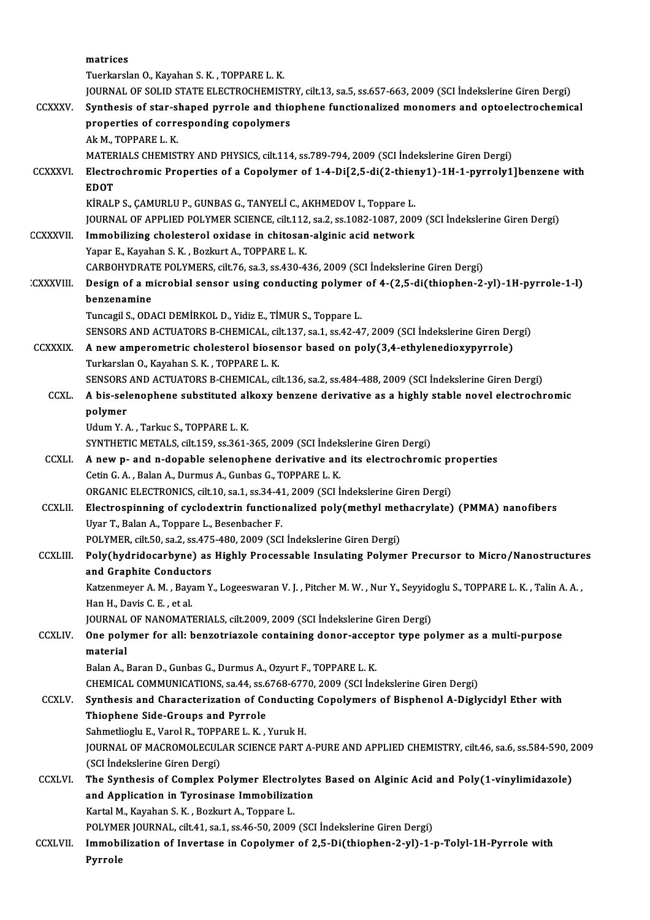matrices

Tuerkarslan O., Kayahan S. K. , TOPPARE L. K.

JOURNAL OF SOLID STATE ELECTROCHEMISTRY, cilt.13, sa.5, ss.657-663, 2009 (SCI İndekslerine Giren Dergi)

CCXXXV. **Synthesis of star-shaped pyrrole and thiophene functionalized monomers and optoelectrochemical properties of corresponding copolymers**

Ak M., TOPPARE L. K.

MATERIALS CHEMISTRY AND PHYSICS, cilt.114, ss.789-794, 2009 (SCI İndekslerine Giren Dergi)

CCXXXVI. **Electrochromic Properties of a Copolymer of 1-4-Di[2,5-di(2-thieny1)-1H-1-pyrroly1]benzene with EDOT**

KİRALP S., ÇAMURLU P., GUNBAS G., TANYELİ C., AKHMEDOV I., Toppare L.

JOURNAL OF APPLIED POLYMER SCIENCE, cilt.112, sa.2, ss.1082-1087, 2009 (SCI İndekslerine Giren Dergi)

CCXXXVII. **Immobilizing cholesterol oxidase in chitosan-alginic acid network**

Yapar E., Kayahan S. K. , Bozkurt A., TOPPARE L. K.

CARBOHYDRATE POLYMERS, cilt.76, sa.3, ss.430-436, 2009 (SCI İndekslerine Giren Dergi)

CCXXXVIII. **Design of a microbial sensor using conducting polymer of 4-(2,5-di(thiophen-2-yl)-1H-pyrrole-1-l) benzenamine**

Tuncagil S., ODACI DEMİRKOL D., Yidiz E., TİMUR S., Toppare L.

SENSORS AND ACTUATORS B-CHEMICAL, cilt.137, sa.1, ss.42-47, 2009 (SCI İndekslerine Giren Dergi)

CCXXXIX. **A new amperometric cholesterol biosensor based on poly(3,4-ethylenedioxypyrrole)**

Turkarslan O., Kayahan S. K. , TOPPARE L. K.

SENSORS AND ACTUATORS B-CHEMICAL, cilt.136, sa.2, ss.484-488, 2009 (SCI İndekslerine Giren Dergi)

CCXL. **A bis-selenophene substituted alkoxy benzene derivative as a highly stable novel electrochromic polymer**

Udum Y. A. , Tarkuc S., TOPPARE L. K.

SYNTHETIC METALS, cilt.159, ss.361-365, 2009 (SCI İndekslerine Giren Dergi)

CCXLI. **A new p- and n-dopable selenophene derivative and its electrochromic properties**

Cetin G. A. , Balan A., Durmus A., Gunbas G., TOPPARE L. K.

ORGANIC ELECTRONICS, cilt.10, sa.1, ss.34-41, 2009 (SCI İndekslerine Giren Dergi)

CCXLII. **Electrospinning of cyclodextrin functionalized poly(methyl methacrylate) (PMMA) nanofibers**

Uyar T., Balan A., Toppare L., Besenbacher F.

POLYMER, cilt.50, sa.2, ss.475-480, 2009 (SCI İndekslerine Giren Dergi)

CCXLIII. **Poly(hydridocarbyne) as Highly Processable Insulating Polymer Precursor to Micro/Nanostructures and Graphite Conductors**

Katzenmeyer A. M. , Bayam Y., Logeeswaran V. J. , Pitcher M. W. , Nur Y., Seyyidoglu S., TOPPARE L. K. , Talin A. A. , Han H., Davis C. E. , et al.

JOURNAL OF NANOMATERIALS, cilt.2009, 2009 (SCI İndekslerine Giren Dergi)

CCXLIV. **One polymer for all: benzotriazole containing donor-acceptor type polymer as a multi-purpose material**

Balan A., Baran D., Gunbas G., Durmus A., Ozyurt F., TOPPARE L. K.

CHEMICAL COMMUNICATIONS, sa.44, ss.6768-6770, 2009 (SCI İndekslerine Giren Dergi)

CCXLV. **Synthesis and Characterization of Conducting Copolymers of Bisphenol A-Diglycidyl Ether with Thiophene Side-Groups and Pyrrole**

Sahmetlioglu E., Varol R., TOPPARE L. K. , Yuruk H.

JOURNAL OF MACROMOLECULAR SCIENCE PART A-PURE AND APPLIED CHEMISTRY, cilt.46, sa.6, ss.584-590, 2009 (SCI İndekslerine Giren Dergi)

CCXLVI. **The Synthesis of Complex Polymer Electrolytes Based on Alginic Acid and Poly(1-vinylimidazole) and Application in Tyrosinase Immobilization**

Kartal M., Kayahan S. K. , Bozkurt A., Toppare L.

POLYMER JOURNAL, cilt.41, sa.1, ss.46-50, 2009 (SCI İndekslerine Giren Dergi)

CCXLVII. **Immobilization of Invertase in Copolymer of 2,5-Di(thiophen-2-yl)-1-p-Tolyl-1H-Pyrrole with Pyrrole**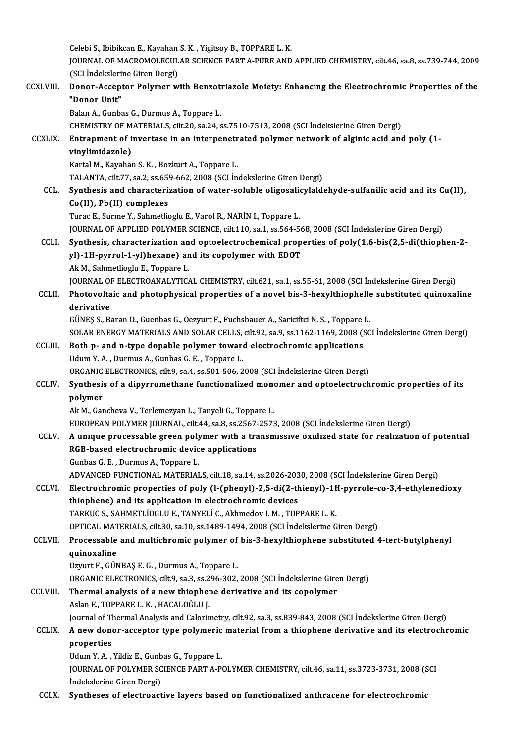Celebi S., Ibibikcan E., Kayahan S. K. , Yigitsoy B., TOPPARE L. K.
JOURNAL OF MACROMOLECULAR SCIENCE PART A-PURE AND APPLIED CHEMISTRY, cilt.46, sa.8, ss.739-744, 2009 (SCI İndekslerine Giren Dergi)

CCXLVIII. **Donor-Acceptor Polymer with Benzotriazole Moiety: Enhancing the Eleetrochromic Properties of the "Donor Unit"**
Balan A., Gunbas G., Durmus A., Toppare L.
CHEMISTRY OF MATERIALS, cilt.20, sa.24, ss.7510-7513, 2008 (SCI İndekslerine Giren Dergi)

CCXLIX. **Entrapment of invertase in an interpenetrated polymer network of alginic acid and poly (1-vinylimidazole)**
Kartal M., Kayahan S. K. , Bozkurt A., Toppare L.
TALANTA, cilt.77, sa.2, ss.659-662, 2008 (SCI İndekslerine Giren Dergi)

CCL. **Synthesis and characterization of water-soluble oligosalicylaldehyde-sulfanilic acid and its Cu(II), Co(II), Pb(II) complexes**
Turac E., Surme Y., Sahmetlioglu E., Varol R., NARİN I., Toppare L.
JOURNAL OF APPLIED POLYMER SCIENCE, cilt.110, sa.1, ss.564-568, 2008 (SCI İndekslerine Giren Dergi)

CCLI. **Synthesis, characterization and optoelectrochemical properties of poly(1,6-bis(2,5-di(thiophen-2-yl)-1H-pyrrol-1-yl)hexane) and its copolymer with EDOT**
Ak M., Sahmetlioglu E., Toppare L.
JOURNAL OF ELECTROANALYTICAL CHEMISTRY, cilt.621, sa.1, ss.55-61, 2008 (SCI İndekslerine Giren Dergi)

CCLII. **Photovoltaic and photophysical properties of a novel bis-3-hexylthiophelle substituted quinoxaline derivative**
GÜNEŞ S., Baran D., Guenbas G., Oezyurt F., Fuchsbauer A., Sariciftci N. S. , Toppare L.
SOLAR ENERGY MATERIALS AND SOLAR CELLS, cilt.92, sa.9, ss.1162-1169, 2008 (SCI İndekslerine Giren Dergi)

CCLIII. **Both p- and n-type dopable polymer toward electrochromic applications**
Udum Y. A. , Durmus A., Gunbas G. E. , Toppare L.
ORGANIC ELECTRONICS, cilt.9, sa.4, ss.501-506, 2008 (SCI İndekslerine Giren Dergi)

CCLIV. **Synthesis of a dipyrromethane functionalized monomer and optoelectrochromic properties of its polymer**
Ak M., Gancheva V., Terlemezyan L., Tanyeli G., Toppare L.
EUROPEAN POLYMER JOURNAL, cilt.44, sa.8, ss.2567-2573, 2008 (SCI İndekslerine Giren Dergi)

CCLV. **A unique processable green polymer with a transmissive oxidized state for realization of potential RGB-based electrochromic device applications**
Gunbas G. E. , Durmus A., Toppare L.
ADVANCED FUNCTIONAL MATERIALS, cilt.18, sa.14, ss.2026-2030, 2008 (SCI İndekslerine Giren Dergi)

CCLVI. **Electrochromic properties of poly (l-(phenyl)-2,5-di(2-thienyl)-1H-pyrrole-co-3,4-ethylenedioxy thiophene) and its application in electrochromic devices**
TARKUC S., SAHMETLİOGLU E., TANYELİ C., Akhmedov I. M. , TOPPARE L. K.
OPTICAL MATERIALS, cilt.30, sa.10, ss.1489-1494, 2008 (SCI İndekslerine Giren Dergi)

CCLVII. **Processable and multichromic polymer of bis-3-hexylthiophene substituted 4-tert-butylphenyl quinoxaline**
Ozyurt F., GÜNBAŞ E. G. , Durmus A., Toppare L.
ORGANIC ELECTRONICS, cilt.9, sa.3, ss.296-302, 2008 (SCI İndekslerine Giren Dergi)

CCLVIII. **Thermal analysis of a new thiophene derivative and its copolymer**
Aslan E., TOPPARE L. K. , HACALOĞLU J.
Journal of Thermal Analysis and Calorimetry, cilt.92, sa.3, ss.839-843, 2008 (SCI İndekslerine Giren Dergi)

CCLIX. **A new donor-acceptor type polymeric material from a thiophene derivative and its electrochromic properties**
Udum Y. A. , Yildiz E., Gunbas G., Toppare L.
JOURNAL OF POLYMER SCIENCE PART A-POLYMER CHEMISTRY, cilt.46, sa.11, ss.3723-3731, 2008 (SCI İndekslerine Giren Dergi)

CCLX. **Syntheses of electroactive layers based on functionalized anthracene for electrochromic**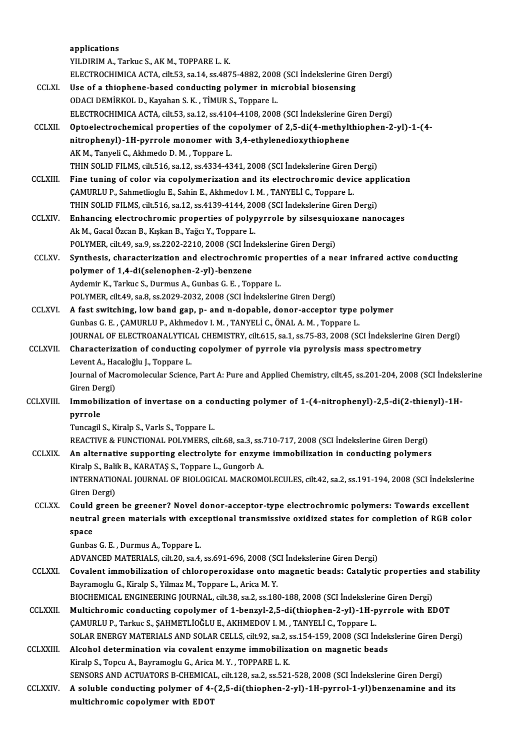applications
YILDIRIM A., Tarkuc S., AK M., TOPPARE L. K.
ELECTROCHIMICA ACTA, cilt.53, sa.14, ss.4875-4882, 2008 (SCI İndekslerine Giren Dergi)

CCLXI. **Use of a thiophene-based conducting polymer in microbial biosensing**
ODACI DEMİRKOL D., Kayahan S. K. , TİMUR S., Toppare L.
ELECTROCHIMICA ACTA, cilt.53, sa.12, ss.4104-4108, 2008 (SCI İndekslerine Giren Dergi)

CCLXII. **Optoelectrochemical properties of the copolymer of 2,5-di(4-methylthiophen-2-yl)-1-(4-nitrophenyl)-1H-pyrrole monomer with 3,4-ethylenedioxythiophene**
AK M., Tanyeli C., Akhmedo D. M. , Toppare L.
THIN SOLID FILMS, cilt.516, sa.12, ss.4334-4341, 2008 (SCI İndekslerine Giren Dergi)

CCLXIII. **Fine tuning of color via copolymerization and its electrochromic device application**
ÇAMURLU P., Sahmetlioglu E., Sahin E., Akhmedov I. M. , TANYELİ C., Toppare L.
THIN SOLID FILMS, cilt.516, sa.12, ss.4139-4144, 2008 (SCI İndekslerine Giren Dergi)

CCLXIV. **Enhancing electrochromic properties of polypyrrole by silsesquioxane nanocages**
Ak M., Gacal Özcan B., Kışkan B., Yağcı Y., Toppare L.
POLYMER, cilt.49, sa.9, ss.2202-2210, 2008 (SCI İndekslerine Giren Dergi)

CCLXV. **Synthesis, characterization and electrochromic properties of a near infrared active conducting polymer of 1,4-di(selenophen-2-yl)-benzene**
Aydemir K., Tarkuc S., Durmus A., Gunbas G. E. , Toppare L.
POLYMER, cilt.49, sa.8, ss.2029-2032, 2008 (SCI İndekslerine Giren Dergi)

CCLXVI. **A fast switching, low band gap, p- and n-dopable, donor-acceptor type polymer**
Gunbas G. E. , ÇAMURLU P., Akhmedov I. M. , TANYELİ C., ÖNAL A. M. , Toppare L.
JOURNAL OF ELECTROANALYTICAL CHEMISTRY, cilt.615, sa.1, ss.75-83, 2008 (SCI İndekslerine Giren Dergi)

CCLXVII. **Characterization of conducting copolymer of pyrrole via pyrolysis mass spectrometry**
Levent A., Hacaloğlu J., Toppare L.
Journal of Macromolecular Science, Part A: Pure and Applied Chemistry, cilt.45, ss.201-204, 2008 (SCI İndekslerine Giren Dergi)

CCLXVIII. **Immobilization of invertase on a conducting polymer of 1-(4-nitrophenyl)-2,5-di(2-thienyl)-1H-pyrrole**
Tuncagil S., Kiralp S., Varls S., Toppare L.
REACTIVE & FUNCTIONAL POLYMERS, cilt.68, sa.3, ss.710-717, 2008 (SCI İndekslerine Giren Dergi)

CCLXIX. **An alternative supporting electrolyte for enzyme immobilization in conducting polymers**
Kiralp S., Balik B., KARATAŞ S., Toppare L., Gungorb A.
INTERNATIONAL JOURNAL OF BIOLOGICAL MACROMOLECULES, cilt.42, sa.2, ss.191-194, 2008 (SCI İndekslerine Giren Dergi)

CCLXX. **Could green be greener? Novel donor-acceptor-type electrochromic polymers: Towards excellent neutral green materials with exceptional transmissive oxidized states for completion of RGB color space**
Gunbas G. E. , Durmus A., Toppare L.
ADVANCED MATERIALS, cilt.20, sa.4, ss.691-696, 2008 (SCI İndekslerine Giren Dergi)

CCLXXI. **Covalent immobilization of chloroperoxidase onto magnetic beads: Catalytic properties and stability**
Bayramoglu G., Kiralp S., Yilmaz M., Toppare L., Arica M. Y.
BIOCHEMICAL ENGINEERING JOURNAL, cilt.38, sa.2, ss.180-188, 2008 (SCI İndekslerine Giren Dergi)

CCLXXII. **Multichromic conducting copolymer of 1-benzyl-2,5-di(thiophen-2-yl)-1H-pyrrole with EDOT**
ÇAMURLU P., Tarkuc S., ŞAHMETLİOĞLU E., AKHMEDOV I. M. , TANYELİ C., Toppare L.
SOLAR ENERGY MATERIALS AND SOLAR CELLS, cilt.92, sa.2, ss.154-159, 2008 (SCI İndekslerine Giren Dergi)

CCLXXIII. **Alcohol determination via covalent enzyme immobilization on magnetic beads**
Kiralp S., Topcu A., Bayramoglu G., Arica M. Y. , TOPPARE L. K.
SENSORS AND ACTUATORS B-CHEMICAL, cilt.128, sa.2, ss.521-528, 2008 (SCI İndekslerine Giren Dergi)

CCLXXIV. **A soluble conducting polymer of 4-(2,5-di(thiophen-2-yl)-1H-pyrrol-1-yl)benzenamine and its multichromic copolymer with EDOT**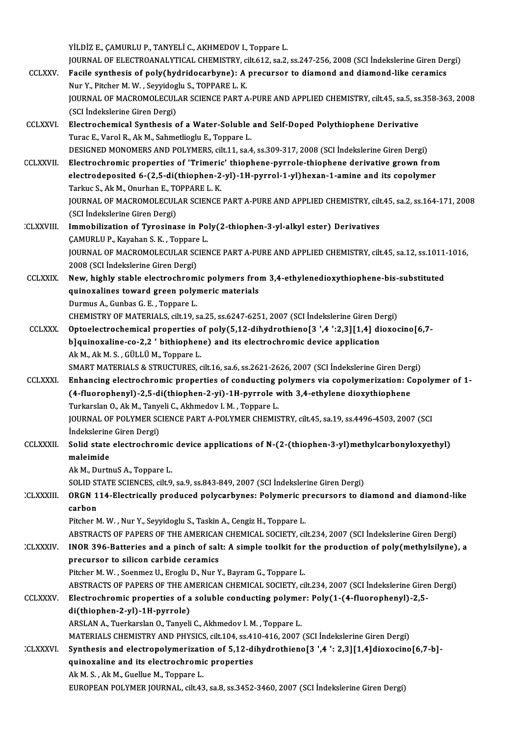YİLDİZ E., ÇAMURLU P., TANYELİ C., AKHMEDOV I., Toppare L.
JOURNAL OF ELECTROANALYTICAL CHEMISTRY, cilt.612, sa.2, ss.247-256, 2008 (SCI İndekslerine Giren Dergi)

CCLXXV. **Facile synthesis of poly(hydridocarbyne): A precursor to diamond and diamond-like ceramics**
Nur Y., Pitcher M. W. , Seyyidoglu S., TOPPARE L. K.
JOURNAL OF MACROMOLECULAR SCIENCE PART A-PURE AND APPLIED CHEMISTRY, cilt.45, sa.5, ss.358-363, 2008 (SCI İndekslerine Giren Dergi)

CCLXXVI. **Electrochemical Synthesis of a Water-Soluble and Self-Doped Polythiophene Derivative**
Turac E., Varol R., Ak M., Sahmetlioglu E., Toppare L.
DESIGNED MONOMERS AND POLYMERS, cilt.11, sa.4, ss.309-317, 2008 (SCI İndekslerine Giren Dergi)

CCLXXVII. **Electrochromic properties of 'Trimeric' thiophene-pyrrole-thiophene derivative grown from electrodeposited 6-(2,5-di(thiophen-2-yl)-1H-pyrrol-1-yl)hexan-1-amine and its copolymer**
Tarkuc S., Ak M., Onurhan E., TOPPARE L. K.
JOURNAL OF MACROMOLECULAR SCIENCE PART A-PURE AND APPLIED CHEMISTRY, cilt.45, sa.2, ss.164-171, 2008 (SCI İndekslerine Giren Dergi)

CCLXXVIII. **Immobilization of Tyrosinase in Poly(2-thiophen-3-yl-alkyl ester) Derivatives**
ÇAMURLU P., Kayahan S. K. , Toppare L.
JOURNAL OF MACROMOLECULAR SCIENCE PART A-PURE AND APPLIED CHEMISTRY, cilt.45, sa.12, ss.1011-1016, 2008 (SCI İndekslerine Giren Dergi)

CCLXXIX. **New, highly stable electrochromic polymers from 3,4-ethylenedioxythiophene-bis-substituted quinoxalines toward green polymeric materials**
Durmus A., Gunbas G. E. , Toppare L.
CHEMISTRY OF MATERIALS, cilt.19, sa.25, ss.6247-6251, 2007 (SCI İndekslerine Giren Dergi)

CCLXXX. **Optoelectrochemical properties of poly(5,12-dihydrothieno[3 ',4 ':2,3][1,4] dioxocino[6,7-b]quinoxaline-co-2,2 ' bithiophene) and its electrochromic device application**
Ak M., Ak M. S. , GÜLLÜ M., Toppare L.
SMART MATERIALS & STRUCTURES, cilt.16, sa.6, ss.2621-2626, 2007 (SCI İndekslerine Giren Dergi)

CCLXXXI. **Enhancing electrochromic properties of conducting polymers via copolymerization: Copolymer of 1-(4-fluorophenyl)-2,5-di(thiophen-2-yi)-1H-pyrrole with 3,4-ethylene dioxythiophene**
Turkarslan O., Ak M., Tanyeli C., Akhmedov I. M. , Toppare L.
JOURNAL OF POLYMER SCIENCE PART A-POLYMER CHEMISTRY, cilt.45, sa.19, ss.4496-4503, 2007 (SCI İndekslerine Giren Dergi)

CCLXXXII. **Solid state electrochromic device applications of N-(2-(thiophen-3-yl)methylcarbonyloxyethyl) maleimide**
Ak M., DurtnuS A., Toppare L.
SOLID STATE SCIENCES, cilt.9, sa.9, ss.843-849, 2007 (SCI İndekslerine Giren Dergi)

CCLXXXIII. **ORGN 114-Electrically produced polycarbynes: Polymeric precursors to diamond and diamond-like carbon**
Pitcher M. W. , Nur Y., Seyyidoglu S., Taskin A., Cengiz H., Toppare L.
ABSTRACTS OF PAPERS OF THE AMERICAN CHEMICAL SOCIETY, cilt.234, 2007 (SCI İndekslerine Giren Dergi)

CCLXXXIV. **INOR 396-Batteries and a pinch of salt: A simple toolkit for the production of poly(methylsilyne), a precursor to silicon carbide ceramics**
Pitcher M. W. , Soenmez U., Eroglu D., Nur Y., Bayram G., Toppare L.
ABSTRACTS OF PAPERS OF THE AMERICAN CHEMICAL SOCIETY, cilt.234, 2007 (SCI İndekslerine Giren Dergi)

CCLXXXV. **Electrochromic properties of a soluble conducting polymer: Poly(1-(4-fluorophenyl)-2,5-di(thiophen-2-yl)-1H-pyrrole)**
ARSLAN A., Tuerkarslan O., Tanyeli C., Akhmedov I. M. , Toppare L.
MATERIALS CHEMISTRY AND PHYSICS, cilt.104, ss.410-416, 2007 (SCI İndekslerine Giren Dergi)

CCLXXXVI. **Synthesis and electropolymerization of 5,12-dihydrothieno[3 ',4 ': 2,3][1,4]dioxocino[6,7-b]-quinoxaline and its electrochromic properties**
Ak M. S. , Ak M., Guellue M., Toppare L.
EUROPEAN POLYMER JOURNAL, cilt.43, sa.8, ss.3452-3460, 2007 (SCI İndekslerine Giren Dergi)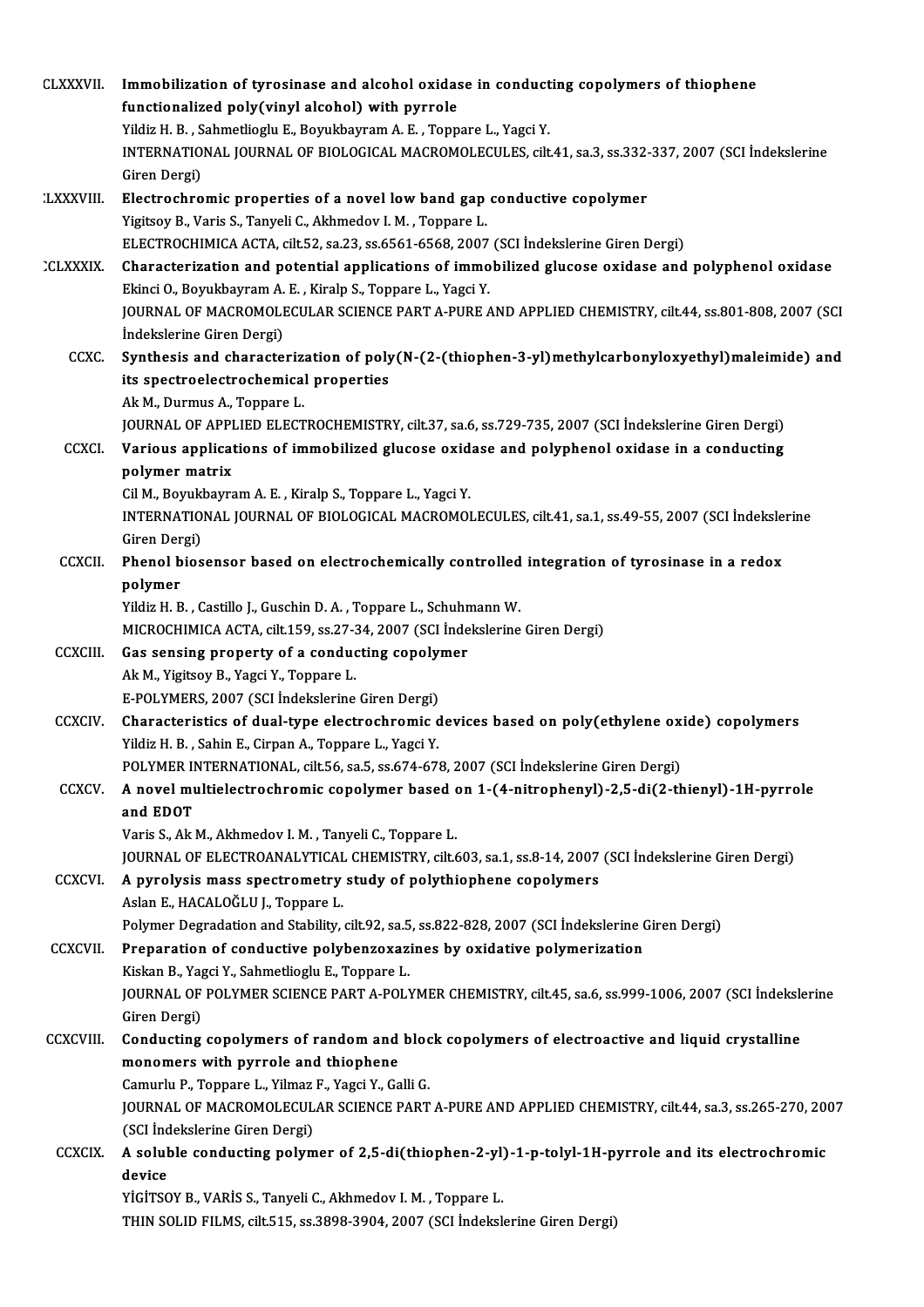CCLXXXVII. **Immobilization of tyrosinase and alcohol oxidase in conducting copolymers of thiophene functionalized poly(vinyl alcohol) with pyrrole**
Yildiz H. B. , Sahmetlioglu E., Boyukbayram A. E. , Toppare L., Yagci Y.
INTERNATIONAL JOURNAL OF BIOLOGICAL MACROMOLECULES, cilt.41, sa.3, ss.332-337, 2007 (SCI İndekslerine Giren Dergi)

CCLXXXVIII. **Electrochromic properties of a novel low band gap conductive copolymer**
Yigitsoy B., Varis S., Tanyeli C., Akhmedov I. M. , Toppare L.
ELECTROCHIMICA ACTA, cilt.52, sa.23, ss.6561-6568, 2007 (SCI İndekslerine Giren Dergi)

CCLXXXIX. **Characterization and potential applications of immobilized glucose oxidase and polyphenol oxidase**
Ekinci O., Boyukbayram A. E. , Kiralp S., Toppare L., Yagci Y.
JOURNAL OF MACROMOLECULAR SCIENCE PART A-PURE AND APPLIED CHEMISTRY, cilt.44, ss.801-808, 2007 (SCI İndekslerine Giren Dergi)

CCXC. **Synthesis and characterization of poly(N-(2-(thiophen-3-yl)methylcarbonyloxyethyl)maleimide) and its spectroelectrochemical properties**
Ak M., Durmus A., Toppare L.
JOURNAL OF APPLIED ELECTROCHEMISTRY, cilt.37, sa.6, ss.729-735, 2007 (SCI İndekslerine Giren Dergi)

CCXCI. **Various applications of immobilized glucose oxidase and polyphenol oxidase in a conducting polymer matrix**
Cil M., Boyukbayram A. E. , Kiralp S., Toppare L., Yagci Y.
INTERNATIONAL JOURNAL OF BIOLOGICAL MACROMOLECULES, cilt.41, sa.1, ss.49-55, 2007 (SCI İndekslerine Giren Dergi)

CCXCII. **Phenol biosensor based on electrochemically controlled integration of tyrosinase in a redox polymer**
Yildiz H. B. , Castillo J., Guschin D. A. , Toppare L., Schuhmann W.
MICROCHIMICA ACTA, cilt.159, ss.27-34, 2007 (SCI İndekslerine Giren Dergi)

CCXCIII. **Gas sensing property of a conducting copolymer**
Ak M., Yigitsoy B., Yagci Y., Toppare L.
E-POLYMERS, 2007 (SCI İndekslerine Giren Dergi)

CCXCIV. **Characteristics of dual-type electrochromic devices based on poly(ethylene oxide) copolymers**
Yildiz H. B. , Sahin E., Cirpan A., Toppare L., Yagci Y.
POLYMER INTERNATIONAL, cilt.56, sa.5, ss.674-678, 2007 (SCI İndekslerine Giren Dergi)

CCXCV. **A novel multielectrochromic copolymer based on 1-(4-nitrophenyl)-2,5-di(2-thienyl)-1H-pyrrole and EDOT**
Varis S., Ak M., Akhmedov I. M. , Tanyeli C., Toppare L.
JOURNAL OF ELECTROANALYTICAL CHEMISTRY, cilt.603, sa.1, ss.8-14, 2007 (SCI İndekslerine Giren Dergi)

CCXCVI. **A pyrolysis mass spectrometry study of polythiophene copolymers**
Aslan E., HACALOĞLU J., Toppare L.
Polymer Degradation and Stability, cilt.92, sa.5, ss.822-828, 2007 (SCI İndekslerine Giren Dergi)

CCXCVII. **Preparation of conductive polybenzoxazines by oxidative polymerization**
Kiskan B., Yagci Y., Sahmetlioglu E., Toppare L.
JOURNAL OF POLYMER SCIENCE PART A-POLYMER CHEMISTRY, cilt.45, sa.6, ss.999-1006, 2007 (SCI İndekslerine Giren Dergi)

CCXCVIII. **Conducting copolymers of random and block copolymers of electroactive and liquid crystalline monomers with pyrrole and thiophene**
Camurlu P., Toppare L., Yilmaz F., Yagci Y., Galli G.
JOURNAL OF MACROMOLECULAR SCIENCE PART A-PURE AND APPLIED CHEMISTRY, cilt.44, sa.3, ss.265-270, 2007 (SCI İndekslerine Giren Dergi)

CCXCIX. **A soluble conducting polymer of 2,5-di(thiophen-2-yl)-1-p-tolyl-1H-pyrrole and its electrochromic device**
YİGİTSOY B., VARİS S., Tanyeli C., Akhmedov I. M. , Toppare L.
THIN SOLID FILMS, cilt.515, ss.3898-3904, 2007 (SCI İndekslerine Giren Dergi)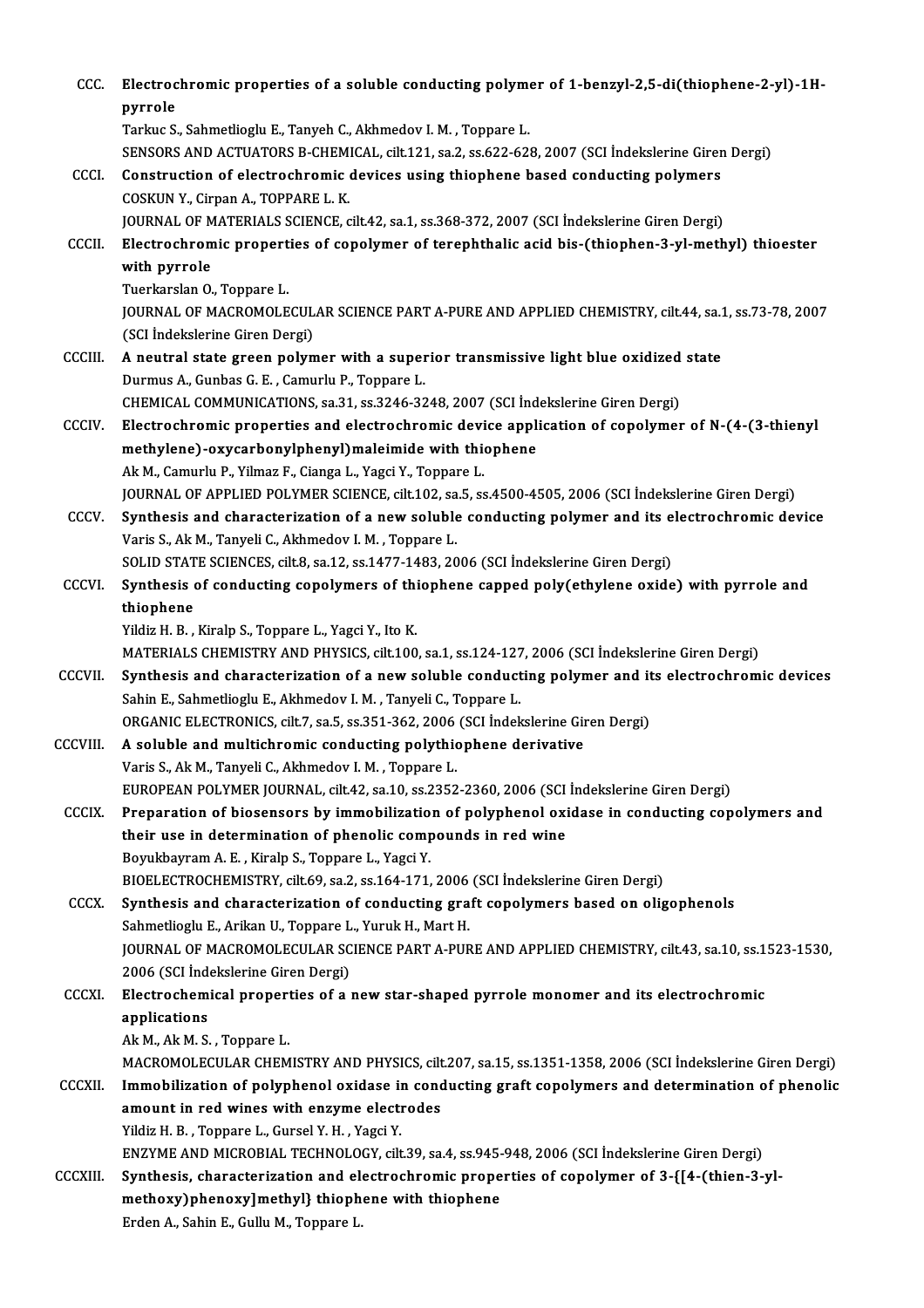CCC. **Electrochromic properties of a soluble conducting polymer of 1-benzyl-2,5-di(thiophene-2-yl)-1H-pyrrole**
Tarkuc S., Sahmetlioglu E., Tanyeh C., Akhmedov I. M. , Toppare L.
SENSORS AND ACTUATORS B-CHEMICAL, cilt.121, sa.2, ss.622-628, 2007 (SCI İndekslerine Giren Dergi)

CCCI. **Construction of electrochromic devices using thiophene based conducting polymers**
COSKUN Y., Cirpan A., TOPPARE L. K.
JOURNAL OF MATERIALS SCIENCE, cilt.42, sa.1, ss.368-372, 2007 (SCI İndekslerine Giren Dergi)

CCCII. **Electrochromic properties of copolymer of terephthalic acid bis-(thiophen-3-yl-methyl) thioester with pyrrole**
Tuerkarslan O., Toppare L.
JOURNAL OF MACROMOLECULAR SCIENCE PART A-PURE AND APPLIED CHEMISTRY, cilt.44, sa.1, ss.73-78, 2007 (SCI İndekslerine Giren Dergi)

CCCIII. **A neutral state green polymer with a superior transmissive light blue oxidized state**
Durmus A., Gunbas G. E. , Camurlu P., Toppare L.
CHEMICAL COMMUNICATIONS, sa.31, ss.3246-3248, 2007 (SCI İndekslerine Giren Dergi)

CCCIV. **Electrochromic properties and electrochromic device application of copolymer of N-(4-(3-thienyl methylene)-oxycarbonylphenyl)maleimide with thiophene**
Ak M., Camurlu P., Yilmaz F., Cianga L., Yagci Y., Toppare L.
JOURNAL OF APPLIED POLYMER SCIENCE, cilt.102, sa.5, ss.4500-4505, 2006 (SCI İndekslerine Giren Dergi)

CCCV. **Synthesis and characterization of a new soluble conducting polymer and its electrochromic device**
Varis S., Ak M., Tanyeli C., Akhmedov I. M. , Toppare L.
SOLID STATE SCIENCES, cilt.8, sa.12, ss.1477-1483, 2006 (SCI İndekslerine Giren Dergi)

CCCVI. **Synthesis of conducting copolymers of thiophene capped poly(ethylene oxide) with pyrrole and thiophene**
Yildiz H. B. , Kiralp S., Toppare L., Yagci Y., Ito K.
MATERIALS CHEMISTRY AND PHYSICS, cilt.100, sa.1, ss.124-127, 2006 (SCI İndekslerine Giren Dergi)

CCCVII. **Synthesis and characterization of a new soluble conducting polymer and its electrochromic devices**
Sahin E., Sahmetlioglu E., Akhmedov I. M. , Tanyeli C., Toppare L.
ORGANIC ELECTRONICS, cilt.7, sa.5, ss.351-362, 2006 (SCI İndekslerine Giren Dergi)

CCCVIII. **A soluble and multichromic conducting polythiophene derivative**
Varis S., Ak M., Tanyeli C., Akhmedov I. M. , Toppare L.
EUROPEAN POLYMER JOURNAL, cilt.42, sa.10, ss.2352-2360, 2006 (SCI İndekslerine Giren Dergi)

CCCIX. **Preparation of biosensors by immobilization of polyphenol oxidase in conducting copolymers and their use in determination of phenolic compounds in red wine**
Boyukbayram A. E. , Kiralp S., Toppare L., Yagci Y.
BIOELECTROCHEMISTRY, cilt.69, sa.2, ss.164-171, 2006 (SCI İndekslerine Giren Dergi)

CCCX. **Synthesis and characterization of conducting graft copolymers based on oligophenols**
Sahmetlioglu E., Arikan U., Toppare L., Yuruk H., Mart H.
JOURNAL OF MACROMOLECULAR SCIENCE PART A-PURE AND APPLIED CHEMISTRY, cilt.43, sa.10, ss.1523-1530, 2006 (SCI İndekslerine Giren Dergi)

CCCXI. **Electrochemical properties of a new star-shaped pyrrole monomer and its electrochromic applications**
Ak M., Ak M. S. , Toppare L.
MACROMOLECULAR CHEMISTRY AND PHYSICS, cilt.207, sa.15, ss.1351-1358, 2006 (SCI İndekslerine Giren Dergi)

CCCXII. **Immobilization of polyphenol oxidase in conducting graft copolymers and determination of phenolic amount in red wines with enzyme electrodes**
Yildiz H. B. , Toppare L., Gursel Y. H. , Yagci Y.
ENZYME AND MICROBIAL TECHNOLOGY, cilt.39, sa.4, ss.945-948, 2006 (SCI İndekslerine Giren Dergi)

CCCXIII. **Synthesis, characterization and electrochromic properties of copolymer of 3-{[4-(thien-3-yl-methoxy)phenoxy]methyl} thiophene with thiophene**
Erden A., Sahin E., Gullu M., Toppare L.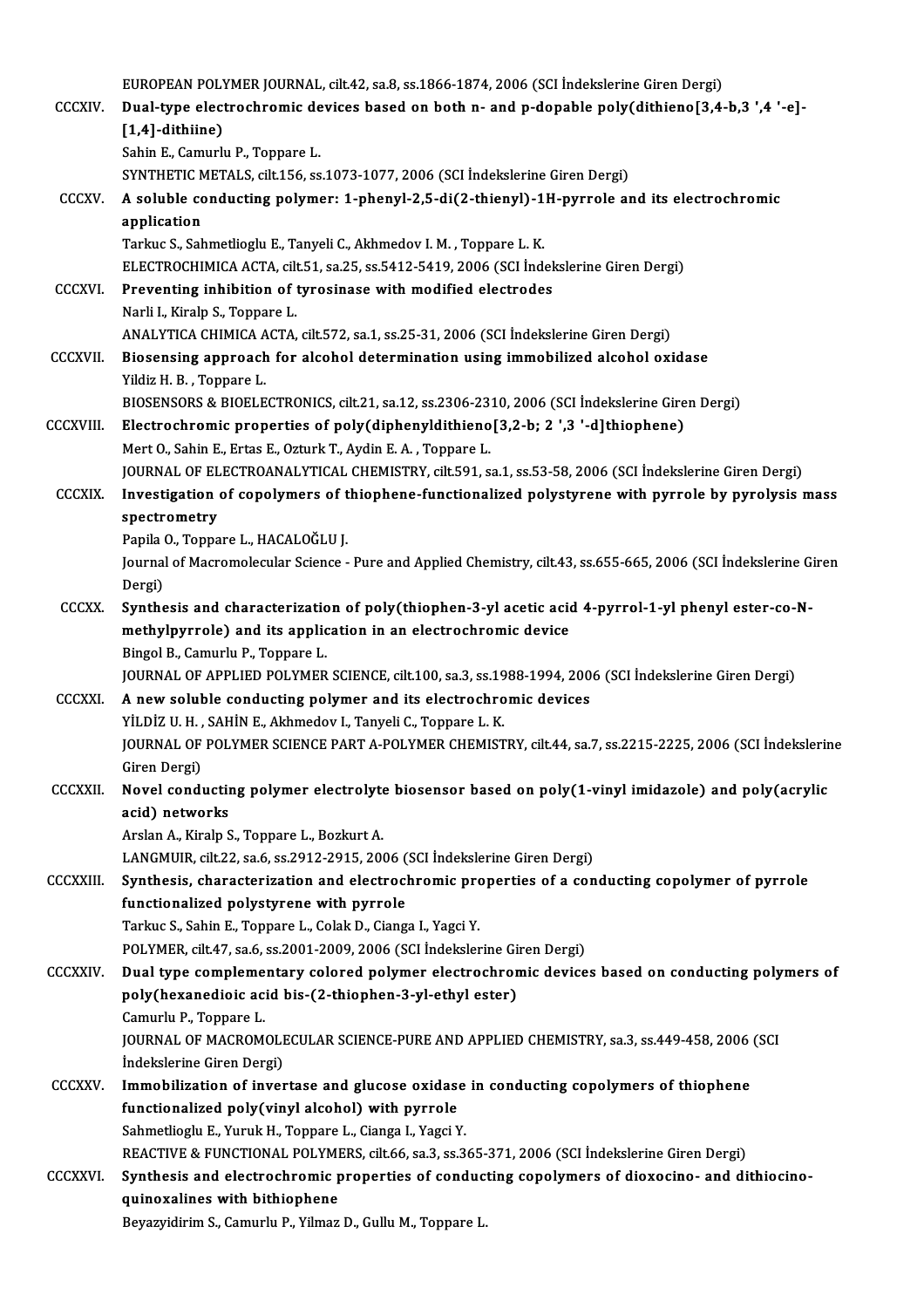EUROPEAN POLYMER JOURNAL, cilt.42, sa.8, ss.1866-1874, 2006 (SCI İndekslerine Giren Dergi)

CCCXIV. **Dual-type electrochromic devices based on both n- and p-dopable poly(dithieno[3,4-b,3 ',4 '-e]-[1,4]-dithiine)**
Sahin E., Camurlu P., Toppare L.
SYNTHETIC METALS, cilt.156, ss.1073-1077, 2006 (SCI İndekslerine Giren Dergi)

CCCXV. **A soluble conducting polymer: 1-phenyl-2,5-di(2-thienyl)-1H-pyrrole and its electrochromic application**
Tarkuc S., Sahmetlioglu E., Tanyeli C., Akhmedov I. M. , Toppare L. K.
ELECTROCHIMICA ACTA, cilt.51, sa.25, ss.5412-5419, 2006 (SCI İndekslerine Giren Dergi)

CCCXVI. **Preventing inhibition of tyrosinase with modified electrodes**
Narli I., Kiralp S., Toppare L.
ANALYTICA CHIMICA ACTA, cilt.572, sa.1, ss.25-31, 2006 (SCI İndekslerine Giren Dergi)

CCCXVII. **Biosensing approach for alcohol determination using immobilized alcohol oxidase**
Yildiz H. B. , Toppare L.
BIOSENSORS & BIOELECTRONICS, cilt.21, sa.12, ss.2306-2310, 2006 (SCI İndekslerine Giren Dergi)

CCCXVIII. **Electrochromic properties of poly(diphenyldithieno[3,2-b; 2 ',3 '-d]thiophene)**
Mert O., Sahin E., Ertas E., Ozturk T., Aydin E. A. , Toppare L.
JOURNAL OF ELECTROANALYTICAL CHEMISTRY, cilt.591, sa.1, ss.53-58, 2006 (SCI İndekslerine Giren Dergi)

CCCXIX. **Investigation of copolymers of thiophene-functionalized polystyrene with pyrrole by pyrolysis mass spectrometry**
Papila O., Toppare L., HACALOĞLU J.
Journal of Macromolecular Science - Pure and Applied Chemistry, cilt.43, ss.655-665, 2006 (SCI İndekslerine Giren Dergi)

CCCXX. **Synthesis and characterization of poly(thiophen-3-yl acetic acid 4-pyrrol-1-yl phenyl ester-co-N-methylpyrrole) and its application in an electrochromic device**
Bingol B., Camurlu P., Toppare L.
JOURNAL OF APPLIED POLYMER SCIENCE, cilt.100, sa.3, ss.1988-1994, 2006 (SCI İndekslerine Giren Dergi)

CCCXXI. **A new soluble conducting polymer and its electrochromic devices**
YİLDİZ U. H. , SAHİN E., Akhmedov I., Tanyeli C., Toppare L. K.
JOURNAL OF POLYMER SCIENCE PART A-POLYMER CHEMISTRY, cilt.44, sa.7, ss.2215-2225, 2006 (SCI İndekslerine Giren Dergi)

CCCXXII. **Novel conducting polymer electrolyte biosensor based on poly(1-vinyl imidazole) and poly(acrylic acid) networks**
Arslan A., Kiralp S., Toppare L., Bozkurt A.
LANGMUIR, cilt.22, sa.6, ss.2912-2915, 2006 (SCI İndekslerine Giren Dergi)

CCCXXIII. **Synthesis, characterization and electrochromic properties of a conducting copolymer of pyrrole functionalized polystyrene with pyrrole**
Tarkuc S., Sahin E., Toppare L., Colak D., Cianga I., Yagci Y.
POLYMER, cilt.47, sa.6, ss.2001-2009, 2006 (SCI İndekslerine Giren Dergi)

CCCXXIV. **Dual type complementary colored polymer electrochromic devices based on conducting polymers of poly(hexanedioic acid bis-(2-thiophen-3-yl-ethyl ester)**
Camurlu P., Toppare L.
JOURNAL OF MACROMOLECULAR SCIENCE-PURE AND APPLIED CHEMISTRY, sa.3, ss.449-458, 2006 (SCI İndekslerine Giren Dergi)

CCCXXV. **Immobilization of invertase and glucose oxidase in conducting copolymers of thiophene functionalized poly(vinyl alcohol) with pyrrole**
Sahmetlioglu E., Yuruk H., Toppare L., Cianga I., Yagci Y.
REACTIVE & FUNCTIONAL POLYMERS, cilt.66, sa.3, ss.365-371, 2006 (SCI İndekslerine Giren Dergi)

CCCXXVI. **Synthesis and electrochromic properties of conducting copolymers of dioxocino- and dithiocino-quinoxalines with bithiophene**
Beyazyidirim S., Camurlu P., Yilmaz D., Gullu M., Toppare L.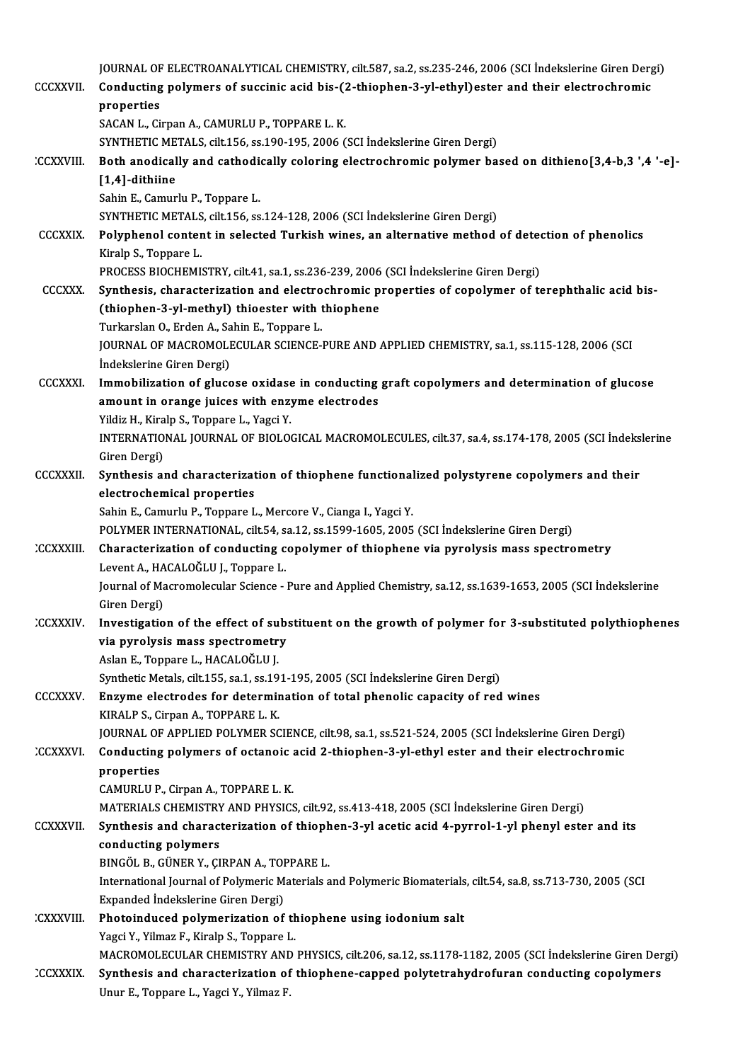JOURNAL OF ELECTROANALYTICAL CHEMISTRY, cilt.587, sa.2, ss.235-246, 2006 (SCI İndekslerine Giren Dergi)

CCCXXVII. **Conducting polymers of succinic acid bis-(2-thiophen-3-yl-ethyl)ester and their electrochromic properties**
SACAN L., Cirpan A., CAMURLU P., TOPPARE L. K.
SYNTHETIC METALS, cilt.156, ss.190-195, 2006 (SCI İndekslerine Giren Dergi)

CCCXXVIII. **Both anodically and cathodically coloring electrochromic polymer based on dithieno[3,4-b,3 ',4 '-e]-[1,4]-dithiine**
Sahin E., Camurlu P., Toppare L.
SYNTHETIC METALS, cilt.156, ss.124-128, 2006 (SCI İndekslerine Giren Dergi)

CCCXXIX. **Polyphenol content in selected Turkish wines, an alternative method of detection of phenolics**
Kiralp S., Toppare L.
PROCESS BIOCHEMISTRY, cilt.41, sa.1, ss.236-239, 2006 (SCI İndekslerine Giren Dergi)

CCCXXX. **Synthesis, characterization and electrochromic properties of copolymer of terephthalic acid bis-(thiophen-3-yl-methyl) thioester with thiophene**
Turkarslan O., Erden A., Sahin E., Toppare L.
JOURNAL OF MACROMOLECULAR SCIENCE-PURE AND APPLIED CHEMISTRY, sa.1, ss.115-128, 2006 (SCI İndekslerine Giren Dergi)

CCCXXXI. **Immobilization of glucose oxidase in conducting graft copolymers and determination of glucose amount in orange juices with enzyme electrodes**
Yildiz H., Kiralp S., Toppare L., Yagci Y.
INTERNATIONAL JOURNAL OF BIOLOGICAL MACROMOLECULES, cilt.37, sa.4, ss.174-178, 2005 (SCI İndekslerine Giren Dergi)

CCCXXXII. **Synthesis and characterization of thiophene functionalized polystyrene copolymers and their electrochemical properties**
Sahin E., Camurlu P., Toppare L., Mercore V., Cianga I., Yagci Y.
POLYMER INTERNATIONAL, cilt.54, sa.12, ss.1599-1605, 2005 (SCI İndekslerine Giren Dergi)

CCCXXXIII. **Characterization of conducting copolymer of thiophene via pyrolysis mass spectrometry**
Levent A., HACALOĞLU J., Toppare L.
Journal of Macromolecular Science - Pure and Applied Chemistry, sa.12, ss.1639-1653, 2005 (SCI İndekslerine Giren Dergi)

CCCXXXIV. **Investigation of the effect of substituent on the growth of polymer for 3-substituted polythiophenes via pyrolysis mass spectrometry**
Aslan E., Toppare L., HACALOĞLU J.
Synthetic Metals, cilt.155, sa.1, ss.191-195, 2005 (SCI İndekslerine Giren Dergi)

CCCXXXV. **Enzyme electrodes for determination of total phenolic capacity of red wines**
KIRALP S., Cirpan A., TOPPARE L. K.
JOURNAL OF APPLIED POLYMER SCIENCE, cilt.98, sa.1, ss.521-524, 2005 (SCI İndekslerine Giren Dergi)

CCCXXXVI. **Conducting polymers of octanoic acid 2-thiophen-3-yl-ethyl ester and their electrochromic properties**
CAMURLU P., Cirpan A., TOPPARE L. K.
MATERIALS CHEMISTRY AND PHYSICS, cilt.92, ss.413-418, 2005 (SCI İndekslerine Giren Dergi)

CCCXXXVII. **Synthesis and characterization of thiophen-3-yl acetic acid 4-pyrrol-1-yl phenyl ester and its conducting polymers**
BINGÖL B., GÜNER Y., ÇIRPAN A., TOPPARE L.
International Journal of Polymeric Materials and Polymeric Biomaterials, cilt.54, sa.8, ss.713-730, 2005 (SCI Expanded İndekslerine Giren Dergi)

CCCXXXVIII. **Photoinduced polymerization of thiophene using iodonium salt**
Yagci Y., Yilmaz F., Kiralp S., Toppare L.
MACROMOLECULAR CHEMISTRY AND PHYSICS, cilt.206, sa.12, ss.1178-1182, 2005 (SCI İndekslerine Giren Dergi)

CCCXXXIX. **Synthesis and characterization of thiophene-capped polytetrahydrofuran conducting copolymers**
Unur E., Toppare L., Yagci Y., Yilmaz F.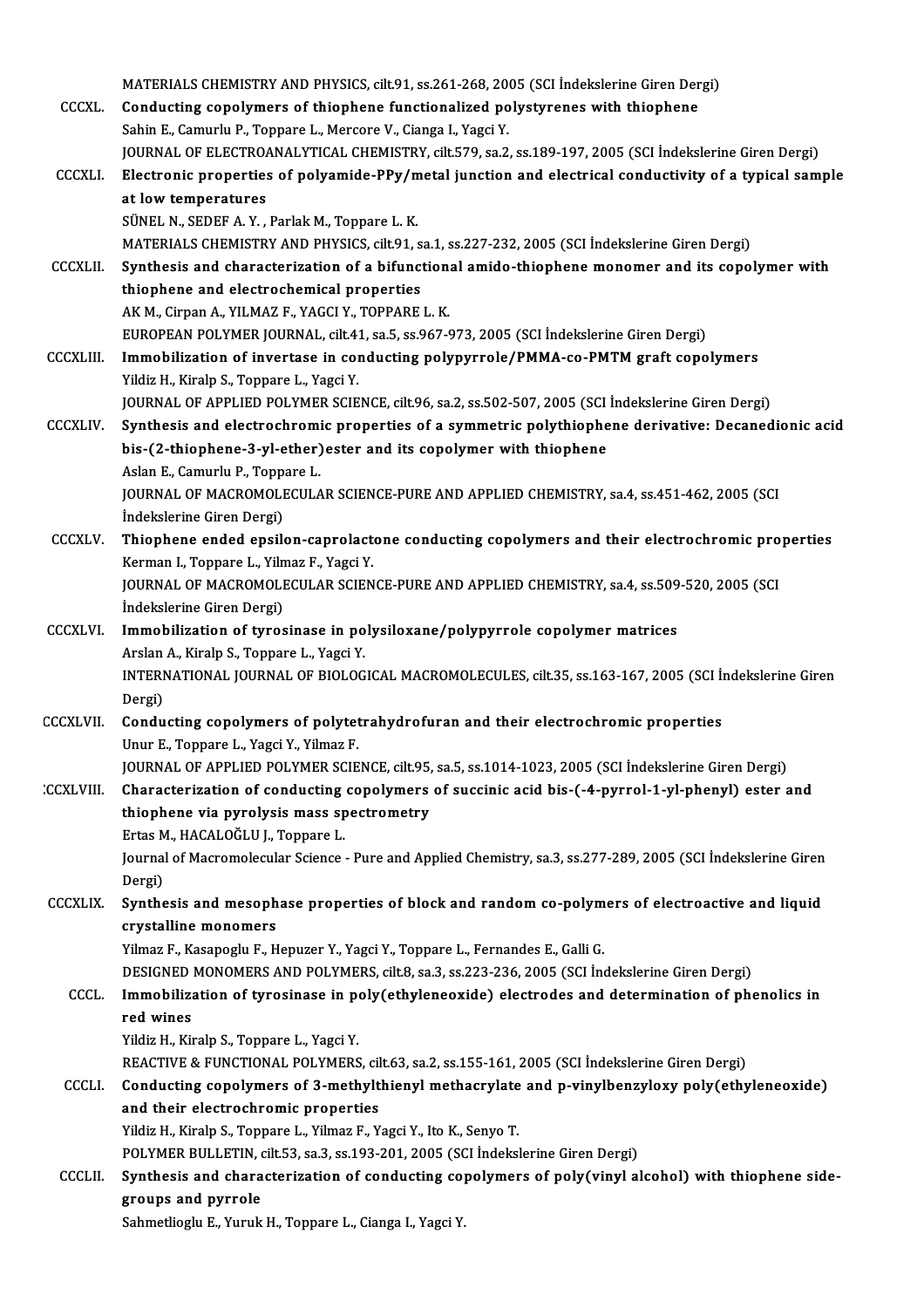MATERIALS CHEMISTRY AND PHYSICS, cilt.91, ss.261-268, 2005 (SCI İndekslerine Giren Dergi)

CCCXL. **Conducting copolymers of thiophene functionalized polystyrenes with thiophene**
Sahin E., Camurlu P., Toppare L., Mercore V., Cianga I., Yagci Y.
JOURNAL OF ELECTROANALYTICAL CHEMISTRY, cilt.579, sa.2, ss.189-197, 2005 (SCI İndekslerine Giren Dergi)

CCCXLI. **Electronic properties of polyamide-PPy/metal junction and electrical conductivity of a typical sample at low temperatures**
SÜNEL N., SEDEF A. Y. , Parlak M., Toppare L. K.
MATERIALS CHEMISTRY AND PHYSICS, cilt.91, sa.1, ss.227-232, 2005 (SCI İndekslerine Giren Dergi)

CCCXLII. **Synthesis and characterization of a bifunctional amido-thiophene monomer and its copolymer with thiophene and electrochemical properties**
AK M., Cirpan A., YILMAZ F., YAGCI Y., TOPPARE L. K.
EUROPEAN POLYMER JOURNAL, cilt.41, sa.5, ss.967-973, 2005 (SCI İndekslerine Giren Dergi)

CCCXLIII. **Immobilization of invertase in conducting polypyrrole/PMMA-co-PMTM graft copolymers**
Yildiz H., Kiralp S., Toppare L., Yagci Y.
JOURNAL OF APPLIED POLYMER SCIENCE, cilt.96, sa.2, ss.502-507, 2005 (SCI İndekslerine Giren Dergi)

CCCXLIV. **Synthesis and electrochromic properties of a symmetric polythiophene derivative: Decanedionic acid bis-(2-thiophene-3-yl-ether)ester and its copolymer with thiophene**
Aslan E., Camurlu P., Toppare L.
JOURNAL OF MACROMOLECULAR SCIENCE-PURE AND APPLIED CHEMISTRY, sa.4, ss.451-462, 2005 (SCI İndekslerine Giren Dergi)

CCCXLV. **Thiophene ended epsilon-caprolactone conducting copolymers and their electrochromic properties**
Kerman I., Toppare L., Yilmaz F., Yagci Y.
JOURNAL OF MACROMOLECULAR SCIENCE-PURE AND APPLIED CHEMISTRY, sa.4, ss.509-520, 2005 (SCI İndekslerine Giren Dergi)

CCCXLVI. **Immobilization of tyrosinase in polysiloxane/polypyrrole copolymer matrices**
Arslan A., Kiralp S., Toppare L., Yagci Y.
INTERNATIONAL JOURNAL OF BIOLOGICAL MACROMOLECULES, cilt.35, ss.163-167, 2005 (SCI İndekslerine Giren Dergi)

CCCXLVII. **Conducting copolymers of polytetrahydrofuran and their electrochromic properties**
Unur E., Toppare L., Yagci Y., Yilmaz F.
JOURNAL OF APPLIED POLYMER SCIENCE, cilt.95, sa.5, ss.1014-1023, 2005 (SCI İndekslerine Giren Dergi)

CCCXLVIII. **Characterization of conducting copolymers of succinic acid bis-(-4-pyrrol-1-yl-phenyl) ester and thiophene via pyrolysis mass spectrometry**
Ertas M., HACALOĞLU J., Toppare L.
Journal of Macromolecular Science - Pure and Applied Chemistry, sa.3, ss.277-289, 2005 (SCI İndekslerine Giren Dergi)

CCCXLIX. **Synthesis and mesophase properties of block and random co-polymers of electroactive and liquid crystalline monomers**
Yilmaz F., Kasapoglu F., Hepuzer Y., Yagci Y., Toppare L., Fernandes E., Galli G.
DESIGNED MONOMERS AND POLYMERS, cilt.8, sa.3, ss.223-236, 2005 (SCI İndekslerine Giren Dergi)

CCCL. **Immobilization of tyrosinase in poly(ethyleneoxide) electrodes and determination of phenolics in red wines**
Yildiz H., Kiralp S., Toppare L., Yagci Y.
REACTIVE & FUNCTIONAL POLYMERS, cilt.63, sa.2, ss.155-161, 2005 (SCI İndekslerine Giren Dergi)

CCCLI. **Conducting copolymers of 3-methylthienyl methacrylate and p-vinylbenzyloxy poly(ethyleneoxide) and their electrochromic properties**
Yildiz H., Kiralp S., Toppare L., Yilmaz F., Yagci Y., Ito K., Senyo T.
POLYMER BULLETIN, cilt.53, sa.3, ss.193-201, 2005 (SCI İndekslerine Giren Dergi)

CCCLII. **Synthesis and characterization of conducting copolymers of poly(vinyl alcohol) with thiophene side-groups and pyrrole**
Sahmetlioglu E., Yuruk H., Toppare L., Cianga I., Yagci Y.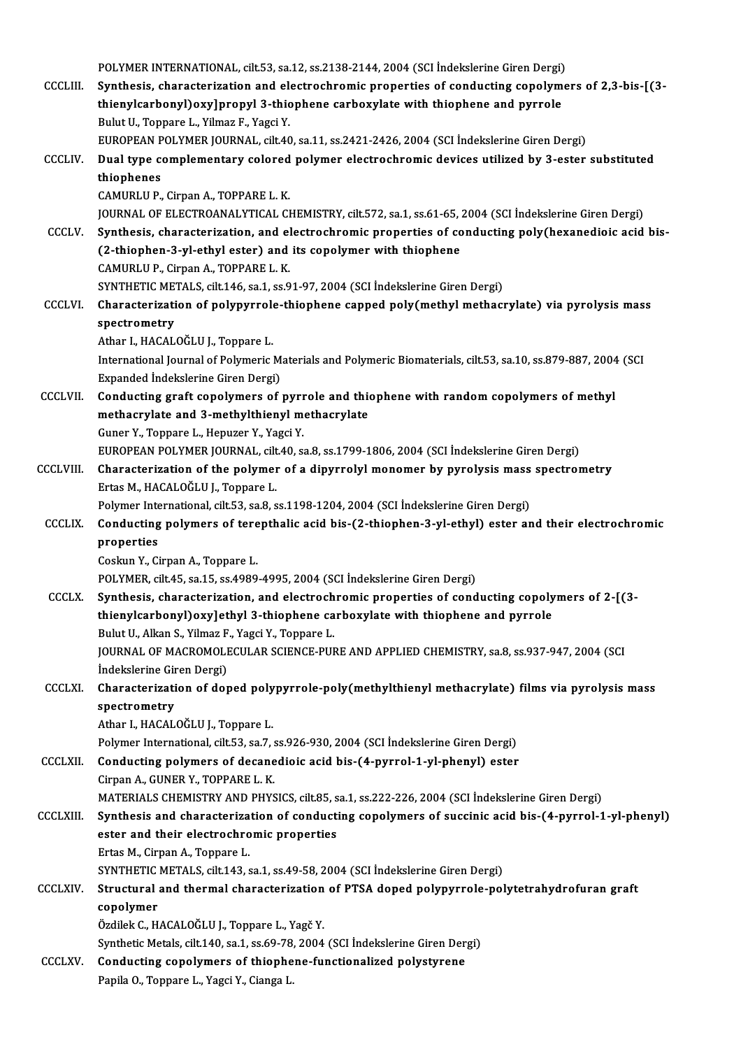POLYMER INTERNATIONAL, cilt.53, sa.12, ss.2138-2144, 2004 (SCI İndekslerine Giren Dergi)

CCCLIII. **Synthesis, characterization and electrochromic properties of conducting copolymers of 2,3-bis-[(3-thienylcarbonyl)oxy]propyl 3-thiophene carboxylate with thiophene and pyrrole**
Bulut U., Toppare L., Yilmaz F., Yagci Y.
EUROPEAN POLYMER JOURNAL, cilt.40, sa.11, ss.2421-2426, 2004 (SCI İndekslerine Giren Dergi)

CCCLIV. **Dual type complementary colored polymer electrochromic devices utilized by 3-ester substituted thiophenes**
CAMURLU P., Cirpan A., TOPPARE L. K.
JOURNAL OF ELECTROANALYTICAL CHEMISTRY, cilt.572, sa.1, ss.61-65, 2004 (SCI İndekslerine Giren Dergi)

CCCLV. **Synthesis, characterization, and electrochromic properties of conducting poly(hexanedioic acid bis-(2-thiophen-3-yl-ethyl ester) and its copolymer with thiophene**
CAMURLU P., Cirpan A., TOPPARE L. K.
SYNTHETIC METALS, cilt.146, sa.1, ss.91-97, 2004 (SCI İndekslerine Giren Dergi)

CCCLVI. **Characterization of polypyrrole-thiophene capped poly(methyl methacrylate) via pyrolysis mass spectrometry**
Athar I., HACALOĞLU J., Toppare L.
International Journal of Polymeric Materials and Polymeric Biomaterials, cilt.53, sa.10, ss.879-887, 2004 (SCI Expanded İndekslerine Giren Dergi)

CCCLVII. **Conducting graft copolymers of pyrrole and thiophene with random copolymers of methyl methacrylate and 3-methylthienyl methacrylate**
Guner Y., Toppare L., Hepuzer Y., Yagci Y.
EUROPEAN POLYMER JOURNAL, cilt.40, sa.8, ss.1799-1806, 2004 (SCI İndekslerine Giren Dergi)

CCCLVIII. **Characterization of the polymer of a dipyrrolyl monomer by pyrolysis mass spectrometry**
Ertas M., HACALOĞLU J., Toppare L.
Polymer International, cilt.53, sa.8, ss.1198-1204, 2004 (SCI İndekslerine Giren Dergi)

CCCLIX. **Conducting polymers of terepthalic acid bis-(2-thiophen-3-yl-ethyl) ester and their electrochromic properties**
Coskun Y., Cirpan A., Toppare L.
POLYMER, cilt.45, sa.15, ss.4989-4995, 2004 (SCI İndekslerine Giren Dergi)

CCCLX. **Synthesis, characterization, and electrochromic properties of conducting copolymers of 2-[(3-thienylcarbonyl)oxy]ethyl 3-thiophene carboxylate with thiophene and pyrrole**
Bulut U., Alkan S., Yilmaz F., Yagci Y., Toppare L.
JOURNAL OF MACROMOLECULAR SCIENCE-PURE AND APPLIED CHEMISTRY, sa.8, ss.937-947, 2004 (SCI İndekslerine Giren Dergi)

CCCLXI. **Characterization of doped polypyrrole-poly(methylthienyl methacrylate) films via pyrolysis mass spectrometry**
Athar I., HACALOĞLU J., Toppare L.
Polymer International, cilt.53, sa.7, ss.926-930, 2004 (SCI İndekslerine Giren Dergi)

CCCLXII. **Conducting polymers of decanedioic acid bis-(4-pyrrol-1-yl-phenyl) ester**
Cirpan A., GUNER Y., TOPPARE L. K.
MATERIALS CHEMISTRY AND PHYSICS, cilt.85, sa.1, ss.222-226, 2004 (SCI İndekslerine Giren Dergi)

CCCLXIII. **Synthesis and characterization of conducting copolymers of succinic acid bis-(4-pyrrol-1-yl-phenyl) ester and their electrochromic properties**
Ertas M., Cirpan A., Toppare L.
SYNTHETIC METALS, cilt.143, sa.1, ss.49-58, 2004 (SCI İndekslerine Giren Dergi)

CCCLXIV. **Structural and thermal characterization of PTSA doped polypyrrole-polytetrahydrofuran graft copolymer**
Özdilek C., HACALOĞLU J., Toppare L., Yagč Y.
Synthetic Metals, cilt.140, sa.1, ss.69-78, 2004 (SCI İndekslerine Giren Dergi)

CCCLXV. **Conducting copolymers of thiophene-functionalized polystyrene**
Papila O., Toppare L., Yagci Y., Cianga L.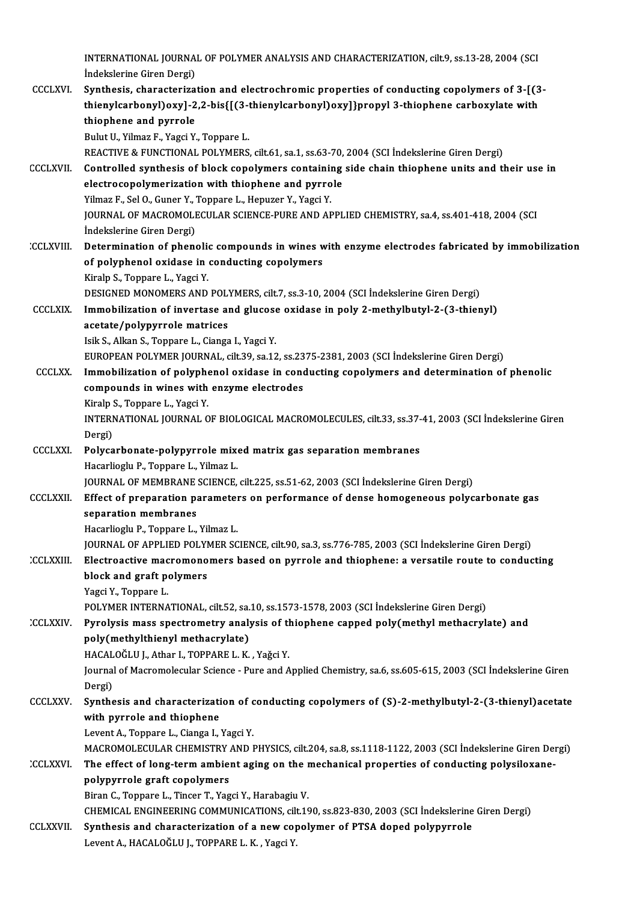INTERNATIONAL JOURNAL OF POLYMER ANALYSIS AND CHARACTERIZATION, cilt.9, ss.13-28, 2004 (SCI İndekslerine Giren Dergi)

CCCLXVI. **Synthesis, characterization and electrochromic properties of conducting copolymers of 3-[(3-thienylcarbonyl)oxy]-2,2-bis{[(3-thienylcarbonyl)oxy]}propyl 3-thiophene carboxylate with thiophene and pyrrole**
Bulut U., Yilmaz F., Yagci Y., Toppare L.
REACTIVE & FUNCTIONAL POLYMERS, cilt.61, sa.1, ss.63-70, 2004 (SCI İndekslerine Giren Dergi)

CCCLXVII. **Controlled synthesis of block copolymers containing side chain thiophene units and their use in electrocopolymerization with thiophene and pyrrole**
Yilmaz F., Sel O., Guner Y., Toppare L., Hepuzer Y., Yagci Y.
JOURNAL OF MACROMOLECULAR SCIENCE-PURE AND APPLIED CHEMISTRY, sa.4, ss.401-418, 2004 (SCI İndekslerine Giren Dergi)

CCCLXVIII. **Determination of phenolic compounds in wines with enzyme electrodes fabricated by immobilization of polyphenol oxidase in conducting copolymers**
Kiralp S., Toppare L., Yagci Y.
DESIGNED MONOMERS AND POLYMERS, cilt.7, ss.3-10, 2004 (SCI İndekslerine Giren Dergi)

CCCLXIX. **Immobilization of invertase and glucose oxidase in poly 2-methylbutyl-2-(3-thienyl) acetate/polypyrrole matrices**
Isik S., Alkan S., Toppare L., Cianga I., Yagci Y.
EUROPEAN POLYMER JOURNAL, cilt.39, sa.12, ss.2375-2381, 2003 (SCI İndekslerine Giren Dergi)

CCCLXX. **Immobilization of polyphenol oxidase in conducting copolymers and determination of phenolic compounds in wines with enzyme electrodes**
Kiralp S., Toppare L., Yagci Y.
INTERNATIONAL JOURNAL OF BIOLOGICAL MACROMOLECULES, cilt.33, ss.37-41, 2003 (SCI İndekslerine Giren Dergi)

CCCLXXI. **Polycarbonate-polypyrrole mixed matrix gas separation membranes**
Hacarlioglu P., Toppare L., Yilmaz L.
JOURNAL OF MEMBRANE SCIENCE, cilt.225, ss.51-62, 2003 (SCI İndekslerine Giren Dergi)

CCCLXXII. **Effect of preparation parameters on performance of dense homogeneous polycarbonate gas separation membranes**
Hacarlioglu P., Toppare L., Yilmaz L.
JOURNAL OF APPLIED POLYMER SCIENCE, cilt.90, sa.3, ss.776-785, 2003 (SCI İndekslerine Giren Dergi)

CCCLXXIII. **Electroactive macromonomers based on pyrrole and thiophene: a versatile route to conducting block and graft polymers**
Yagci Y., Toppare L.
POLYMER INTERNATIONAL, cilt.52, sa.10, ss.1573-1578, 2003 (SCI İndekslerine Giren Dergi)

CCCLXXIV. **Pyrolysis mass spectrometry analysis of thiophene capped poly(methyl methacrylate) and poly(methylthienyl methacrylate)**
HACALOĞLU J., Athar I., TOPPARE L. K. , Yağci Y.
Journal of Macromolecular Science - Pure and Applied Chemistry, sa.6, ss.605-615, 2003 (SCI İndekslerine Giren Dergi)

CCCLXXV. **Synthesis and characterization of conducting copolymers of (S)-2-methylbutyl-2-(3-thienyl)acetate with pyrrole and thiophene**
Levent A., Toppare L., Cianga I., Yagci Y.
MACROMOLECULAR CHEMISTRY AND PHYSICS, cilt.204, sa.8, ss.1118-1122, 2003 (SCI İndekslerine Giren Dergi)

CCCLXXVI. **The effect of long-term ambient aging on the mechanical properties of conducting polysiloxane-polypyrrole graft copolymers**
Biran C., Toppare L., Tincer T., Yagci Y., Harabagiu V.
CHEMICAL ENGINEERING COMMUNICATIONS, cilt.190, ss.823-830, 2003 (SCI İndekslerine Giren Dergi)

CCCLXXVII. **Synthesis and characterization of a new copolymer of PTSA doped polypyrrole**
Levent A., HACALOĞLU J., TOPPARE L. K. , Yagci Y.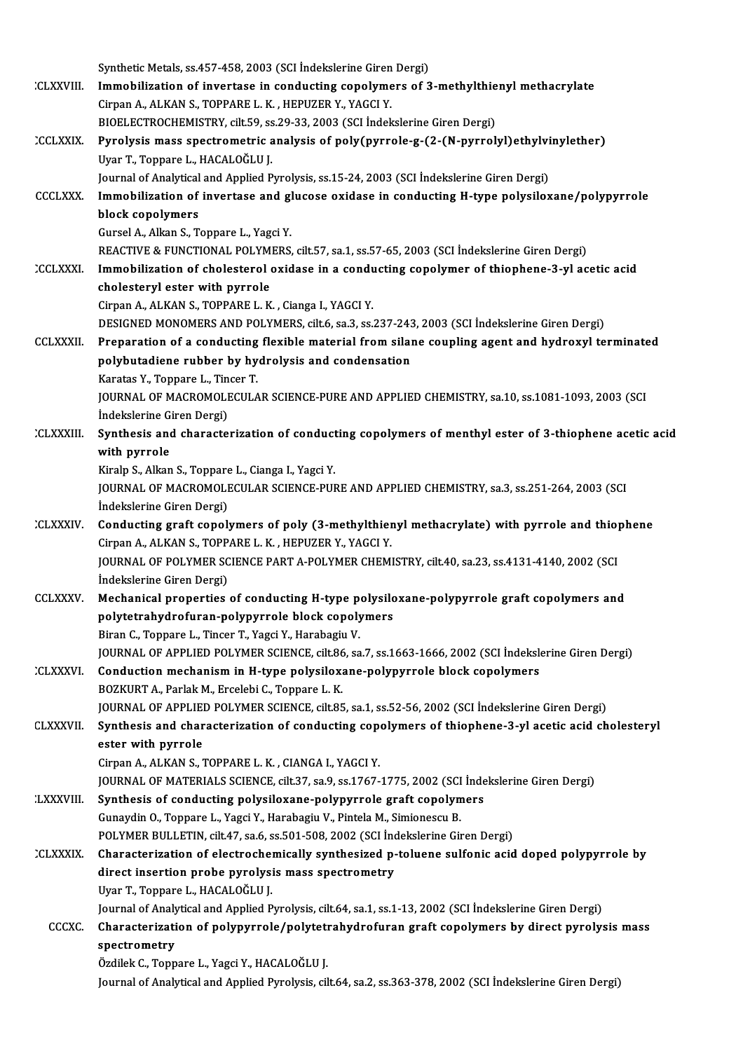Synthetic Metals, ss.457-458, 2003 (SCI İndekslerine Giren Dergi)

CCLXXVIII. **Immobilization of invertase in conducting copolymers of 3-methylthienyl methacrylate**
Cirpan A., ALKAN S., TOPPARE L. K. , HEPUZER Y., YAGCI Y.
BIOELECTROCHEMISTRY, cilt.59, ss.29-33, 2003 (SCI İndekslerine Giren Dergi)

CCCLXXIX. **Pyrolysis mass spectrometric analysis of poly(pyrrole-g-(2-(N-pyrrolyl)ethylvinylether)**
Uyar T., Toppare L., HACALOĞLU J.
Journal of Analytical and Applied Pyrolysis, ss.15-24, 2003 (SCI İndekslerine Giren Dergi)

CCCLXXX. **Immobilization of invertase and glucose oxidase in conducting H-type polysiloxane/polypyrrole block copolymers**
Gursel A., Alkan S., Toppare L., Yagci Y.
REACTIVE & FUNCTIONAL POLYMERS, cilt.57, sa.1, ss.57-65, 2003 (SCI İndekslerine Giren Dergi)

CCCLXXXI. **Immobilization of cholesterol oxidase in a conducting copolymer of thiophene-3-yl acetic acid cholesteryl ester with pyrrole**
Cirpan A., ALKAN S., TOPPARE L. K. , Cianga I., YAGCI Y.
DESIGNED MONOMERS AND POLYMERS, cilt.6, sa.3, ss.237-243, 2003 (SCI İndekslerine Giren Dergi)

CCLXXXII. **Preparation of a conducting flexible material from silane coupling agent and hydroxyl terminated polybutadiene rubber by hydrolysis and condensation**
Karatas Y., Toppare L., Tincer T.
JOURNAL OF MACROMOLECULAR SCIENCE-PURE AND APPLIED CHEMISTRY, sa.10, ss.1081-1093, 2003 (SCI İndekslerine Giren Dergi)

CCLXXXIII. **Synthesis and characterization of conducting copolymers of menthyl ester of 3-thiophene acetic acid with pyrrole**
Kiralp S., Alkan S., Toppare L., Cianga I., Yagci Y.
JOURNAL OF MACROMOLECULAR SCIENCE-PURE AND APPLIED CHEMISTRY, sa.3, ss.251-264, 2003 (SCI İndekslerine Giren Dergi)

CCLXXXIV. **Conducting graft copolymers of poly (3-methylthienyl methacrylate) with pyrrole and thiophene**
Cirpan A., ALKAN S., TOPPARE L. K. , HEPUZER Y., YAGCI Y.
JOURNAL OF POLYMER SCIENCE PART A-POLYMER CHEMISTRY, cilt.40, sa.23, ss.4131-4140, 2002 (SCI İndekslerine Giren Dergi)

CCLXXXV. **Mechanical properties of conducting H-type polysiloxane-polypyrrole graft copolymers and polytetrahydrofuran-polypyrrole block copolymers**
Biran C., Toppare L., Tincer T., Yagci Y., Harabagiu V.
JOURNAL OF APPLIED POLYMER SCIENCE, cilt.86, sa.7, ss.1663-1666, 2002 (SCI İndekslerine Giren Dergi)

CCLXXXVI. **Conduction mechanism in H-type polysiloxane-polypyrrole block copolymers**
BOZKURT A., Parlak M., Ercelebi C., Toppare L. K.
JOURNAL OF APPLIED POLYMER SCIENCE, cilt.85, sa.1, ss.52-56, 2002 (SCI İndekslerine Giren Dergi)

CCLXXXVII. **Synthesis and characterization of conducting copolymers of thiophene-3-yl acetic acid cholesteryl ester with pyrrole**
Cirpan A., ALKAN S., TOPPARE L. K. , CIANGA I., YAGCI Y.
JOURNAL OF MATERIALS SCIENCE, cilt.37, sa.9, ss.1767-1775, 2002 (SCI İndekslerine Giren Dergi)

CCLXXXVIII. **Synthesis of conducting polysiloxane-polypyrrole graft copolymers**
Gunaydin O., Toppare L., Yagci Y., Harabagiu V., Pintela M., Simionescu B.
POLYMER BULLETIN, cilt.47, sa.6, ss.501-508, 2002 (SCI İndekslerine Giren Dergi)

CCLXXXIX. **Characterization of electrochemically synthesized p-toluene sulfonic acid doped polypyrrole by direct insertion probe pyrolysis mass spectrometry**
Uyar T., Toppare L., HACALOĞLU J.
Journal of Analytical and Applied Pyrolysis, cilt.64, sa.1, ss.1-13, 2002 (SCI İndekslerine Giren Dergi)

CCCXC. **Characterization of polypyrrole/polytetrahydrofuran graft copolymers by direct pyrolysis mass spectrometry**
Özdilek C., Toppare L., Yagci Y., HACALOĞLU J.
Journal of Analytical and Applied Pyrolysis, cilt.64, sa.2, ss.363-378, 2002 (SCI İndekslerine Giren Dergi)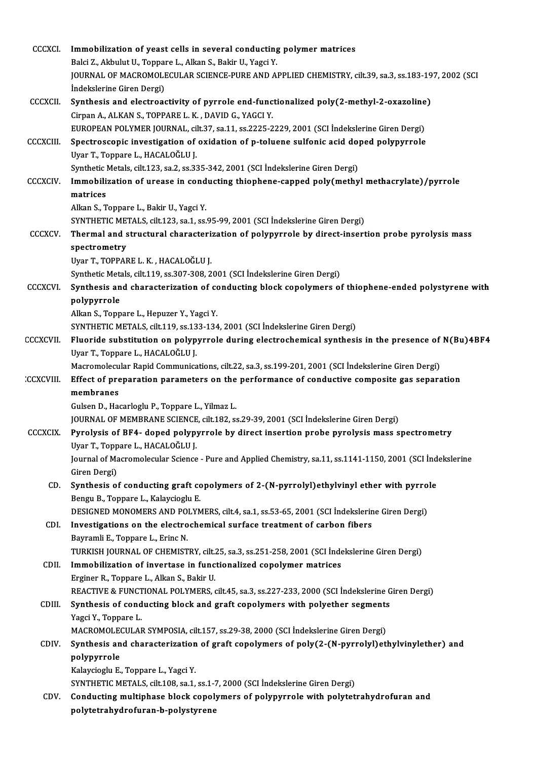CCCXCI. **Immobilization of yeast cells in several conducting polymer matrices**
Balci Z., Akbulut U., Toppare L., Alkan S., Bakir U., Yagci Y.
JOURNAL OF MACROMOLECULAR SCIENCE-PURE AND APPLIED CHEMISTRY, cilt.39, sa.3, ss.183-197, 2002 (SCI İndekslerine Giren Dergi)

CCCXCII. **Synthesis and electroactivity of pyrrole end-functionalized poly(2-methyl-2-oxazoline)**
Cirpan A., ALKAN S., TOPPARE L. K. , DAVID G., YAGCI Y.
EUROPEAN POLYMER JOURNAL, cilt.37, sa.11, ss.2225-2229, 2001 (SCI İndekslerine Giren Dergi)

CCCXCIII. **Spectroscopic investigation of oxidation of p-toluene sulfonic acid doped polypyrrole**
Uyar T., Toppare L., HACALOĞLU J.
Synthetic Metals, cilt.123, sa.2, ss.335-342, 2001 (SCI İndekslerine Giren Dergi)

CCCXCIV. **Immobilization of urease in conducting thiophene-capped poly(methyl methacrylate)/pyrrole matrices**
Alkan S., Toppare L., Bakir U., Yagci Y.
SYNTHETIC METALS, cilt.123, sa.1, ss.95-99, 2001 (SCI İndekslerine Giren Dergi)

CCCXCV. **Thermal and structural characterization of polypyrrole by direct-insertion probe pyrolysis mass spectrometry**
Uyar T., TOPPARE L. K. , HACALOĞLU J.
Synthetic Metals, cilt.119, ss.307-308, 2001 (SCI İndekslerine Giren Dergi)

CCCXCVI. **Synthesis and characterization of conducting block copolymers of thiophene-ended polystyrene with polypyrrole**
Alkan S., Toppare L., Hepuzer Y., Yagci Y.
SYNTHETIC METALS, cilt.119, ss.133-134, 2001 (SCI İndekslerine Giren Dergi)

CCCXCVII. **Fluoride substitution on polypyrrole during electrochemical synthesis in the presence of N(Bu)4BF4**
Uyar T., Toppare L., HACALOĞLU J.
Macromolecular Rapid Communications, cilt.22, sa.3, ss.199-201, 2001 (SCI İndekslerine Giren Dergi)

CCCXCVIII. **Effect of preparation parameters on the performance of conductive composite gas separation membranes**
Gulsen D., Hacarloglu P., Toppare L., Yilmaz L.
JOURNAL OF MEMBRANE SCIENCE, cilt.182, ss.29-39, 2001 (SCI İndekslerine Giren Dergi)

CCCXCIX. **Pyrolysis of BF4- doped polypyrrole by direct insertion probe pyrolysis mass spectrometry**
Uyar T., Toppare L., HACALOĞLU J.
Journal of Macromolecular Science - Pure and Applied Chemistry, sa.11, ss.1141-1150, 2001 (SCI İndekslerine Giren Dergi)

CD. **Synthesis of conducting graft copolymers of 2-(N-pyrrolyl)ethylvinyl ether with pyrrole**
Bengu B., Toppare L., Kalaycioglu E.
DESIGNED MONOMERS AND POLYMERS, cilt.4, sa.1, ss.53-65, 2001 (SCI İndekslerine Giren Dergi)

CDI. **Investigations on the electrochemical surface treatment of carbon fibers**
Bayramli E., Toppare L., Erinc N.
TURKISH JOURNAL OF CHEMISTRY, cilt.25, sa.3, ss.251-258, 2001 (SCI İndekslerine Giren Dergi)

CDII. **Immobilization of invertase in functionalized copolymer matrices**
Erginer R., Toppare L., Alkan S., Bakir U.
REACTIVE & FUNCTIONAL POLYMERS, cilt.45, sa.3, ss.227-233, 2000 (SCI İndekslerine Giren Dergi)

CDIII. **Synthesis of conducting block and graft copolymers with polyether segments**
Yagci Y., Toppare L.
MACROMOLECULAR SYMPOSIA, cilt.157, ss.29-38, 2000 (SCI İndekslerine Giren Dergi)

CDIV. **Synthesis and characterization of graft copolymers of poly(2-(N-pyrrolyl)ethylvinylether) and polypyrrole**
Kalaycioglu E., Toppare L., Yagci Y.
SYNTHETIC METALS, cilt.108, sa.1, ss.1-7, 2000 (SCI İndekslerine Giren Dergi)

CDV. **Conducting multiphase block copolymers of polypyrrole with polytetrahydrofuran and polytetrahydrofuran-b-polystyrene**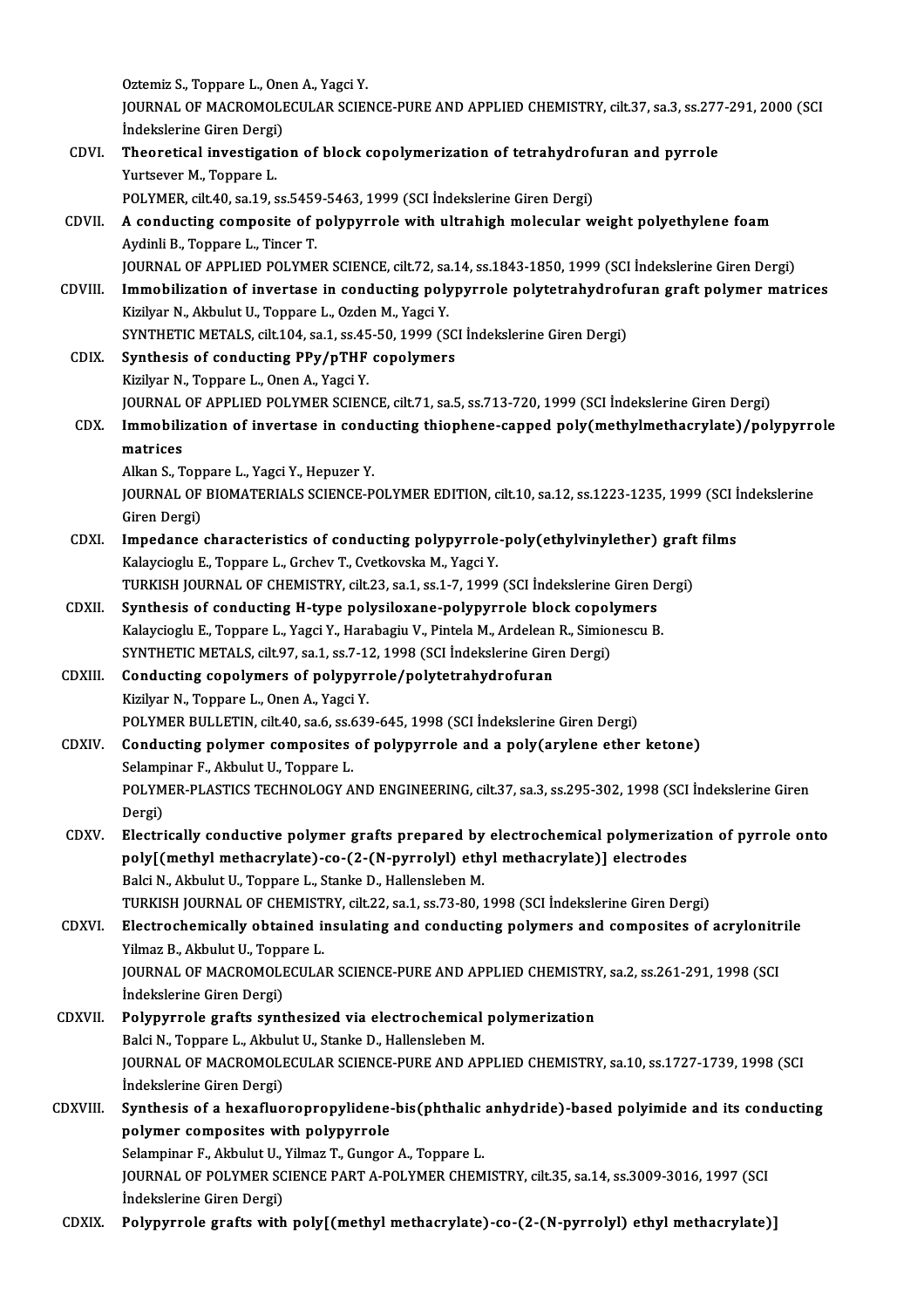Oztemiz S., Toppare L., Onen A., Yagci Y.
JOURNAL OF MACROMOLECULAR SCIENCE-PURE AND APPLIED CHEMISTRY, cilt.37, sa.3, ss.277-291, 2000 (SCI İndekslerine Giren Dergi)

CDVI. **Theoretical investigation of block copolymerization of tetrahydrofuran and pyrrole**
Yurtsever M., Toppare L.
POLYMER, cilt.40, sa.19, ss.5459-5463, 1999 (SCI İndekslerine Giren Dergi)

CDVII. **A conducting composite of polypyrrole with ultrahigh molecular weight polyethylene foam**
Aydinli B., Toppare L., Tincer T.
JOURNAL OF APPLIED POLYMER SCIENCE, cilt.72, sa.14, ss.1843-1850, 1999 (SCI İndekslerine Giren Dergi)

CDVIII. **Immobilization of invertase in conducting polypyrrole polytetrahydrofuran graft polymer matrices**
Kizilyar N., Akbulut U., Toppare L., Ozden M., Yagci Y.
SYNTHETIC METALS, cilt.104, sa.1, ss.45-50, 1999 (SCI İndekslerine Giren Dergi)

CDIX. **Synthesis of conducting PPy/pTHF copolymers**
Kizilyar N., Toppare L., Onen A., Yagci Y.
JOURNAL OF APPLIED POLYMER SCIENCE, cilt.71, sa.5, ss.713-720, 1999 (SCI İndekslerine Giren Dergi)

CDX. **Immobilization of invertase in conducting thiophene-capped poly(methylmethacrylate)/polypyrrole matrices**
Alkan S., Toppare L., Yagci Y., Hepuzer Y.
JOURNAL OF BIOMATERIALS SCIENCE-POLYMER EDITION, cilt.10, sa.12, ss.1223-1235, 1999 (SCI İndekslerine Giren Dergi)

CDXI. **Impedance characteristics of conducting polypyrrole-poly(ethylvinylether) graft films**
Kalaycioglu E., Toppare L., Grchev T., Cvetkovska M., Yagci Y.
TURKISH JOURNAL OF CHEMISTRY, cilt.23, sa.1, ss.1-7, 1999 (SCI İndekslerine Giren Dergi)

CDXII. **Synthesis of conducting H-type polysiloxane-polypyrrole block copolymers**
Kalaycioglu E., Toppare L., Yagci Y., Harabagiu V., Pintela M., Ardelean R., Simionescu B.
SYNTHETIC METALS, cilt.97, sa.1, ss.7-12, 1998 (SCI İndekslerine Giren Dergi)

CDXIII. **Conducting copolymers of polypyrrole/polytetrahydrofuran**
Kizilyar N., Toppare L., Onen A., Yagci Y.
POLYMER BULLETIN, cilt.40, sa.6, ss.639-645, 1998 (SCI İndekslerine Giren Dergi)

CDXIV. **Conducting polymer composites of polypyrrole and a poly(arylene ether ketone)**
Selampinar F., Akbulut U., Toppare L.
POLYMER-PLASTICS TECHNOLOGY AND ENGINEERING, cilt.37, sa.3, ss.295-302, 1998 (SCI İndekslerine Giren Dergi)

CDXV. **Electrically conductive polymer grafts prepared by electrochemical polymerization of pyrrole onto poly[(methyl methacrylate)-co-(2-(N-pyrrolyl) ethyl methacrylate)] electrodes**
Balci N., Akbulut U., Toppare L., Stanke D., Hallensleben M.
TURKISH JOURNAL OF CHEMISTRY, cilt.22, sa.1, ss.73-80, 1998 (SCI İndekslerine Giren Dergi)

CDXVI. **Electrochemically obtained insulating and conducting polymers and composites of acrylonitrile**
Yilmaz B., Akbulut U., Toppare L.
JOURNAL OF MACROMOLECULAR SCIENCE-PURE AND APPLIED CHEMISTRY, sa.2, ss.261-291, 1998 (SCI İndekslerine Giren Dergi)

CDXVII. **Polypyrrole grafts synthesized via electrochemical polymerization**
Balci N., Toppare L., Akbulut U., Stanke D., Hallensleben M.
JOURNAL OF MACROMOLECULAR SCIENCE-PURE AND APPLIED CHEMISTRY, sa.10, ss.1727-1739, 1998 (SCI İndekslerine Giren Dergi)

CDXVIII. **Synthesis of a hexafluoropropylidene-bis(phthalic anhydride)-based polyimide and its conducting polymer composites with polypyrrole**
Selampinar F., Akbulut U., Yilmaz T., Gungor A., Toppare L.
JOURNAL OF POLYMER SCIENCE PART A-POLYMER CHEMISTRY, cilt.35, sa.14, ss.3009-3016, 1997 (SCI İndekslerine Giren Dergi)

CDXIX. **Polypyrrole grafts with poly[(methyl methacrylate)-co-(2-(N-pyrrolyl) ethyl methacrylate)]**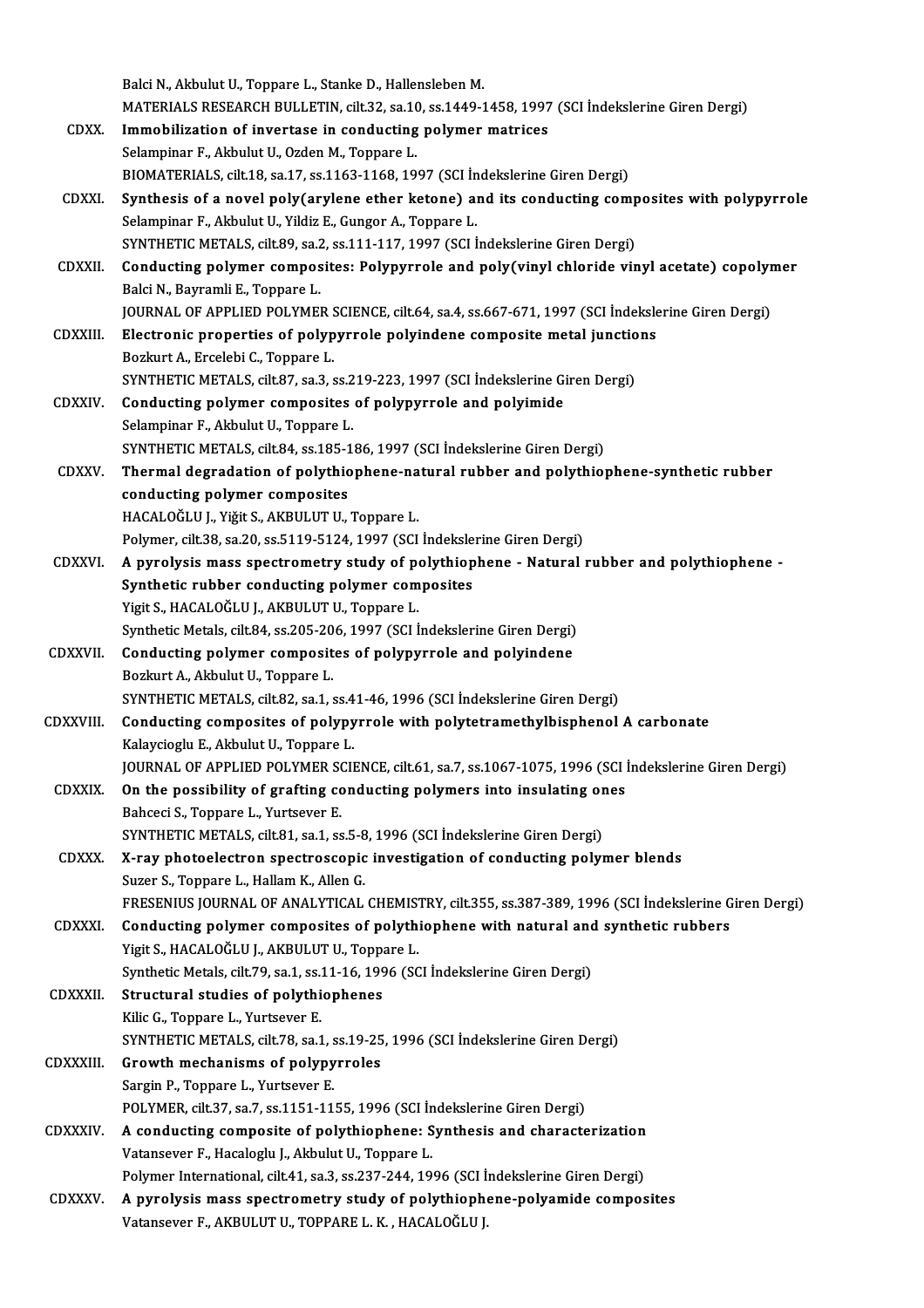Balci N., Akbulut U., Toppare L., Stanke D., Hallensleben M.
MATERIALS RESEARCH BULLETIN, cilt.32, sa.10, ss.1449-1458, 1997 (SCI İndekslerine Giren Dergi)

CDXX. **Immobilization of invertase in conducting polymer matrices**
Selampinar F., Akbulut U., Ozden M., Toppare L.
BIOMATERIALS, cilt.18, sa.17, ss.1163-1168, 1997 (SCI İndekslerine Giren Dergi)

CDXXI. **Synthesis of a novel poly(arylene ether ketone) and its conducting composites with polypyrrole**
Selampinar F., Akbulut U., Yildiz E., Gungor A., Toppare L.
SYNTHETIC METALS, cilt.89, sa.2, ss.111-117, 1997 (SCI İndekslerine Giren Dergi)

CDXXII. **Conducting polymer composites: Polypyrrole and poly(vinyl chloride vinyl acetate) copolymer**
Balci N., Bayramli E., Toppare L.
JOURNAL OF APPLIED POLYMER SCIENCE, cilt.64, sa.4, ss.667-671, 1997 (SCI İndekslerine Giren Dergi)

CDXXIII. **Electronic properties of polypyrrole polyindene composite metal junctions**
Bozkurt A., Ercelebi C., Toppare L.
SYNTHETIC METALS, cilt.87, sa.3, ss.219-223, 1997 (SCI İndekslerine Giren Dergi)

CDXXIV. **Conducting polymer composites of polypyrrole and polyimide**
Selampinar F., Akbulut U., Toppare L.
SYNTHETIC METALS, cilt.84, ss.185-186, 1997 (SCI İndekslerine Giren Dergi)

CDXXV. **Thermal degradation of polythiophene-natural rubber and polythiophene-synthetic rubber conducting polymer composites**
HACALOĞLU J., Yiğit S., AKBULUT U., Toppare L.
Polymer, cilt.38, sa.20, ss.5119-5124, 1997 (SCI İndekslerine Giren Dergi)

CDXXVI. **A pyrolysis mass spectrometry study of polythiophene - Natural rubber and polythiophene - Synthetic rubber conducting polymer composites**
Yigit S., HACALOĞLU J., AKBULUT U., Toppare L.
Synthetic Metals, cilt.84, ss.205-206, 1997 (SCI İndekslerine Giren Dergi)

CDXXVII. **Conducting polymer composites of polypyrrole and polyindene**
Bozkurt A., Akbulut U., Toppare L.
SYNTHETIC METALS, cilt.82, sa.1, ss.41-46, 1996 (SCI İndekslerine Giren Dergi)

CDXXVIII. **Conducting composites of polypyrrole with polytetramethylbisphenol A carbonate**
Kalaycioglu E., Akbulut U., Toppare L.
JOURNAL OF APPLIED POLYMER SCIENCE, cilt.61, sa.7, ss.1067-1075, 1996 (SCI İndekslerine Giren Dergi)

CDXXIX. **On the possibility of grafting conducting polymers into insulating ones**
Bahceci S., Toppare L., Yurtsever E.
SYNTHETIC METALS, cilt.81, sa.1, ss.5-8, 1996 (SCI İndekslerine Giren Dergi)

CDXXX. **X-ray photoelectron spectroscopic investigation of conducting polymer blends**
Suzer S., Toppare L., Hallam K., Allen G.
FRESENIUS JOURNAL OF ANALYTICAL CHEMISTRY, cilt.355, ss.387-389, 1996 (SCI İndekslerine Giren Dergi)

CDXXXI. **Conducting polymer composites of polythiophene with natural and synthetic rubbers**
Yigit S., HACALOĞLU J., AKBULUT U., Toppare L.
Synthetic Metals, cilt.79, sa.1, ss.11-16, 1996 (SCI İndekslerine Giren Dergi)

CDXXXII. **Structural studies of polythiophenes**
Kilic G., Toppare L., Yurtsever E.
SYNTHETIC METALS, cilt.78, sa.1, ss.19-25, 1996 (SCI İndekslerine Giren Dergi)

CDXXXIII. **Growth mechanisms of polypyrroles**
Sargin P., Toppare L., Yurtsever E.
POLYMER, cilt.37, sa.7, ss.1151-1155, 1996 (SCI İndekslerine Giren Dergi)

CDXXXIV. **A conducting composite of polythiophene: Synthesis and characterization**
Vatansever F., Hacaloglu J., Akbulut U., Toppare L.
Polymer International, cilt.41, sa.3, ss.237-244, 1996 (SCI İndekslerine Giren Dergi)

CDXXXV. **A pyrolysis mass spectrometry study of polythiophene-polyamide composites**
Vatansever F., AKBULUT U., TOPPARE L. K. , HACALOĞLU J.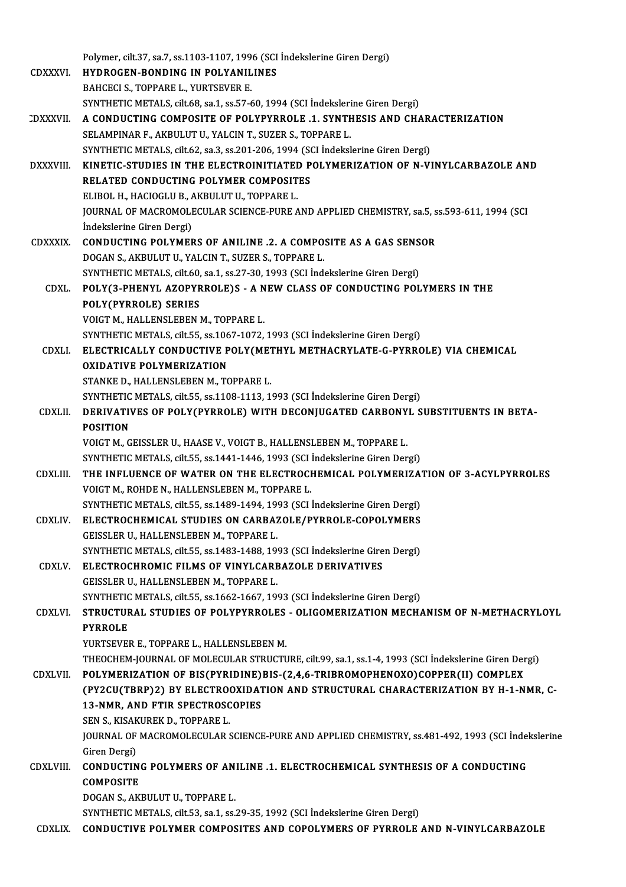Polymer, cilt.37, sa.7, ss.1103-1107, 1996 (SCI İndekslerine Giren Dergi)

CDXXXVI. **HYDROGEN-BONDING IN POLYANILINES**
BAHCECI S., TOPPARE L., YURTSEVER E.
SYNTHETIC METALS, cilt.68, sa.1, ss.57-60, 1994 (SCI İndekslerine Giren Dergi)

CDXXXVII. **A CONDUCTING COMPOSITE OF POLYPYRROLE .1. SYNTHESIS AND CHARACTERIZATION**
SELAMPINAR F., AKBULUT U., YALCIN T., SUZER S., TOPPARE L.
SYNTHETIC METALS, cilt.62, sa.3, ss.201-206, 1994 (SCI İndekslerine Giren Dergi)

CDXXXVIII. **KINETIC-STUDIES IN THE ELECTROINITIATED POLYMERIZATION OF N-VINYLCARBAZOLE AND RELATED CONDUCTING POLYMER COMPOSITES**
ELIBOL H., HACIOGLU B., AKBULUT U., TOPPARE L.
JOURNAL OF MACROMOLECULAR SCIENCE-PURE AND APPLIED CHEMISTRY, sa.5, ss.593-611, 1994 (SCI İndekslerine Giren Dergi)

CDXXXIX. **CONDUCTING POLYMERS OF ANILINE .2. A COMPOSITE AS A GAS SENSOR**
DOGAN S., AKBULUT U., YALCIN T., SUZER S., TOPPARE L.
SYNTHETIC METALS, cilt.60, sa.1, ss.27-30, 1993 (SCI İndekslerine Giren Dergi)

CDXL. **POLY(3-PHENYL AZOPYRROLE)S - A NEW CLASS OF CONDUCTING POLYMERS IN THE POLY(PYRROLE) SERIES**
VOIGT M., HALLENSLEBEN M., TOPPARE L.
SYNTHETIC METALS, cilt.55, ss.1067-1072, 1993 (SCI İndekslerine Giren Dergi)

CDXLI. **ELECTRICALLY CONDUCTIVE POLY(METHYL METHACRYLATE-G-PYRROLE) VIA CHEMICAL OXIDATIVE POLYMERIZATION**
STANKE D., HALLENSLEBEN M., TOPPARE L.
SYNTHETIC METALS, cilt.55, ss.1108-1113, 1993 (SCI İndekslerine Giren Dergi)

CDXLII. **DERIVATIVES OF POLY(PYRROLE) WITH DECONJUGATED CARBONYL SUBSTITUENTS IN BETA-POSITION**
VOIGT M., GEISSLER U., HAASE V., VOIGT B., HALLENSLEBEN M., TOPPARE L.
SYNTHETIC METALS, cilt.55, ss.1441-1446, 1993 (SCI İndekslerine Giren Dergi)

CDXLIII. **THE INFLUENCE OF WATER ON THE ELECTROCHEMICAL POLYMERIZATION OF 3-ACYLPYRROLES**
VOIGT M., ROHDE N., HALLENSLEBEN M., TOPPARE L.
SYNTHETIC METALS, cilt.55, ss.1489-1494, 1993 (SCI İndekslerine Giren Dergi)

CDXLIV. **ELECTROCHEMICAL STUDIES ON CARBAZOLE/PYRROLE-COPOLYMERS**
GEISSLER U., HALLENSLEBEN M., TOPPARE L.
SYNTHETIC METALS, cilt.55, ss.1483-1488, 1993 (SCI İndekslerine Giren Dergi)

CDXLV. **ELECTROCHROMIC FILMS OF VINYLCARBAZOLE DERIVATIVES**
GEISSLER U., HALLENSLEBEN M., TOPPARE L.
SYNTHETIC METALS, cilt.55, ss.1662-1667, 1993 (SCI İndekslerine Giren Dergi)

CDXLVI. **STRUCTURAL STUDIES OF POLYPYRROLES - OLIGOMERIZATION MECHANISM OF N-METHACRYLOYL PYRROLE**
YURTSEVER E., TOPPARE L., HALLENSLEBEN M.
THEOCHEM-JOURNAL OF MOLECULAR STRUCTURE, cilt.99, sa.1, ss.1-4, 1993 (SCI İndekslerine Giren Dergi)

CDXLVII. **POLYMERIZATION OF BIS(PYRIDINE)BIS-(2,4,6-TRIBROMOPHENOXO)COPPER(II) COMPLEX (PY2CU(TBRP)2) BY ELECTROOXIDATION AND STRUCTURAL CHARACTERIZATION BY H-1-NMR, C-13-NMR, AND FTIR SPECTROSCOPIES**
SEN S., KISAKUREK D., TOPPARE L.
JOURNAL OF MACROMOLECULAR SCIENCE-PURE AND APPLIED CHEMISTRY, ss.481-492, 1993 (SCI İndekslerine Giren Dergi)

CDXLVIII. **CONDUCTING POLYMERS OF ANILINE .1. ELECTROCHEMICAL SYNTHESIS OF A CONDUCTING COMPOSITE**
DOGAN S., AKBULUT U., TOPPARE L.
SYNTHETIC METALS, cilt.53, sa.1, ss.29-35, 1992 (SCI İndekslerine Giren Dergi)

CDXLIX. **CONDUCTIVE POLYMER COMPOSITES AND COPOLYMERS OF PYRROLE AND N-VINYLCARBAZOLE**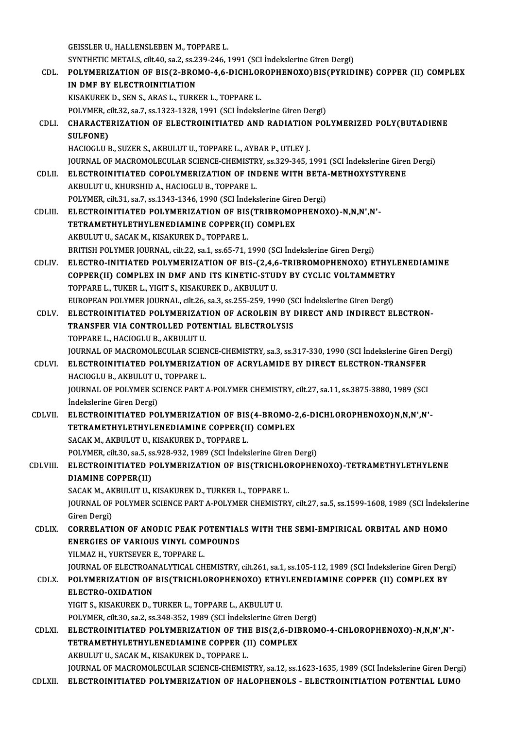GEISSLER U., HALLENSLEBEN M., TOPPARE L.
SYNTHETIC METALS, cilt.40, sa.2, ss.239-246, 1991 (SCI İndekslerine Giren Dergi)

CDL. **POLYMERIZATION OF BIS(2-BROMO-4,6-DICHLOROPHENOXO)BIS(PYRIDINE) COPPER (II) COMPLEX IN DMF BY ELECTROINITIATION**
KISAKUREK D., SEN S., ARAS L., TURKER L., TOPPARE L.
POLYMER, cilt.32, sa.7, ss.1323-1328, 1991 (SCI İndekslerine Giren Dergi)

CDLI. **CHARACTERIZATION OF ELECTROINITIATED AND RADIATION POLYMERIZED POLY(BUTADIENE SULFONE)**
HACIOGLU B., SUZER S., AKBULUT U., TOPPARE L., AYBAR P., UTLEY J.
JOURNAL OF MACROMOLECULAR SCIENCE-CHEMISTRY, ss.329-345, 1991 (SCI İndekslerine Giren Dergi)

CDLII. **ELECTROINITIATED COPOLYMERIZATION OF INDENE WITH BETA-METHOXYSTYRENE**
AKBULUT U., KHURSHID A., HACIOGLU B., TOPPARE L.
POLYMER, cilt.31, sa.7, ss.1343-1346, 1990 (SCI İndekslerine Giren Dergi)

CDLIII. **ELECTROINITIATED POLYMERIZATION OF BIS(TRIBROMOPHENOXO)-N,N,N',N'-TETRAMETHYLETHYLENEDIAMINE COPPER(II) COMPLEX**
AKBULUT U., SACAK M., KISAKUREK D., TOPPARE L.
BRITISH POLYMER JOURNAL, cilt.22, sa.1, ss.65-71, 1990 (SCI İndekslerine Giren Dergi)

CDLIV. **ELECTRO-INITIATED POLYMERIZATION OF BIS-(2,4,6-TRIBROMOPHENOXO) ETHYLENEDIAMINE COPPER(II) COMPLEX IN DMF AND ITS KINETIC-STUDY BY CYCLIC VOLTAMMETRY**
TOPPARE L., TUKER L., YIGIT S., KISAKUREK D., AKBULUT U.
EUROPEAN POLYMER JOURNAL, cilt.26, sa.3, ss.255-259, 1990 (SCI İndekslerine Giren Dergi)

CDLV. **ELECTROINITIATED POLYMERIZATION OF ACROLEIN BY DIRECT AND INDIRECT ELECTRON-TRANSFER VIA CONTROLLED POTENTIAL ELECTROLYSIS**
TOPPARE L., HACIOGLU B., AKBULUT U.
JOURNAL OF MACROMOLECULAR SCIENCE-CHEMISTRY, sa.3, ss.317-330, 1990 (SCI İndekslerine Giren Dergi)

CDLVI. **ELECTROINITIATED POLYMERIZATION OF ACRYLAMIDE BY DIRECT ELECTRON-TRANSFER**
HACIOGLU B., AKBULUT U., TOPPARE L.
JOURNAL OF POLYMER SCIENCE PART A-POLYMER CHEMISTRY, cilt.27, sa.11, ss.3875-3880, 1989 (SCI İndekslerine Giren Dergi)

CDLVII. **ELECTROINITIATED POLYMERIZATION OF BIS(4-BROMO-2,6-DICHLOROPHENOXO)N,N,N',N'-TETRAMETHYLETHYLENEDIAMINE COPPER(II) COMPLEX**
SACAK M., AKBULUT U., KISAKUREK D., TOPPARE L.
POLYMER, cilt.30, sa.5, ss.928-932, 1989 (SCI İndekslerine Giren Dergi)

CDLVIII. **ELECTROINITIATED POLYMERIZATION OF BIS(TRICHLOROPHENOXO)-TETRAMETHYLETHYLENE DIAMINE COPPER(II)**
SACAK M., AKBULUT U., KISAKUREK D., TURKER L., TOPPARE L.
JOURNAL OF POLYMER SCIENCE PART A-POLYMER CHEMISTRY, cilt.27, sa.5, ss.1599-1608, 1989 (SCI İndekslerine Giren Dergi)

CDLIX. **CORRELATION OF ANODIC PEAK POTENTIALS WITH THE SEMI-EMPIRICAL ORBITAL AND HOMO ENERGIES OF VARIOUS VINYL COMPOUNDS**
YILMAZ H., YURTSEVER E., TOPPARE L.
JOURNAL OF ELECTROANALYTICAL CHEMISTRY, cilt.261, sa.1, ss.105-112, 1989 (SCI İndekslerine Giren Dergi)

CDLX. **POLYMERIZATION OF BIS(TRICHLOROPHENOXO) ETHYLENEDIAMINE COPPER (II) COMPLEX BY ELECTRO-OXIDATION**
YIGIT S., KISAKUREK D., TURKER L., TOPPARE L., AKBULUT U.
POLYMER, cilt.30, sa.2, ss.348-352, 1989 (SCI İndekslerine Giren Dergi)

CDLXI. **ELECTROINITIATED POLYMERIZATION OF THE BIS(2,6-DIBROMO-4-CHLOROPHENOXO)-N,N,N',N'-TETRAMETHYLETHYLENEDIAMINE COPPER (II) COMPLEX**
AKBULUT U., SACAK M., KISAKUREK D., TOPPARE L.
JOURNAL OF MACROMOLECULAR SCIENCE-CHEMISTRY, sa.12, ss.1623-1635, 1989 (SCI İndekslerine Giren Dergi)

CDLXII. **ELECTROINITIATED POLYMERIZATION OF HALOPHENOLS - ELECTROINITIATION POTENTIAL LUMO**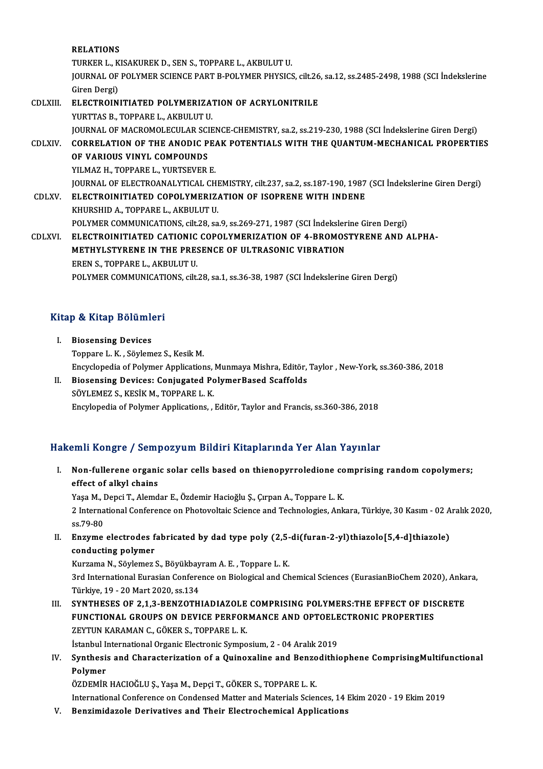RELATIONS
TURKER L., KISAKUREK D., SEN S., TOPPARE L., AKBULUT U.
JOURNAL OF POLYMER SCIENCE PART B-POLYMER PHYSICS, cilt.26, sa.12, ss.2485-2498, 1988 (SCI İndekslerine Giren Dergi)

CDLXIII. **ELECTROINITIATED POLYMERIZATION OF ACRYLONITRILE**
YURTTAS B., TOPPARE L., AKBULUT U.
JOURNAL OF MACROMOLECULAR SCIENCE-CHEMISTRY, sa.2, ss.219-230, 1988 (SCI İndekslerine Giren Dergi)

CDLXIV. **CORRELATION OF THE ANODIC PEAK POTENTIALS WITH THE QUANTUM-MECHANICAL PROPERTIES OF VARIOUS VINYL COMPOUNDS**
YILMAZ H., TOPPARE L., YURTSEVER E.
JOURNAL OF ELECTROANALYTICAL CHEMISTRY, cilt.237, sa.2, ss.187-190, 1987 (SCI İndekslerine Giren Dergi)

CDLXV. **ELECTROINITIATED COPOLYMERIZATION OF ISOPRENE WITH INDENE**
KHURSHID A., TOPPARE L., AKBULUT U.
POLYMER COMMUNICATIONS, cilt.28, sa.9, ss.269-271, 1987 (SCI İndekslerine Giren Dergi)

CDLXVI. **ELECTROINITIATED CATIONIC COPOLYMERIZATION OF 4-BROMOSTYRENE AND ALPHA-METHYLSTYRENE IN THE PRESENCE OF ULTRASONIC VIBRATION**
EREN S., TOPPARE L., AKBULUT U.
POLYMER COMMUNICATIONS, cilt.28, sa.1, ss.36-38, 1987 (SCI İndekslerine Giren Dergi)

## Kitap & Kitap Bölümleri

I. **Biosensing Devices**
Toppare L. K. , Söylemez S., Kesik M.
Encyclopedia of Polymer Applications, Munmaya Mishra, Editör, Taylor , New-York, ss.360-386, 2018

II. **Biosensing Devices: Conjugated PolymerBased Scaffolds**
SÖYLEMEZ S., KESİK M., TOPPARE L. K.
Encylopedia of Polymer Applications, , Editör, Taylor and Francis, ss.360-386, 2018

## Hakemli Kongre / Sempozyum Bildiri Kitaplarında Yer Alan Yayınlar

I. **Non-fullerene organic solar cells based on thienopyrroledione comprising random copolymers; effect of alkyl chains**
Yaşa M., Depci T., Alemdar E., Özdemir Hacioğlu Ş., Çırpan A., Toppare L. K.
2 International Conference on Photovoltaic Science and Technologies, Ankara, Türkiye, 30 Kasım - 02 Aralık 2020, ss.79-80

II. **Enzyme electrodes fabricated by dad type poly (2,5-di(furan-2-yl)thiazolo[5,4-d]thiazole) conducting polymer**
Kurzama N., Söylemez S., Böyükbayram A. E. , Toppare L. K.
3rd International Eurasian Conference on Biological and Chemical Sciences (EurasianBioChem 2020), Ankara, Türkiye, 19 - 20 Mart 2020, ss.134

III. **SYNTHESES OF 2,1,3-BENZOTHIADIAZOLE COMPRISING POLYMERS:THE EFFECT OF DISCRETE FUNCTIONAL GROUPS ON DEVICE PERFORMANCE AND OPTOELECTRONIC PROPERTIES**
ZEYTUN KARAMAN C., GÖKER S., TOPPARE L. K.
İstanbul International Organic Electronic Symposium, 2 - 04 Aralık 2019

IV. **Synthesis and Characterization of a Quinoxaline and Benzodithiophene ComprisingMultifunctional Polymer**
ÖZDEMİR HACIOĞLU Ş., Yaşa M., Depçi T., GÖKER S., TOPPARE L. K.
International Conference on Condensed Matter and Materials Sciences, 14 Ekim 2020 - 19 Ekim 2019

V. **Benzimidazole Derivatives and Their Electrochemical Applications**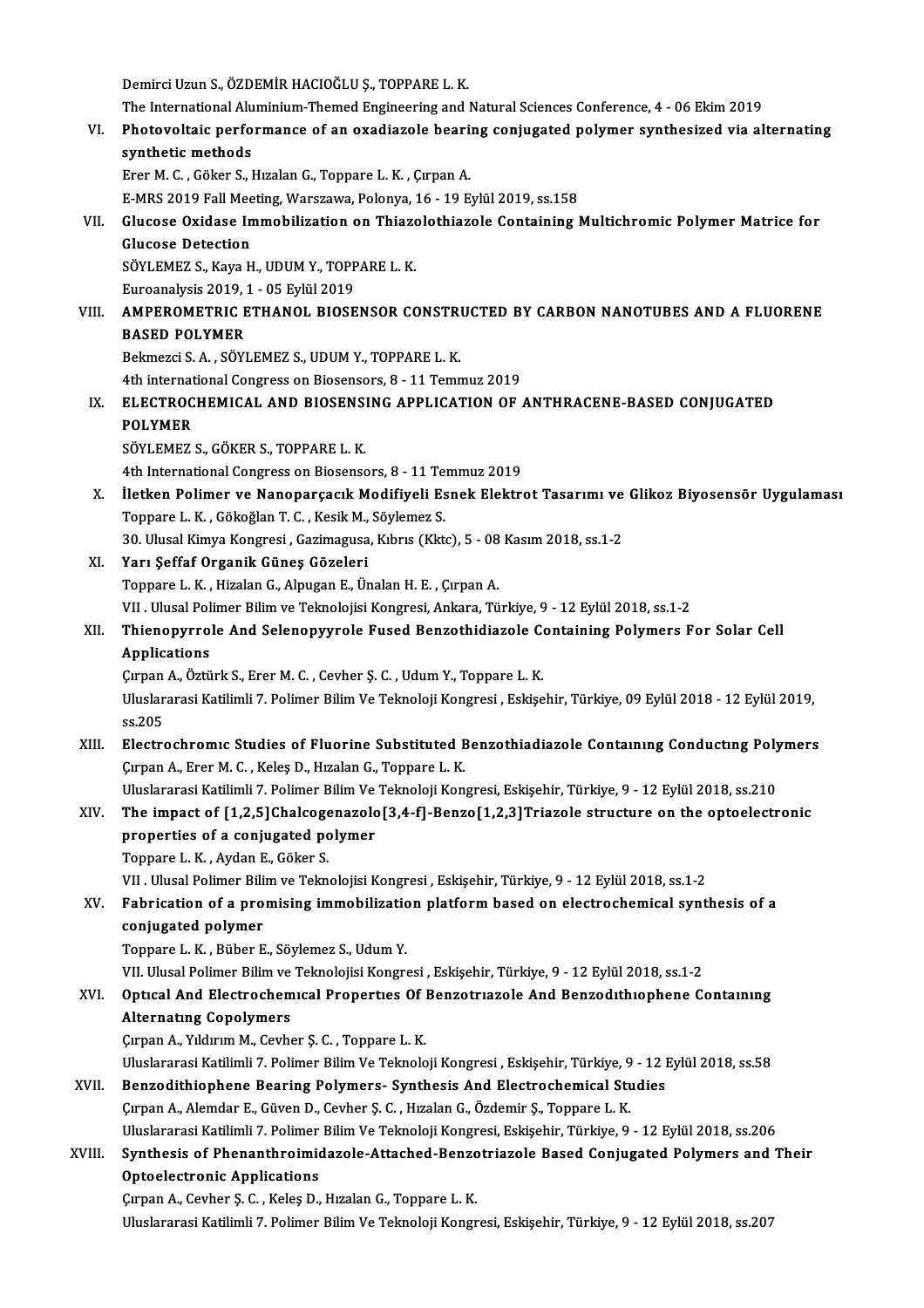Demirci Uzun S., ÖZDEMİR HACIOĞLU Ş., TOPPARE L. K.
The International Aluminium-Themed Engineering and Natural Sciences Conference, 4 - 06 Ekim 2019

VI. **Photovoltaic performance of an oxadiazole bearing conjugated polymer synthesized via alternating synthetic methods**
Erer M. C. , Göker S., Hızalan G., Toppare L. K. , Çırpan A.
E-MRS 2019 Fall Meeting, Warszawa, Polonya, 16 - 19 Eylül 2019, ss.158

VII. **Glucose Oxidase Immobilization on Thiazolothiazole Containing Multichromic Polymer Matrice for Glucose Detection**
SÖYLEMEZ S., Kaya H., UDUM Y., TOPPARE L. K.
Euroanalysis 2019, 1 - 05 Eylül 2019

VIII. **AMPEROMETRIC ETHANOL BIOSENSOR CONSTRUCTED BY CARBON NANOTUBES AND A FLUORENE BASED POLYMER**
Bekmezci S. A. , SÖYLEMEZ S., UDUM Y., TOPPARE L. K.
4th international Congress on Biosensors, 8 - 11 Temmuz 2019

IX. **ELECTROCHEMICAL AND BIOSENSING APPLICATION OF ANTHRACENE-BASED CONJUGATED POLYMER**
SÖYLEMEZ S., GÖKER S., TOPPARE L. K.
4th International Congress on Biosensors, 8 - 11 Temmuz 2019

X. **İletken Polimer ve Nanoparçacık Modifiyeli Esnek Elektrot Tasarımı ve Glikoz Biyosensör Uygulaması**
Toppare L. K. , Gökoğlan T. C. , Kesik M., Söylemez S.
30. Ulusal Kimya Kongresi , Gazimagusa, Kıbrıs (Kktc), 5 - 08 Kasım 2018, ss.1-2

XI. **Yarı Şeffaf Organik Güneş Gözeleri**
Toppare L. K. , Hizalan G., Alpugan E., Ünalan H. E. , Çırpan A.
VII . Ulusal Polimer Bilim ve Teknolojisi Kongresi, Ankara, Türkiye, 9 - 12 Eylül 2018, ss.1-2

XII. **Thienopyrrole And Selenopyyrole Fused Benzothidiazole Containing Polymers For Solar Cell Applications**
Çırpan A., Öztürk S., Erer M. C. , Cevher Ş. C. , Udum Y., Toppare L. K.
Uluslararasi Katilimli 7. Polimer Bilim Ve Teknoloji Kongresi , Eskişehir, Türkiye, 09 Eylül 2018 - 12 Eylül 2019, ss.205

XIII. **Electrochromıc Studies of Fluorine Substituted Benzothiadiazole Contaınıng Conductıng Polymers**
Çırpan A., Erer M. C. , Keleş D., Hızalan G., Toppare L. K.
Uluslararasi Katilimli 7. Polimer Bilim Ve Teknoloji Kongresi, Eskişehir, Türkiye, 9 - 12 Eylül 2018, ss.210

XIV. **The impact of [1,2,5]Chalcogenazolo[3,4-f]-Benzo[1,2,3]Triazole structure on the optoelectronic properties of a conjugated polymer**
Toppare L. K. , Aydan E., Göker S.
VII . Ulusal Polimer Bilim ve Teknolojisi Kongresi , Eskişehir, Türkiye, 9 - 12 Eylül 2018, ss.1-2

XV. **Fabrication of a promising immobilization platform based on electrochemical synthesis of a conjugated polymer**
Toppare L. K. , Büber E., Söylemez S., Udum Y.
VII. Ulusal Polimer Bilim ve Teknolojisi Kongresi , Eskişehir, Türkiye, 9 - 12 Eylül 2018, ss.1-2

XVI. **Optıcal And Electrochemıcal Propertıes Of Benzotrıazole And Benzodıthıophene Contaınıng Alternatıng Copolymers**
Çırpan A., Yıldırım M., Cevher Ş. C. , Toppare L. K.
Uluslararasi Katilimli 7. Polimer Bilim Ve Teknoloji Kongresi , Eskişehir, Türkiye, 9 - 12 Eylül 2018, ss.58

XVII. **Benzodithiophene Bearing Polymers- Synthesis And Electrochemical Studies**
Çırpan A., Alemdar E., Güven D., Cevher Ş. C. , Hızalan G., Özdemir Ş., Toppare L. K.
Uluslararasi Katilimli 7. Polimer Bilim Ve Teknoloji Kongresi, Eskişehir, Türkiye, 9 - 12 Eylül 2018, ss.206

XVIII. **Synthesis of Phenanthroimidazole-Attached-Benzotriazole Based Conjugated Polymers and Their Optoelectronic Applications**
Çırpan A., Cevher Ş. C. , Keleş D., Hızalan G., Toppare L. K.
Uluslararasi Katilimli 7. Polimer Bilim Ve Teknoloji Kongresi, Eskişehir, Türkiye, 9 - 12 Eylül 2018, ss.207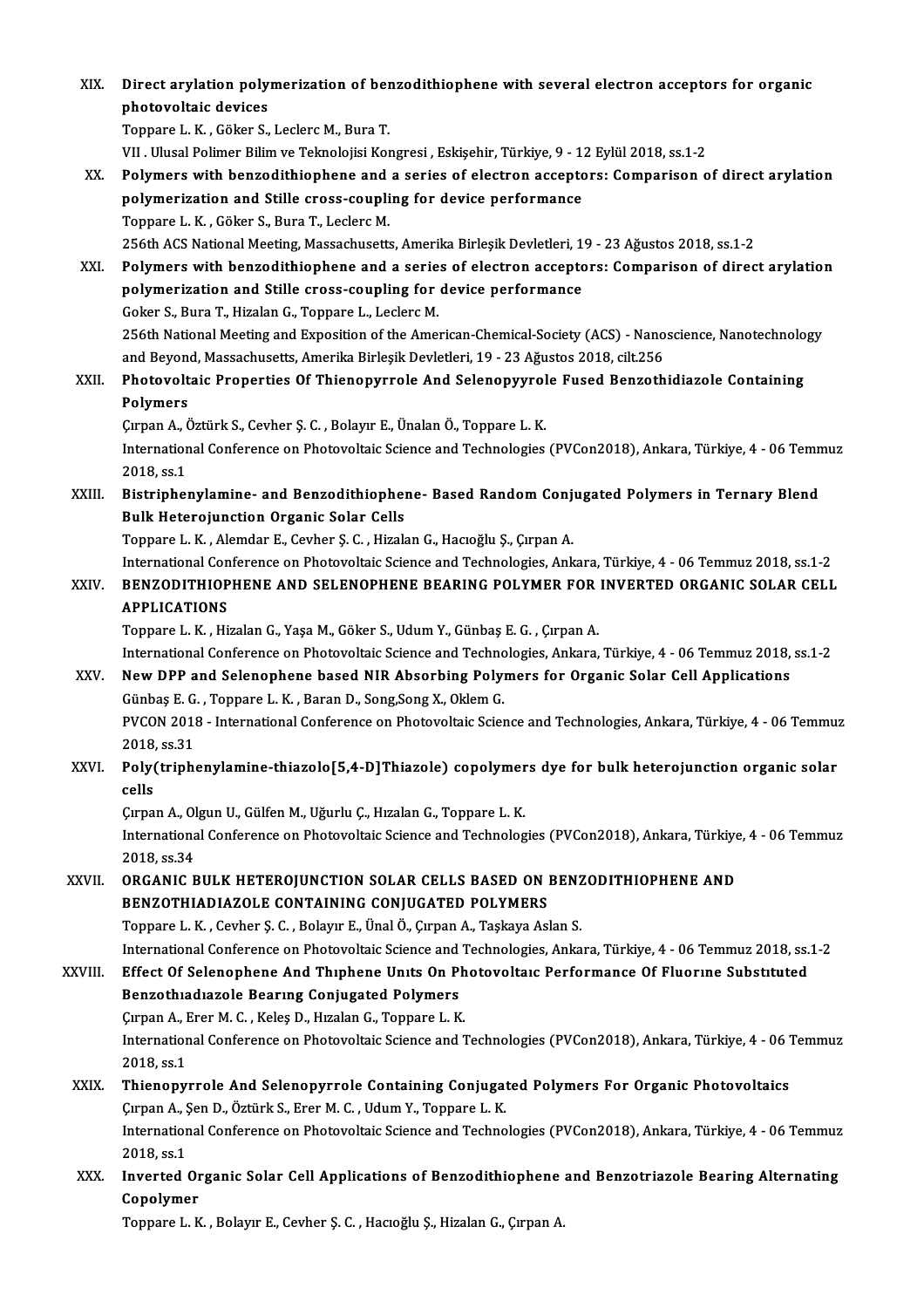XIX. **Direct arylation polymerization of benzodithiophene with several electron acceptors for organic photovoltaic devices**
Toppare L. K. , Göker S., Leclerc M., Bura T.
VII . Ulusal Polimer Bilim ve Teknolojisi Kongresi , Eskişehir, Türkiye, 9 - 12 Eylül 2018, ss.1-2

XX. **Polymers with benzodithiophene and a series of electron acceptors: Comparison of direct arylation polymerization and Stille cross-coupling for device performance**
Toppare L. K. , Göker S., Bura T., Leclerc M.
256th ACS National Meeting, Massachusetts, Amerika Birleşik Devletleri, 19 - 23 Ağustos 2018, ss.1-2

XXI. **Polymers with benzodithiophene and a series of electron acceptors: Comparison of direct arylation polymerization and Stille cross-coupling for device performance**
Goker S., Bura T., Hizalan G., Toppare L., Leclerc M.
256th National Meeting and Exposition of the American-Chemical-Society (ACS) - Nanoscience, Nanotechnology and Beyond, Massachusetts, Amerika Birleşik Devletleri, 19 - 23 Ağustos 2018, cilt.256

XXII. **Photovoltaic Properties Of Thienopyrrole And Selenopyyrole Fused Benzothidiazole Containing Polymers**
Çırpan A., Öztürk S., Cevher Ş. C. , Bolayır E., Ünalan Ö., Toppare L. K.
International Conference on Photovoltaic Science and Technologies (PVCon2018), Ankara, Türkiye, 4 - 06 Temmuz 2018, ss.1

XXIII. **Bistriphenylamine- and Benzodithiophene- Based Random Conjugated Polymers in Ternary Blend Bulk Heterojunction Organic Solar Cells**
Toppare L. K. , Alemdar E., Cevher Ş. C. , Hizalan G., Hacıoğlu Ş., Çırpan A.
International Conference on Photovoltaic Science and Technologies, Ankara, Türkiye, 4 - 06 Temmuz 2018, ss.1-2

XXIV. **BENZODITHIOPHENE AND SELENOPHENE BEARING POLYMER FOR INVERTED ORGANIC SOLAR CELL APPLICATIONS**
Toppare L. K. , Hizalan G., Yaşa M., Göker S., Udum Y., Günbaş E. G. , Çırpan A.
International Conference on Photovoltaic Science and Technologies, Ankara, Türkiye, 4 - 06 Temmuz 2018, ss.1-2

XXV. **New DPP and Selenophene based NIR Absorbing Polymers for Organic Solar Cell Applications**
Günbaş E. G. , Toppare L. K. , Baran D., Song,Song X., Oklem G.
PVCON 2018 - International Conference on Photovoltaic Science and Technologies, Ankara, Türkiye, 4 - 06 Temmuz 2018, ss.31

XXVI. **Poly(triphenylamine-thiazolo[5,4-D]Thiazole) copolymers dye for bulk heterojunction organic solar cells**
Çırpan A., Olgun U., Gülfen M., Uğurlu Ç., Hızalan G., Toppare L. K.
International Conference on Photovoltaic Science and Technologies (PVCon2018), Ankara, Türkiye, 4 - 06 Temmuz 2018, ss.34

XXVII. **ORGANIC BULK HETEROJUNCTION SOLAR CELLS BASED ON BENZODITHIOPHENE AND BENZOTHIADIAZOLE CONTAINING CONJUGATED POLYMERS**
Toppare L. K. , Cevher Ş. C. , Bolayır E., Ünal Ö., Çırpan A., Taşkaya Aslan S.
International Conference on Photovoltaic Science and Technologies, Ankara, Türkiye, 4 - 06 Temmuz 2018, ss.1-2

XXVIII. **Effect Of Selenophene And Thıphene Unıts On Photovoltaıc Performance Of Fluorıne Substıtuted Benzothıadıazole Bearıng Conjugated Polymers**
Çırpan A., Erer M. C. , Keleş D., Hızalan G., Toppare L. K.
International Conference on Photovoltaic Science and Technologies (PVCon2018), Ankara, Türkiye, 4 - 06 Temmuz 2018, ss.1

XXIX. **Thienopyrrole And Selenopyrrole Containing Conjugated Polymers For Organic Photovoltaics**
Çırpan A., Şen D., Öztürk S., Erer M. C. , Udum Y., Toppare L. K.
International Conference on Photovoltaic Science and Technologies (PVCon2018), Ankara, Türkiye, 4 - 06 Temmuz 2018, ss.1

XXX. **Inverted Organic Solar Cell Applications of Benzodithiophene and Benzotriazole Bearing Alternating Copolymer**
Toppare L. K. , Bolayır E., Cevher Ş. C. , Hacıoğlu Ş., Hizalan G., Çırpan A.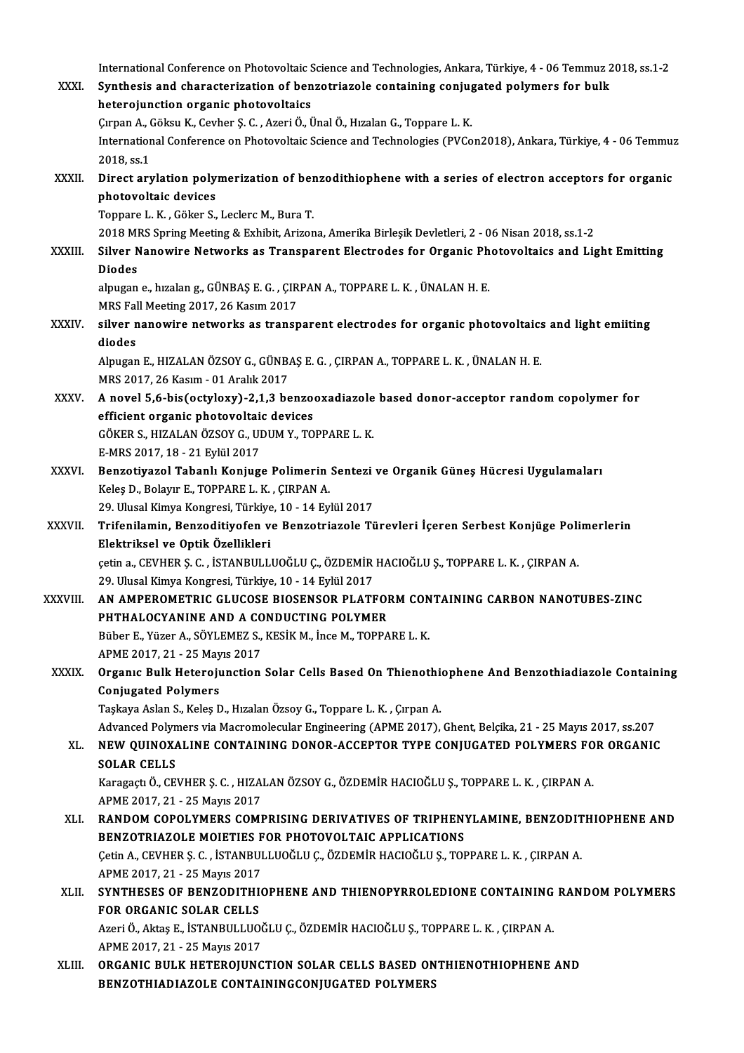International Conference on Photovoltaic Science and Technologies, Ankara, Türkiye, 4 - 06 Temmuz 2018, ss.1-2

XXXI. **Synthesis and characterization of benzotriazole containing conjugated polymers for bulk heterojunction organic photovoltaics**
Çırpan A., Göksu K., Cevher Ş. C. , Azeri Ö., Ünal Ö., Hızalan G., Toppare L. K.
International Conference on Photovoltaic Science and Technologies (PVCon2018), Ankara, Türkiye, 4 - 06 Temmuz 2018, ss.1

XXXII. **Direct arylation polymerization of benzodithiophene with a series of electron acceptors for organic photovoltaic devices**
Toppare L. K. , Göker S., Leclerc M., Bura T.
2018 MRS Spring Meeting & Exhibit, Arizona, Amerika Birleşik Devletleri, 2 - 06 Nisan 2018, ss.1-2

XXXIII. **Silver Nanowire Networks as Transparent Electrodes for Organic Photovoltaics and Light Emitting Diodes**
alpugan e., hızalan g., GÜNBAŞ E. G. , ÇIRPAN A., TOPPARE L. K. , ÜNALAN H. E.
MRS Fall Meeting 2017, 26 Kasım 2017

XXXIV. **silver nanowire networks as transparent electrodes for organic photovoltaics and light emiiting diodes**
Alpugan E., HIZALAN ÖZSOY G., GÜNBAŞ E. G. , ÇIRPAN A., TOPPARE L. K. , ÜNALAN H. E.
MRS 2017, 26 Kasım - 01 Aralık 2017

XXXV. **A novel 5,6-bis(octyloxy)-2,1,3 benzooxadiazole based donor-acceptor random copolymer for efficient organic photovoltaic devices**
GÖKER S., HIZALAN ÖZSOY G., UDUM Y., TOPPARE L. K.
E-MRS 2017, 18 - 21 Eylül 2017

XXXVI. **Benzotiyazol Tabanlı Konjuge Polimerin Sentezi ve Organik Güneş Hücresi Uygulamaları**
Keleş D., Bolayır E., TOPPARE L. K. , ÇIRPAN A.
29. Ulusal Kimya Kongresi, Türkiye, 10 - 14 Eylül 2017

XXXVII. **Trifenilamin, Benzoditiyofen ve Benzotriazole Türevleri İçeren Serbest Konjüge Polimerlerin Elektriksel ve Optik Özellikleri**
çetin a., CEVHER Ş. C. , İSTANBULLUOĞLU Ç., ÖZDEMİR HACIOĞLU Ş., TOPPARE L. K. , ÇIRPAN A.
29. Ulusal Kimya Kongresi, Türkiye, 10 - 14 Eylül 2017

XXXVIII. **AN AMPEROMETRIC GLUCOSE BIOSENSOR PLATFORM CONTAINING CARBON NANOTUBES-ZINC PHTHALOCYANINE AND A CONDUCTING POLYMER**
Büber E., Yüzer A., SÖYLEMEZ S., KESİK M., İnce M., TOPPARE L. K.
APME 2017, 21 - 25 Mayıs 2017

XXXIX. **Organıc Bulk Heterojunction Solar Cells Based On Thienothiophene And Benzothiadiazole Containing Conjugated Polymers**
Taşkaya Aslan S., Keleş D., Hızalan Özsoy G., Toppare L. K. , Çırpan A.
Advanced Polymers via Macromolecular Engineering (APME 2017), Ghent, Belçika, 21 - 25 Mayıs 2017, ss.207

XL. **NEW QUINOXALINE CONTAINING DONOR-ACCEPTOR TYPE CONJUGATED POLYMERS FOR ORGANIC SOLAR CELLS**
Karagaçtı Ö., CEVHER Ş. C. , HIZALAN ÖZSOY G., ÖZDEMİR HACIOĞLU Ş., TOPPARE L. K. , ÇIRPAN A.
APME 2017, 21 - 25 Mayıs 2017

XLI. **RANDOM COPOLYMERS COMPRISING DERIVATIVES OF TRIPHENYLAMINE, BENZODITHIOPHENE AND BENZOTRIAZOLE MOIETIES FOR PHOTOVOLTAIC APPLICATIONS**
Çetin A., CEVHER Ş. C. , İSTANBULLUOĞLU Ç., ÖZDEMİR HACIOĞLU Ş., TOPPARE L. K. , ÇIRPAN A.
APME 2017, 21 - 25 Mayıs 2017

XLII. **SYNTHESES OF BENZODITHIOPHENE AND THIENOPYRROLEDIONE CONTAINING RANDOM POLYMERS FOR ORGANIC SOLAR CELLS**
Azeri Ö., Aktaş E., İSTANBULLUOĞLU Ç., ÖZDEMİR HACIOĞLU Ş., TOPPARE L. K. , ÇIRPAN A.
APME 2017, 21 - 25 Mayıs 2017

XLIII. **ORGANIC BULK HETEROJUNCTION SOLAR CELLS BASED ONTHIENOTHIOPHENE AND BENZOTHIADIAZOLE CONTAININGCONJUGATED POLYMERS**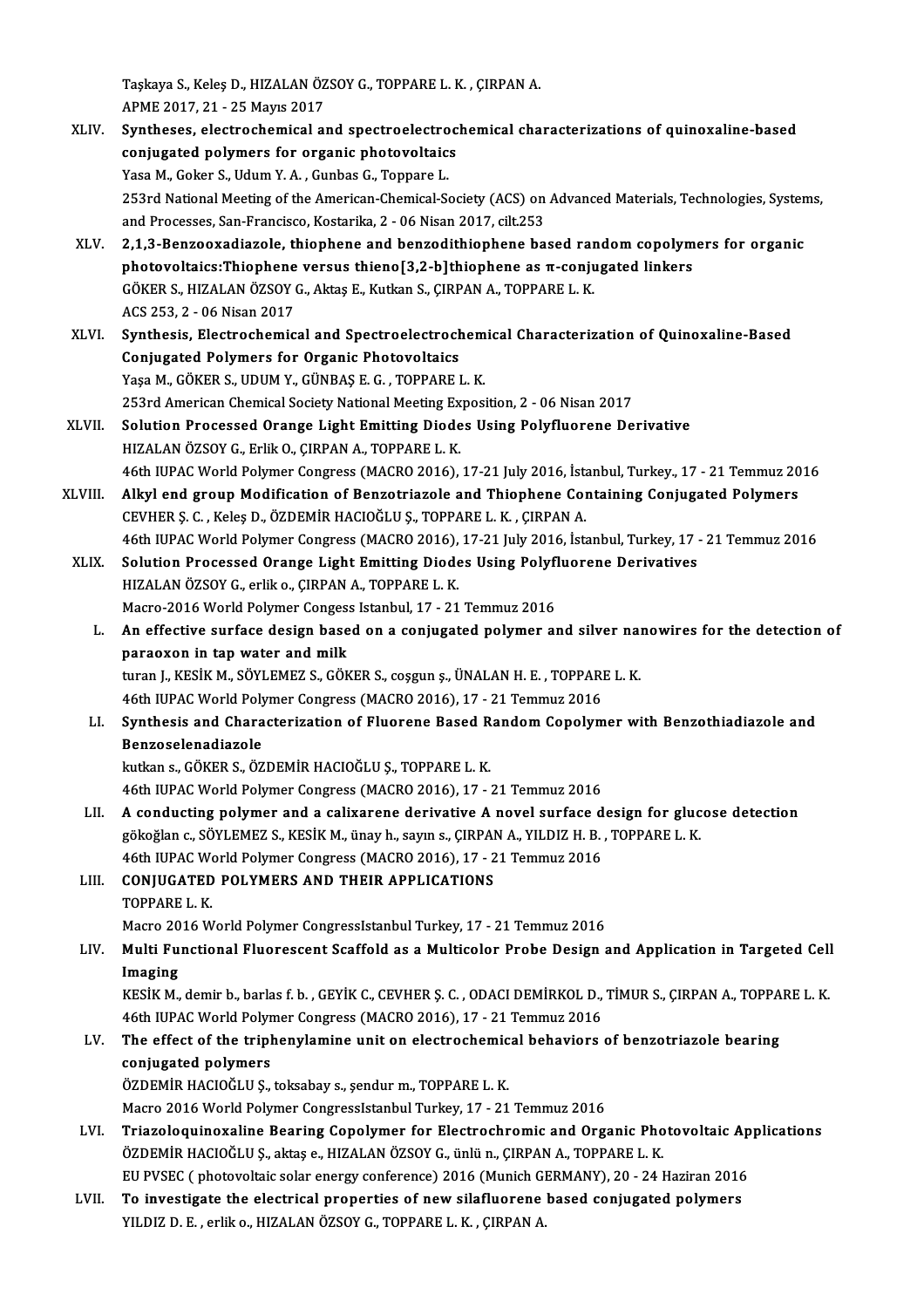Taşkaya S., Keleş D., HIZALAN ÖZSOY G., TOPPARE L. K. , ÇIRPAN A.
APME 2017, 21 - 25 Mayıs 2017

XLIV. **Syntheses, electrochemical and spectroelectrochemical characterizations of quinoxaline-based conjugated polymers for organic photovoltaics**
Yasa M., Goker S., Udum Y. A. , Gunbas G., Toppare L.
253rd National Meeting of the American-Chemical-Society (ACS) on Advanced Materials, Technologies, Systems, and Processes, San-Francisco, Kostarika, 2 - 06 Nisan 2017, cilt.253

XLV. **2,1,3-Benzooxadiazole, thiophene and benzodithiophene based random copolymers for organic photovoltaics:Thiophene versus thieno[3,2-b]thiophene as π-conjugated linkers**
GÖKER S., HIZALAN ÖZSOY G., Aktaş E., Kutkan S., ÇIRPAN A., TOPPARE L. K.
ACS 253, 2 - 06 Nisan 2017

XLVI. **Synthesis, Electrochemical and Spectroelectrochemical Characterization of Quinoxaline-Based Conjugated Polymers for Organic Photovoltaics**
Yaşa M., GÖKER S., UDUM Y., GÜNBAŞ E. G. , TOPPARE L. K.
253rd American Chemical Society National Meeting Exposition, 2 - 06 Nisan 2017

XLVII. **Solution Processed Orange Light Emitting Diodes Using Polyfluorene Derivative**
HIZALAN ÖZSOY G., Erlik O., ÇIRPAN A., TOPPARE L. K.
46th IUPAC World Polymer Congress (MACRO 2016), 17-21 July 2016, İstanbul, Turkey., 17 - 21 Temmuz 2016

XLVIII. **Alkyl end group Modification of Benzotriazole and Thiophene Containing Conjugated Polymers**
CEVHER Ş. C. , Keleş D., ÖZDEMİR HACIOĞLU Ş., TOPPARE L. K. , ÇIRPAN A.
46th IUPAC World Polymer Congress (MACRO 2016), 17-21 July 2016, İstanbul, Turkey, 17 - 21 Temmuz 2016

XLIX. **Solution Processed Orange Light Emitting Diodes Using Polyfluorene Derivatives**
HIZALAN ÖZSOY G., erlik o., ÇIRPAN A., TOPPARE L. K.
Macro-2016 World Polymer Congess Istanbul, 17 - 21 Temmuz 2016

L. **An effective surface design based on a conjugated polymer and silver nanowires for the detection of paraoxon in tap water and milk**
turan J., KESİK M., SÖYLEMEZ S., GÖKER S., coşgun ş., ÜNALAN H. E. , TOPPARE L. K.
46th IUPAC World Polymer Congress (MACRO 2016), 17 - 21 Temmuz 2016

LI. **Synthesis and Characterization of Fluorene Based Random Copolymer with Benzothiadiazole and Benzoselenadiazole**
kutkan s., GÖKER S., ÖZDEMİR HACIOĞLU Ş., TOPPARE L. K.
46th IUPAC World Polymer Congress (MACRO 2016), 17 - 21 Temmuz 2016

LII. **A conducting polymer and a calixarene derivative A novel surface design for glucose detection**
gökoğlan c., SÖYLEMEZ S., KESİK M., ünay h., sayın s., ÇIRPAN A., YILDIZ H. B. , TOPPARE L. K.
46th IUPAC World Polymer Congress (MACRO 2016), 17 - 21 Temmuz 2016

LIII. **CONJUGATED POLYMERS AND THEIR APPLICATIONS**
TOPPARE L. K.
Macro 2016 World Polymer CongressIstanbul Turkey, 17 - 21 Temmuz 2016

LIV. **Multi Functional Fluorescent Scaffold as a Multicolor Probe Design and Application in Targeted Cell Imaging**
KESİK M., demir b., barlas f. b. , GEYİK C., CEVHER Ş. C. , ODACI DEMİRKOL D., TİMUR S., ÇIRPAN A., TOPPARE L. K.
46th IUPAC World Polymer Congress (MACRO 2016), 17 - 21 Temmuz 2016

LV. **The effect of the triphenylamine unit on electrochemical behaviors of benzotriazole bearing conjugated polymers**
ÖZDEMİR HACIOĞLU Ş., toksabay s., şendur m., TOPPARE L. K.
Macro 2016 World Polymer CongressIstanbul Turkey, 17 - 21 Temmuz 2016

LVI. **Triazoloquinoxaline Bearing Copolymer for Electrochromic and Organic Photovoltaic Applications**
ÖZDEMİR HACIOĞLU Ş., aktaş e., HIZALAN ÖZSOY G., ünlü n., ÇIRPAN A., TOPPARE L. K.
EU PVSEC ( photovoltaic solar energy conference) 2016 (Munich GERMANY), 20 - 24 Haziran 2016

LVII. **To investigate the electrical properties of new silafluorene based conjugated polymers**
YILDIZ D. E. , erlik o., HIZALAN ÖZSOY G., TOPPARE L. K. , ÇIRPAN A.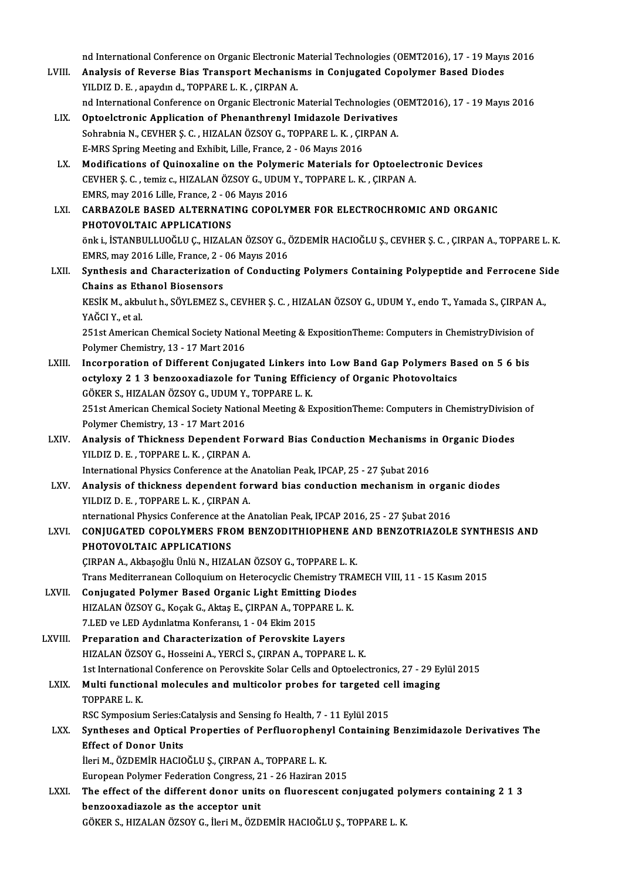nd International Conference on Organic Electronic Material Technologies (OEMT2016), 17 - 19 Mayıs 2016

LVIII. **Analysis of Reverse Bias Transport Mechanisms in Conjugated Copolymer Based Diodes**
YILDIZ D. E. , apaydın d., TOPPARE L. K. , ÇIRPAN A.
nd International Conference on Organic Electronic Material Technologies (OEMT2016), 17 - 19 Mayıs 2016

LIX. **Optoelctronic Application of Phenanthrenyl Imidazole Derivatives**
Sohrabnia N., CEVHER Ş. C. , HIZALAN ÖZSOY G., TOPPARE L. K. , ÇIRPAN A.
E-MRS Spring Meeting and Exhibit, Lille, France, 2 - 06 Mayıs 2016

LX. **Modifications of Quinoxaline on the Polymeric Materials for Optoelectronic Devices**
CEVHER Ş. C. , temiz c., HIZALAN ÖZSOY G., UDUM Y., TOPPARE L. K. , ÇIRPAN A.
EMRS, may 2016 Lille, France, 2 - 06 Mayıs 2016

LXI. **CARBAZOLE BASED ALTERNATING COPOLYMER FOR ELECTROCHROMIC AND ORGANIC PHOTOVOLTAIC APPLICATIONS**
önk i., İSTANBULLUOĞLU Ç., HIZALAN ÖZSOY G., ÖZDEMİR HACIOĞLU Ş., CEVHER Ş. C. , ÇIRPAN A., TOPPARE L. K.
EMRS, may 2016 Lille, France, 2 - 06 Mayıs 2016

LXII. **Synthesis and Characterization of Conducting Polymers Containing Polypeptide and Ferrocene Side Chains as Ethanol Biosensors**
KESİK M., akbulut h., SÖYLEMEZ S., CEVHER Ş. C. , HIZALAN ÖZSOY G., UDUM Y., endo T., Yamada S., ÇIRPAN A., YAĞCI Y., et al.
251st American Chemical Society National Meeting & ExpositionTheme: Computers in ChemistryDivision of Polymer Chemistry, 13 - 17 Mart 2016

LXIII. **Incorporation of Different Conjugated Linkers into Low Band Gap Polymers Based on 5 6 bis octyloxy 2 1 3 benzooxadiazole for Tuning Efficiency of Organic Photovoltaics**
GÖKER S., HIZALAN ÖZSOY G., UDUM Y., TOPPARE L. K.
251st American Chemical Society National Meeting & ExpositionTheme: Computers in ChemistryDivision of Polymer Chemistry, 13 - 17 Mart 2016

LXIV. **Analysis of Thickness Dependent Forward Bias Conduction Mechanisms in Organic Diodes**
YILDIZ D. E. , TOPPARE L. K. , ÇIRPAN A.
International Physics Conference at the Anatolian Peak, IPCAP, 25 - 27 Şubat 2016

LXV. **Analysis of thickness dependent forward bias conduction mechanism in organic diodes**
YILDIZ D. E. , TOPPARE L. K. , ÇIRPAN A.
nternational Physics Conference at the Anatolian Peak, IPCAP 2016, 25 - 27 Şubat 2016

LXVI. **CONJUGATED COPOLYMERS FROM BENZODITHIOPHENE AND BENZOTRIAZOLE SYNTHESIS AND PHOTOVOLTAIC APPLICATIONS**
ÇIRPAN A., Akbaşoğlu Ünlü N., HIZALAN ÖZSOY G., TOPPARE L. K.
Trans Mediterranean Colloquium on Heterocyclic Chemistry TRAMECH VIII, 11 - 15 Kasım 2015

LXVII. **Conjugated Polymer Based Organic Light Emitting Diodes**
HIZALAN ÖZSOY G., Koçak G., Aktaş E., ÇIRPAN A., TOPPARE L. K.
7.LED ve LED Aydınlatma Konferansı, 1 - 04 Ekim 2015

LXVIII. **Preparation and Characterization of Perovskite Layers**
HIZALAN ÖZSOY G., Hosseini A., YERCİ S., ÇIRPAN A., TOPPARE L. K.
1st International Conference on Perovskite Solar Cells and Optoelectronics, 27 - 29 Eylül 2015

LXIX. **Multi functional molecules and multicolor probes for targeted cell imaging**
TOPPARE L. K.
RSC Symposium Series:Catalysis and Sensing fo Health, 7 - 11 Eylül 2015

LXX. **Syntheses and Optical Properties of Perfluorophenyl Containing Benzimidazole Derivatives The Effect of Donor Units**
İleri M., ÖZDEMİR HACIOĞLU Ş., ÇIRPAN A., TOPPARE L. K.
European Polymer Federation Congress, 21 - 26 Haziran 2015

LXXI. **The effect of the different donor units on fluorescent conjugated polymers containing 2 1 3 benzooxadiazole as the acceptor unit**
GÖKER S., HIZALAN ÖZSOY G., İleri M., ÖZDEMİR HACIOĞLU Ş., TOPPARE L. K.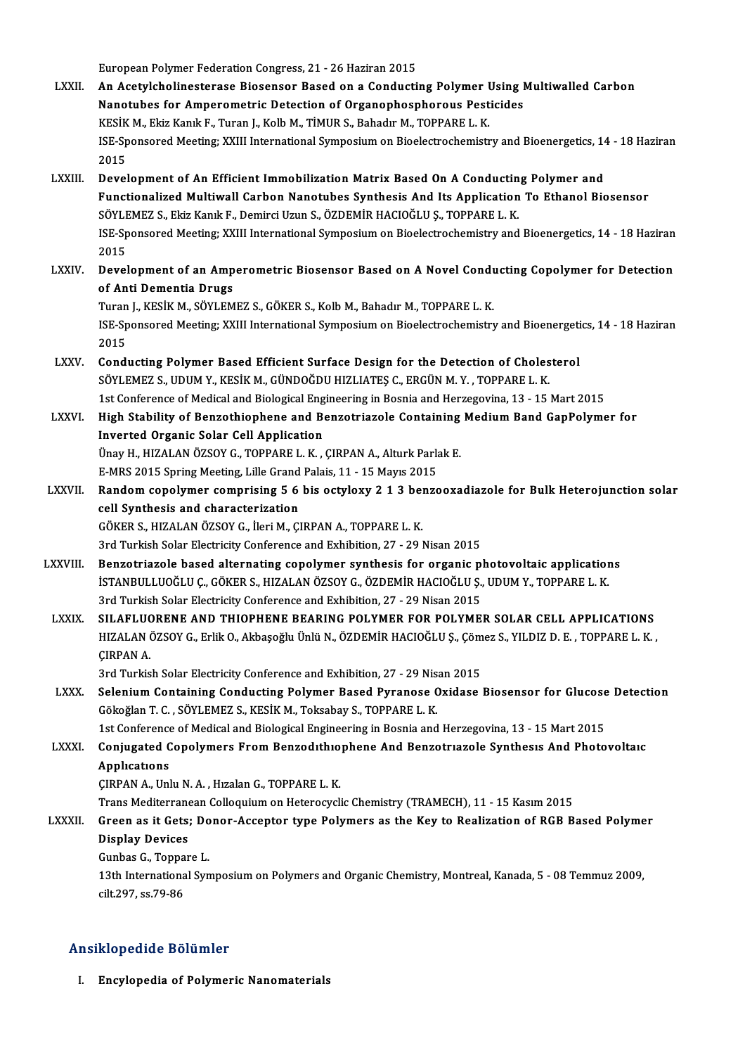European Polymer Federation Congress, 21 - 26 Haziran 2015

LXXII. **An Acetylcholinesterase Biosensor Based on a Conducting Polymer Using Multiwalled Carbon Nanotubes for Amperometric Detection of Organophosphorous Pesticides**
KESİK M., Ekiz Kanık F., Turan J., Kolb M., TİMUR S., Bahadır M., TOPPARE L. K.
ISE-Sponsored Meeting; XXIII International Symposium on Bioelectrochemistry and Bioenergetics, 14 - 18 Haziran 2015

LXXIII. **Development of An Efficient Immobilization Matrix Based On A Conducting Polymer and Functionalized Multiwall Carbon Nanotubes Synthesis And Its Application To Ethanol Biosensor**
SÖYLEMEZ S., Ekiz Kanık F., Demirci Uzun S., ÖZDEMİR HACIOĞLU Ş., TOPPARE L. K.
ISE-Sponsored Meeting; XXIII International Symposium on Bioelectrochemistry and Bioenergetics, 14 - 18 Haziran 2015

LXXIV. **Development of an Amperometric Biosensor Based on A Novel Conducting Copolymer for Detection of Anti Dementia Drugs**
Turan J., KESİK M., SÖYLEMEZ S., GÖKER S., Kolb M., Bahadır M., TOPPARE L. K.
ISE-Sponsored Meeting; XXIII International Symposium on Bioelectrochemistry and Bioenergetics, 14 - 18 Haziran 2015

LXXV. **Conducting Polymer Based Efficient Surface Design for the Detection of Cholesterol**
SÖYLEMEZ S., UDUM Y., KESİK M., GÜNDOĞDU HIZLIATEŞ C., ERGÜN M. Y. , TOPPARE L. K.
1st Conference of Medical and Biological Engineering in Bosnia and Herzegovina, 13 - 15 Mart 2015

LXXVI. **High Stability of Benzothiophene and Benzotriazole Containing Medium Band GapPolymer for Inverted Organic Solar Cell Application**
Ünay H., HIZALAN ÖZSOY G., TOPPARE L. K. , ÇIRPAN A., Alturk Parlak E.
E-MRS 2015 Spring Meeting, Lille Grand Palais, 11 - 15 Mayıs 2015

LXXVII. **Random copolymer comprising 5 6 bis octyloxy 2 1 3 benzooxadiazole for Bulk Heterojunction solar cell Synthesis and characterization**
GÖKER S., HIZALAN ÖZSOY G., İleri M., ÇIRPAN A., TOPPARE L. K.
3rd Turkish Solar Electricity Conference and Exhibition, 27 - 29 Nisan 2015

LXXVIII. **Benzotriazole based alternating copolymer synthesis for organic photovoltaic applications**
İSTANBULLUOĞLU Ç., GÖKER S., HIZALAN ÖZSOY G., ÖZDEMİR HACIOĞLU Ş., UDUM Y., TOPPARE L. K.
3rd Turkish Solar Electricity Conference and Exhibition, 27 - 29 Nisan 2015

LXXIX. **SILAFLUORENE AND THIOPHENE BEARING POLYMER FOR POLYMER SOLAR CELL APPLICATIONS**
HIZALAN ÖZSOY G., Erlik O., Akbaşoğlu Ünlü N., ÖZDEMİR HACIOĞLU Ş., Çömez S., YILDIZ D. E. , TOPPARE L. K. , ÇIRPAN A.
3rd Turkish Solar Electricity Conference and Exhibition, 27 - 29 Nisan 2015

LXXX. **Selenium Containing Conducting Polymer Based Pyranose Oxidase Biosensor for Glucose Detection**
Gökoğlan T. C. , SÖYLEMEZ S., KESİK M., Toksabay S., TOPPARE L. K.
1st Conference of Medical and Biological Engineering in Bosnia and Herzegovina, 13 - 15 Mart 2015

LXXXI. **Conjugated Copolymers From Benzodıthıophene And Benzotrıazole Synthesıs And Photovoltaıc Applıcatıons**
ÇIRPAN A., Unlu N. A. , Hızalan G., TOPPARE L. K.
Trans Mediterranean Colloquium on Heterocyclic Chemistry (TRAMECH), 11 - 15 Kasım 2015

LXXXII. **Green as it Gets; Donor-Acceptor type Polymers as the Key to Realization of RGB Based Polymer Display Devices**
Gunbas G., Toppare L.
13th International Symposium on Polymers and Organic Chemistry, Montreal, Kanada, 5 - 08 Temmuz 2009, cilt.297, ss.79-86

## Ansiklopedide Bölümler

I. **Encylopedia of Polymeric Nanomaterials**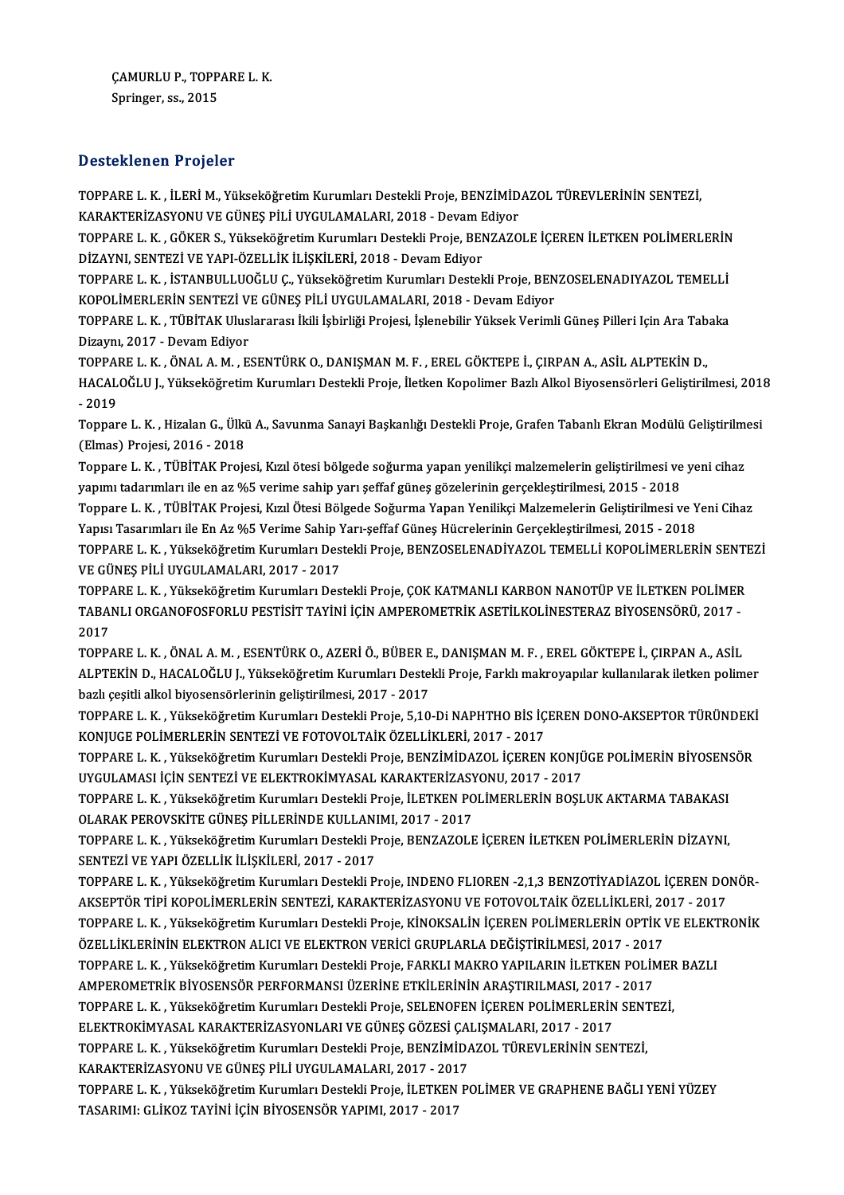ÇAMURLU P., TOPPARE L. K.
Springer, ss., 2015

## Desteklenen Projeler

TOPPARE L. K. , İLERİ M., Yükseköğretim Kurumları Destekli Proje, BENZİMİDAZOL TÜREVLERİNİN SENTEZİ, KARAKTERİZASYONU VE GÜNEŞ PİLİ UYGULAMALARI, 2018 - Devam Ediyor

TOPPARE L. K. , GÖKER S., Yükseköğretim Kurumları Destekli Proje, BENZAZOLE İÇEREN İLETKEN POLİMERLERİN DİZAYNI, SENTEZİ VE YAPI-ÖZELLİK İLİŞKİLERİ, 2018 - Devam Ediyor

TOPPARE L. K. , İSTANBULLUOĞLU Ç., Yükseköğretim Kurumları Destekli Proje, BENZOSELENADIYAZOL TEMELLİ KOPOLİMERLERİN SENTEZİ VE GÜNEŞ PİLİ UYGULAMALARI, 2018 - Devam Ediyor

TOPPARE L. K. , TÜBİTAK Uluslararası İkili İşbirliği Projesi, İşlenebilir Yüksek Verimli Güneş Pilleri Için Ara Tabaka Dizaynı, 2017 - Devam Ediyor

TOPPARE L. K. , ÖNAL A. M. , ESENTÜRK O., DANIŞMAN M. F. , EREL GÖKTEPE İ., ÇIRPAN A., ASİL ALPTEKİN D., HACALOĞLU J., Yükseköğretim Kurumları Destekli Proje, İletken Kopolimer Bazlı Alkol Biyosensörleri Geliştirilmesi, 2018 - 2019

Toppare L. K. , Hizalan G., Ülkü A., Savunma Sanayi Başkanlığı Destekli Proje, Grafen Tabanlı Ekran Modülü Geliştirilmesi (Elmas) Projesi, 2016 - 2018

Toppare L. K. , TÜBİTAK Projesi, Kızıl ötesi bölgede soğurma yapan yenilikçi malzemelerin geliştirilmesi ve yeni cihaz yapımı tadarımları ile en az %5 verime sahip yarı şeffaf güneş gözelerinin gerçekleştirilmesi, 2015 - 2018

Toppare L. K. , TÜBİTAK Projesi, Kızıl Ötesi Bölgede Soğurma Yapan Yenilikçi Malzemelerin Geliştirilmesi ve Yeni Cihaz Yapısı Tasarımları ile En Az %5 Verime Sahip Yarı-şeffaf Güneş Hücrelerinin Gerçekleştirilmesi, 2015 - 2018

TOPPARE L. K. , Yükseköğretim Kurumları Destekli Proje, BENZOSELENADİYAZOL TEMELLİ KOPOLİMERLERİN SENTEZİ VE GÜNEŞ PİLİ UYGULAMALARI, 2017 - 2017

TOPPARE L. K. , Yükseköğretim Kurumları Destekli Proje, ÇOK KATMANLI KARBON NANOTÜP VE İLETKEN POLİMER TABANLI ORGANOFOSFORLU PESTİSİT TAYİNİ İÇİN AMPEROMETRİK ASETİLKOLİNESTERAZ BİYOSENSÖRÜ, 2017 - 2017

TOPPARE L. K. , ÖNAL A. M. , ESENTÜRK O., AZERİ Ö., BÜBER E., DANIŞMAN M. F. , EREL GÖKTEPE İ., ÇIRPAN A., ASİL ALPTEKİN D., HACALOĞLU J., Yükseköğretim Kurumları Destekli Proje, Farklı makroyapılar kullanılarak iletken polimer bazlı çeşitli alkol biyosensörlerinin geliştirilmesi, 2017 - 2017

TOPPARE L. K. , Yükseköğretim Kurumları Destekli Proje, 5,10-Di NAPHTHO BİS İÇEREN DONO-AKSEPTOR TÜRÜNDEKİ KONJUGE POLİMERLERİN SENTEZİ VE FOTOVOLTAİK ÖZELLİKLERİ, 2017 - 2017

TOPPARE L. K. , Yükseköğretim Kurumları Destekli Proje, BENZİMİDAZOL İÇEREN KONJÜGE POLİMERİN BİYOSENSÖR UYGULAMASI İÇİN SENTEZİ VE ELEKTROKİMYASAL KARAKTERİZASYONU, 2017 - 2017

TOPPARE L. K. , Yükseköğretim Kurumları Destekli Proje, İLETKEN POLİMERLERİN BOŞLUK AKTARMA TABAKASI OLARAK PEROVSKİTE GÜNEŞ PİLLERİNDE KULLANIMI, 2017 - 2017

TOPPARE L. K. , Yükseköğretim Kurumları Destekli Proje, BENZAZOLE İÇEREN İLETKEN POLİMERLERİN DİZAYNI, SENTEZİ VE YAPI ÖZELLİK İLİŞKİLERİ, 2017 - 2017

TOPPARE L. K. , Yükseköğretim Kurumları Destekli Proje, INDENO FLIOREN -2,1,3 BENZOTİYADİAZOL İÇEREN DONÖR-AKSEPTÖR TİPİ KOPOLİMERLERİN SENTEZİ, KARAKTERİZASYONU VE FOTOVOLTAİK ÖZELLİKLERİ, 2017 - 2017

TOPPARE L. K. , Yükseköğretim Kurumları Destekli Proje, KİNOKSALİN İÇEREN POLİMERLERİN OPTİK VE ELEKTRONİK ÖZELLİKLERİNİN ELEKTRON ALICI VE ELEKTRON VERİCİ GRUPLARLA DEĞİŞTİRİLMESİ, 2017 - 2017

TOPPARE L. K. , Yükseköğretim Kurumları Destekli Proje, FARKLI MAKRO YAPILARIN İLETKEN POLİMER BAZLI AMPEROMETRİK BİYOSENSÖR PERFORMANSI ÜZERİNE ETKİLERİNİN ARAŞTIRILMASI, 2017 - 2017

TOPPARE L. K. , Yükseköğretim Kurumları Destekli Proje, SELENOFEN İÇEREN POLİMERLERİN SENTEZİ, ELEKTROKİMYASAL KARAKTERİZASYONLARI VE GÜNEŞ GÖZESİ ÇALIŞMALARI, 2017 - 2017

TOPPARE L. K. , Yükseköğretim Kurumları Destekli Proje, BENZİMİDAZOL TÜREVLERİNİN SENTEZİ, KARAKTERİZASYONU VE GÜNEŞ PİLİ UYGULAMALARI, 2017 - 2017

TOPPARE L. K. , Yükseköğretim Kurumları Destekli Proje, İLETKEN POLİMER VE GRAPHENE BAĞLI YENİ YÜZEY TASARIMI: GLİKOZ TAYİNİ İÇİN BİYOSENSÖR YAPIMI, 2017 - 2017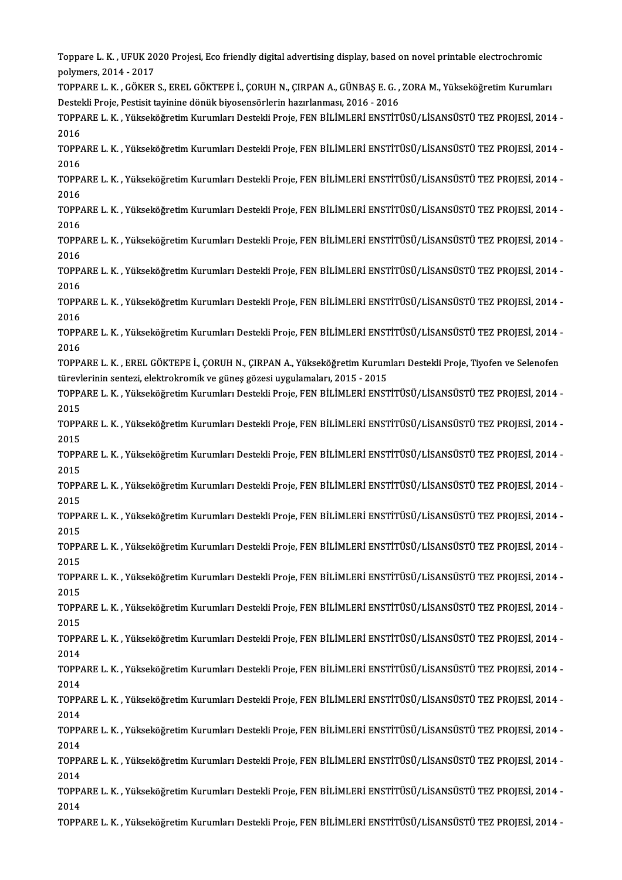Toppare L. K. , UFUK 2020 Projesi, Eco friendly digital advertising display, based on novel printable electrochromic polymers, 2014 - 2017

TOPPARE L. K. , GÖKER S., EREL GÖKTEPE İ., ÇORUH N., ÇIRPAN A., GÜNBAŞ E. G. , ZORA M., Yükseköğretim Kurumları Destekli Proje, Pestisit tayinine dönük biyosensörlerin hazırlanması, 2016 - 2016

TOPPARE L. K. , Yükseköğretim Kurumları Destekli Proje, FEN BİLİMLERİ ENSTİTÜSÜ/LİSANSÜSTÜ TEZ PROJESİ, 2014 - 2016

TOPPARE L. K. , Yükseköğretim Kurumları Destekli Proje, FEN BİLİMLERİ ENSTİTÜSÜ/LİSANSÜSTÜ TEZ PROJESİ, 2014 - 2016

TOPPARE L. K. , Yükseköğretim Kurumları Destekli Proje, FEN BİLİMLERİ ENSTİTÜSÜ/LİSANSÜSTÜ TEZ PROJESİ, 2014 - 2016

TOPPARE L. K. , Yükseköğretim Kurumları Destekli Proje, FEN BİLİMLERİ ENSTİTÜSÜ/LİSANSÜSTÜ TEZ PROJESİ, 2014 - 2016

TOPPARE L. K. , Yükseköğretim Kurumları Destekli Proje, FEN BİLİMLERİ ENSTİTÜSÜ/LİSANSÜSTÜ TEZ PROJESİ, 2014 - 2016

TOPPARE L. K. , Yükseköğretim Kurumları Destekli Proje, FEN BİLİMLERİ ENSTİTÜSÜ/LİSANSÜSTÜ TEZ PROJESİ, 2014 - 2016

TOPPARE L. K. , Yükseköğretim Kurumları Destekli Proje, FEN BİLİMLERİ ENSTİTÜSÜ/LİSANSÜSTÜ TEZ PROJESİ, 2014 - 2016

TOPPARE L. K. , Yükseköğretim Kurumları Destekli Proje, FEN BİLİMLERİ ENSTİTÜSÜ/LİSANSÜSTÜ TEZ PROJESİ, 2014 - 2016

TOPPARE L. K. , EREL GÖKTEPE İ., ÇORUH N., ÇIRPAN A., Yükseköğretim Kurumları Destekli Proje, Tiyofen ve Selenofen türevlerinin sentezi, elektrokromik ve güneş gözesi uygulamaları, 2015 - 2015

TOPPARE L. K. , Yükseköğretim Kurumları Destekli Proje, FEN BİLİMLERİ ENSTİTÜSÜ/LİSANSÜSTÜ TEZ PROJESİ, 2014 - 2015

TOPPARE L. K. , Yükseköğretim Kurumları Destekli Proje, FEN BİLİMLERİ ENSTİTÜSÜ/LİSANSÜSTÜ TEZ PROJESİ, 2014 - 2015

TOPPARE L. K. , Yükseköğretim Kurumları Destekli Proje, FEN BİLİMLERİ ENSTİTÜSÜ/LİSANSÜSTÜ TEZ PROJESİ, 2014 - 2015

TOPPARE L. K. , Yükseköğretim Kurumları Destekli Proje, FEN BİLİMLERİ ENSTİTÜSÜ/LİSANSÜSTÜ TEZ PROJESİ, 2014 - 2015

TOPPARE L. K. , Yükseköğretim Kurumları Destekli Proje, FEN BİLİMLERİ ENSTİTÜSÜ/LİSANSÜSTÜ TEZ PROJESİ, 2014 - 2015

TOPPARE L. K. , Yükseköğretim Kurumları Destekli Proje, FEN BİLİMLERİ ENSTİTÜSÜ/LİSANSÜSTÜ TEZ PROJESİ, 2014 - 2015

TOPPARE L. K. , Yükseköğretim Kurumları Destekli Proje, FEN BİLİMLERİ ENSTİTÜSÜ/LİSANSÜSTÜ TEZ PROJESİ, 2014 - 2015

TOPPARE L. K. , Yükseköğretim Kurumları Destekli Proje, FEN BİLİMLERİ ENSTİTÜSÜ/LİSANSÜSTÜ TEZ PROJESİ, 2014 - 2015

TOPPARE L. K. , Yükseköğretim Kurumları Destekli Proje, FEN BİLİMLERİ ENSTİTÜSÜ/LİSANSÜSTÜ TEZ PROJESİ, 2014 - 2014

TOPPARE L. K. , Yükseköğretim Kurumları Destekli Proje, FEN BİLİMLERİ ENSTİTÜSÜ/LİSANSÜSTÜ TEZ PROJESİ, 2014 - 2014

TOPPARE L. K. , Yükseköğretim Kurumları Destekli Proje, FEN BİLİMLERİ ENSTİTÜSÜ/LİSANSÜSTÜ TEZ PROJESİ, 2014 - 2014

TOPPARE L. K. , Yükseköğretim Kurumları Destekli Proje, FEN BİLİMLERİ ENSTİTÜSÜ/LİSANSÜSTÜ TEZ PROJESİ, 2014 - 2014

TOPPARE L. K. , Yükseköğretim Kurumları Destekli Proje, FEN BİLİMLERİ ENSTİTÜSÜ/LİSANSÜSTÜ TEZ PROJESİ, 2014 - 2014

TOPPARE L. K. , Yükseköğretim Kurumları Destekli Proje, FEN BİLİMLERİ ENSTİTÜSÜ/LİSANSÜSTÜ TEZ PROJESİ, 2014 - 2014

TOPPARE L. K. , Yükseköğretim Kurumları Destekli Proje, FEN BİLİMLERİ ENSTİTÜSÜ/LİSANSÜSTÜ TEZ PROJESİ, 2014 -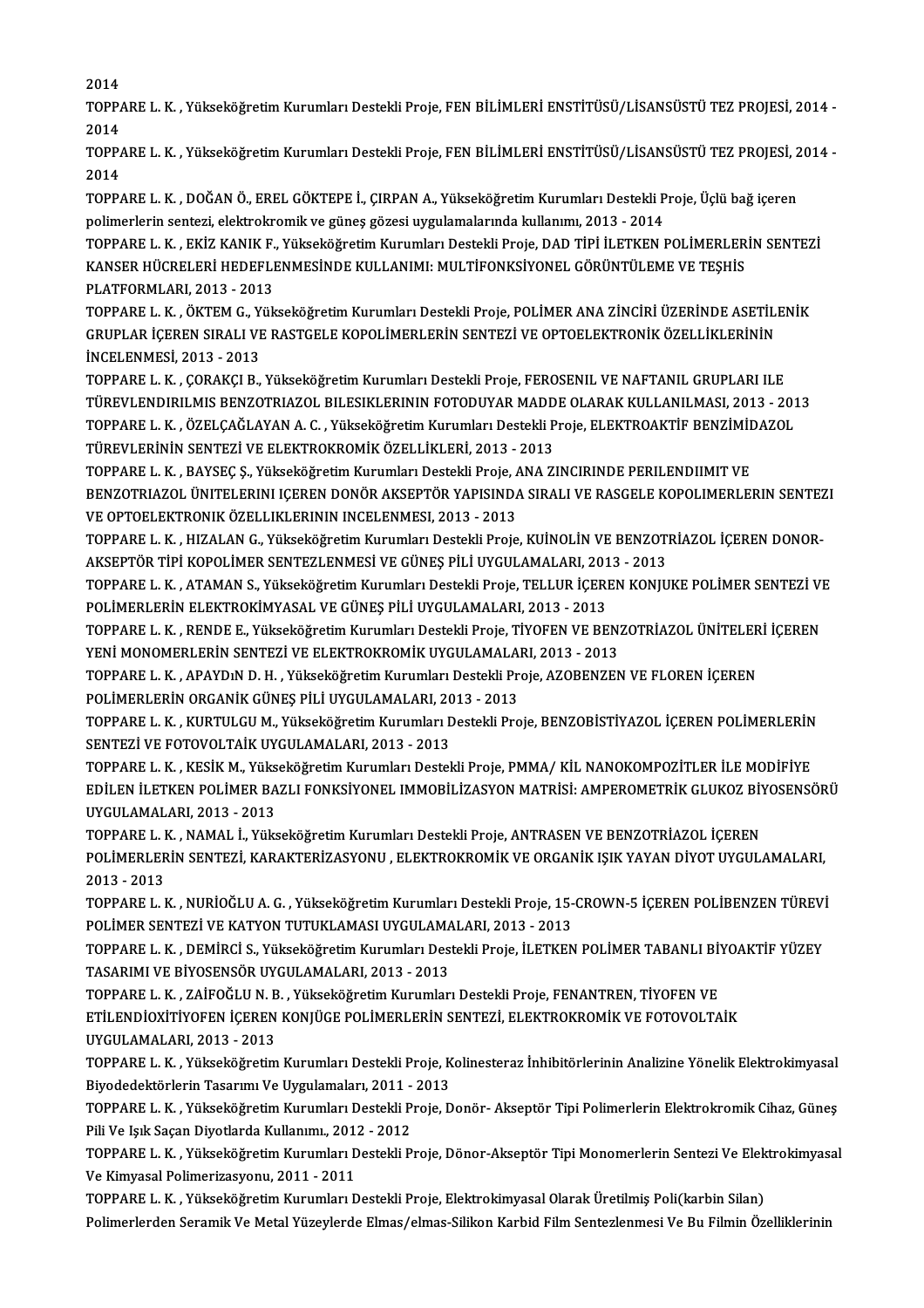2014

TOPPARE L. K. , Yükseköğretim Kurumları Destekli Proje, FEN BİLİMLERİ ENSTİTÜSÜ/LİSANSÜSTÜ TEZ PROJESİ, 2014 - 2014

TOPPARE L. K. , Yükseköğretim Kurumları Destekli Proje, FEN BİLİMLERİ ENSTİTÜSÜ/LİSANSÜSTÜ TEZ PROJESİ, 2014 - 2014

TOPPARE L. K. , DOĞAN Ö., EREL GÖKTEPE İ., ÇIRPAN A., Yükseköğretim Kurumları Destekli Proje, Üçlü bağ içeren polimerlerin sentezi, elektrokromik ve güneş gözesi uygulamalarında kullanımı, 2013 - 2014

TOPPARE L. K. , EKİZ KANIK F., Yükseköğretim Kurumları Destekli Proje, DAD TİPİ İLETKEN POLİMERLERİN SENTEZİ KANSER HÜCRELERİ HEDEFLENMESİNDE KULLANIMI: MULTİFONKSİYONEL GÖRÜNTÜLEME VE TEŞHİS PLATFORMLARI, 2013 - 2013

TOPPARE L. K. , ÖKTEM G., Yükseköğretim Kurumları Destekli Proje, POLİMER ANA ZİNCİRİ ÜZERİNDE ASETİLENİK GRUPLAR İÇEREN SIRALI VE RASTGELE KOPOLİMERLERİN SENTEZİ VE OPTOELEKTRONİK ÖZELLİKLERİNİN İNCELENMESİ, 2013 - 2013

TOPPARE L. K. , ÇORAKÇI B., Yükseköğretim Kurumları Destekli Proje, FEROSENIL VE NAFTANIL GRUPLARI ILE TÜREVLENDIRILMIS BENZOTRIAZOL BILESIKLERININ FOTODUYAR MADDE OLARAK KULLANILMASI, 2013 - 2013

TOPPARE L. K. , ÖZELÇAĞLAYAN A. C. , Yükseköğretim Kurumları Destekli Proje, ELEKTROAKTİF BENZİMİDAZOL TÜREVLERİNİN SENTEZİ VE ELEKTROKROMİK ÖZELLİKLERİ, 2013 - 2013

TOPPARE L. K. , BAYSEÇ Ş., Yükseköğretim Kurumları Destekli Proje, ANA ZINCIRINDE PERILENDIIMIT VE BENZOTRIAZOL ÜNITELERINI IÇEREN DONÖR AKSEPTÖR YAPISINDA SIRALI VE RASGELE KOPOLIMERLERIN SENTEZI VE OPTOELEKTRONIK ÖZELLIKLERININ INCELENMESI, 2013 - 2013

TOPPARE L. K. , HIZALAN G., Yükseköğretim Kurumları Destekli Proje, KUİNOLİN VE BENZOTRİAZOL İÇEREN DONOR-AKSEPTÖR TİPİ KOPOLİMER SENTEZLENMESİ VE GÜNEŞ PİLİ UYGULAMALARI, 2013 - 2013

TOPPARE L. K. , ATAMAN S., Yükseköğretim Kurumları Destekli Proje, TELLUR İÇEREN KONJUKE POLİMER SENTEZİ VE POLİMERLERİN ELEKTROKİMYASAL VE GÜNEŞ PİLİ UYGULAMALARI, 2013 - 2013

TOPPARE L. K. , RENDE E., Yükseköğretim Kurumları Destekli Proje, TİYOFEN VE BENZOTRİAZOL ÜNİTELERİ İÇEREN YENİ MONOMERLERİN SENTEZİ VE ELEKTROKROMİK UYGULAMALARI, 2013 - 2013

TOPPARE L. K. , APAYDıN D. H. , Yükseköğretim Kurumları Destekli Proje, AZOBENZEN VE FLOREN İÇEREN POLİMERLERİN ORGANİK GÜNEŞ PİLİ UYGULAMALARI, 2013 - 2013

TOPPARE L. K. , KURTULGU M., Yükseköğretim Kurumları Destekli Proje, BENZOBİSTİYAZOL İÇEREN POLİMERLERİN SENTEZİ VE FOTOVOLTAİK UYGULAMALARI, 2013 - 2013

TOPPARE L. K. , KESİK M., Yükseköğretim Kurumları Destekli Proje, PMMA/ KİL NANOKOMPOZİTLER İLE MODİFİYE EDİLEN İLETKEN POLİMER BAZLI FONKSİYONEL IMMOBİLİZASYON MATRİSİ: AMPEROMETRİK GLUKOZ BİYOSENSÖRÜ UYGULAMALARI, 2013 - 2013

TOPPARE L. K. , NAMAL İ., Yükseköğretim Kurumları Destekli Proje, ANTRASEN VE BENZOTRİAZOL İÇEREN POLİMERLERİN SENTEZİ, KARAKTERİZASYONU , ELEKTROKROMİK VE ORGANİK IŞIK YAYAN DİYOT UYGULAMALARI, 2013 - 2013

TOPPARE L. K. , NURİOĞLU A. G. , Yükseköğretim Kurumları Destekli Proje, 15-CROWN-5 İÇEREN POLİBENZEN TÜREVİ POLİMER SENTEZİ VE KATYON TUTUKLAMASI UYGULAMALARI, 2013 - 2013

TOPPARE L. K. , DEMİRCİ S., Yükseköğretim Kurumları Destekli Proje, İLETKEN POLİMER TABANLI BİYOAKTİF YÜZEY TASARIMI VE BİYOSENSÖR UYGULAMALARI, 2013 - 2013

TOPPARE L. K. , ZAİFOĞLU N. B. , Yükseköğretim Kurumları Destekli Proje, FENANTREN, TİYOFEN VE ETİLENDİOXİTİYOFEN İÇEREN KONJÜGE POLİMERLERİN SENTEZİ, ELEKTROKROMİK VE FOTOVOLTAİK UYGULAMALARI, 2013 - 2013

TOPPARE L. K. , Yükseköğretim Kurumları Destekli Proje, Kolinesteraz İnhibitörlerinin Analizine Yönelik Elektrokimyasal Biyodedektörlerin Tasarımı Ve Uygulamaları, 2011 - 2013

TOPPARE L. K. , Yükseköğretim Kurumları Destekli Proje, Donör- Akseptör Tipi Polimerlerin Elektrokromik Cihaz, Güneş Pili Ve Işık Saçan Diyotlarda Kullanımı., 2012 - 2012

TOPPARE L. K. , Yükseköğretim Kurumları Destekli Proje, Dönor-Akseptör Tipi Monomerlerin Sentezi Ve Elektrokimyasal Ve Kimyasal Polimerizasyonu, 2011 - 2011

TOPPARE L. K. , Yükseköğretim Kurumları Destekli Proje, Elektrokimyasal Olarak Üretilmiş Poli(karbin Silan) Polimerlerden Seramik Ve Metal Yüzeylerde Elmas/elmas-Silikon Karbid Film Sentezlenmesi Ve Bu Filmin Özelliklerinin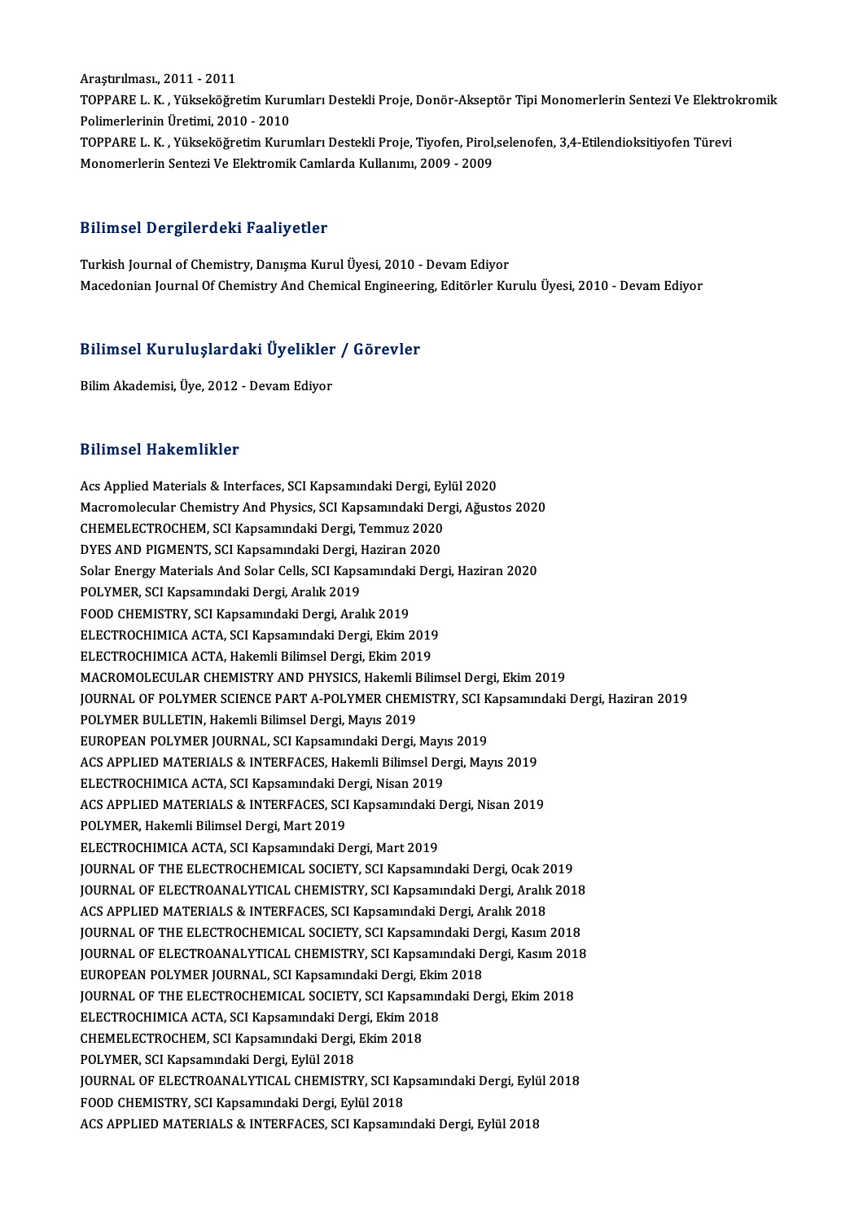Araştırılması., 2011 - 2011

TOPPARE L. K. , Yükseköğretim Kurumları Destekli Proje, Donör-Akseptör Tipi Monomerlerin Sentezi Ve Elektrokromik Polimerlerinin Üretimi, 2010 - 2010

TOPPARE L. K. , Yükseköğretim Kurumları Destekli Proje, Tiyofen, Pirol,selenofen, 3,4-Etilendioksitiyofen Türevi Monomerlerin Sentezi Ve Elektromik Camlarda Kullanımı, 2009 - 2009

## Bilimsel Dergilerdeki Faaliyetler

Turkish Journal of Chemistry, Danışma Kurul Üyesi, 2010 - Devam Ediyor

Macedonian Journal Of Chemistry And Chemical Engineering, Editörler Kurulu Üyesi, 2010 - Devam Ediyor

## Bilimsel Kuruluşlardaki Üyelikler / Görevler

Bilim Akademisi, Üye, 2012 - Devam Ediyor

## Bilimsel Hakemlikler

Acs Applied Materials & Interfaces, SCI Kapsamındaki Dergi, Eylül 2020
Macromolecular Chemistry And Physics, SCI Kapsamındaki Dergi, Ağustos 2020
CHEMELECTROCHEM, SCI Kapsamındaki Dergi, Temmuz 2020
DYES AND PIGMENTS, SCI Kapsamındaki Dergi, Haziran 2020
Solar Energy Materials And Solar Cells, SCI Kapsamındaki Dergi, Haziran 2020
POLYMER, SCI Kapsamındaki Dergi, Aralık 2019
FOOD CHEMISTRY, SCI Kapsamındaki Dergi, Aralık 2019
ELECTROCHIMICA ACTA, SCI Kapsamındaki Dergi, Ekim 2019
ELECTROCHIMICA ACTA, Hakemli Bilimsel Dergi, Ekim 2019
MACROMOLECULAR CHEMISTRY AND PHYSICS, Hakemli Bilimsel Dergi, Ekim 2019
JOURNAL OF POLYMER SCIENCE PART A-POLYMER CHEMISTRY, SCI Kapsamındaki Dergi, Haziran 2019
POLYMER BULLETIN, Hakemli Bilimsel Dergi, Mayıs 2019
EUROPEAN POLYMER JOURNAL, SCI Kapsamındaki Dergi, Mayıs 2019
ACS APPLIED MATERIALS & INTERFACES, Hakemli Bilimsel Dergi, Mayıs 2019
ELECTROCHIMICA ACTA, SCI Kapsamındaki Dergi, Nisan 2019
ACS APPLIED MATERIALS & INTERFACES, SCI Kapsamındaki Dergi, Nisan 2019
POLYMER, Hakemli Bilimsel Dergi, Mart 2019
ELECTROCHIMICA ACTA, SCI Kapsamındaki Dergi, Mart 2019
JOURNAL OF THE ELECTROCHEMICAL SOCIETY, SCI Kapsamındaki Dergi, Ocak 2019
JOURNAL OF ELECTROANALYTICAL CHEMISTRY, SCI Kapsamındaki Dergi, Aralık 2018
ACS APPLIED MATERIALS & INTERFACES, SCI Kapsamındaki Dergi, Aralık 2018
JOURNAL OF THE ELECTROCHEMICAL SOCIETY, SCI Kapsamındaki Dergi, Kasım 2018
JOURNAL OF ELECTROANALYTICAL CHEMISTRY, SCI Kapsamındaki Dergi, Kasım 2018
EUROPEAN POLYMER JOURNAL, SCI Kapsamındaki Dergi, Ekim 2018
JOURNAL OF THE ELECTROCHEMICAL SOCIETY, SCI Kapsamındaki Dergi, Ekim 2018
ELECTROCHIMICA ACTA, SCI Kapsamındaki Dergi, Ekim 2018
CHEMELECTROCHEM, SCI Kapsamındaki Dergi, Ekim 2018
POLYMER, SCI Kapsamındaki Dergi, Eylül 2018
JOURNAL OF ELECTROANALYTICAL CHEMISTRY, SCI Kapsamındaki Dergi, Eylül 2018
FOOD CHEMISTRY, SCI Kapsamındaki Dergi, Eylül 2018
ACS APPLIED MATERIALS & INTERFACES, SCI Kapsamındaki Dergi, Eylül 2018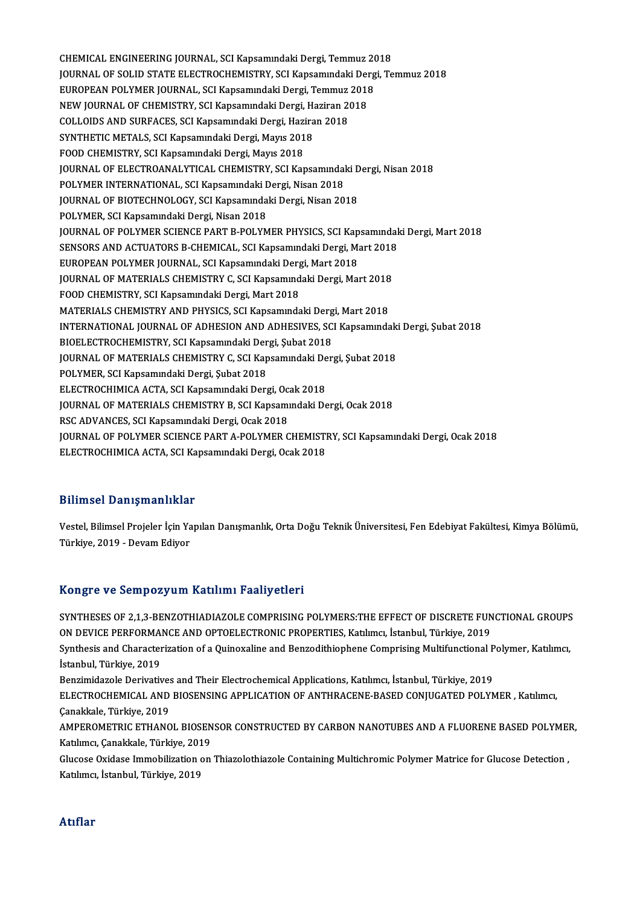CHEMICAL ENGINEERING JOURNAL, SCI Kapsamındaki Dergi, Temmuz 2018
JOURNAL OF SOLID STATE ELECTROCHEMISTRY, SCI Kapsamındaki Dergi, Temmuz 2018
EUROPEAN POLYMER JOURNAL, SCI Kapsamındaki Dergi, Temmuz 2018
NEW JOURNAL OF CHEMISTRY, SCI Kapsamındaki Dergi, Haziran 2018
COLLOIDS AND SURFACES, SCI Kapsamındaki Dergi, Haziran 2018
SYNTHETIC METALS, SCI Kapsamındaki Dergi, Mayıs 2018
FOOD CHEMISTRY, SCI Kapsamındaki Dergi, Mayıs 2018
JOURNAL OF ELECTROANALYTICAL CHEMISTRY, SCI Kapsamındaki Dergi, Nisan 2018
POLYMER INTERNATIONAL, SCI Kapsamındaki Dergi, Nisan 2018
JOURNAL OF BIOTECHNOLOGY, SCI Kapsamındaki Dergi, Nisan 2018
POLYMER, SCI Kapsamındaki Dergi, Nisan 2018
JOURNAL OF POLYMER SCIENCE PART B-POLYMER PHYSICS, SCI Kapsamındaki Dergi, Mart 2018
SENSORS AND ACTUATORS B-CHEMICAL, SCI Kapsamındaki Dergi, Mart 2018
EUROPEAN POLYMER JOURNAL, SCI Kapsamındaki Dergi, Mart 2018
JOURNAL OF MATERIALS CHEMISTRY C, SCI Kapsamındaki Dergi, Mart 2018
FOOD CHEMISTRY, SCI Kapsamındaki Dergi, Mart 2018
MATERIALS CHEMISTRY AND PHYSICS, SCI Kapsamındaki Dergi, Mart 2018
INTERNATIONAL JOURNAL OF ADHESION AND ADHESIVES, SCI Kapsamındaki Dergi, Şubat 2018
BIOELECTROCHEMISTRY, SCI Kapsamındaki Dergi, Şubat 2018
JOURNAL OF MATERIALS CHEMISTRY C, SCI Kapsamındaki Dergi, Şubat 2018
POLYMER, SCI Kapsamındaki Dergi, Şubat 2018
ELECTROCHIMICA ACTA, SCI Kapsamındaki Dergi, Ocak 2018
JOURNAL OF MATERIALS CHEMISTRY B, SCI Kapsamındaki Dergi, Ocak 2018
RSC ADVANCES, SCI Kapsamındaki Dergi, Ocak 2018
JOURNAL OF POLYMER SCIENCE PART A-POLYMER CHEMISTRY, SCI Kapsamındaki Dergi, Ocak 2018
ELECTROCHIMICA ACTA, SCI Kapsamındaki Dergi, Ocak 2018

## Bilimsel Danışmanlıklar

Vestel, Bilimsel Projeler İçin Yapılan Danışmanlık, Orta Doğu Teknik Üniversitesi, Fen Edebiyat Fakültesi, Kimya Bölümü, Türkiye, 2019 - Devam Ediyor

## Kongre ve Sempozyum Katılımı Faaliyetleri

SYNTHESES OF 2,1,3-BENZOTHIADIAZOLE COMPRISING POLYMERS:THE EFFECT OF DISCRETE FUNCTIONAL GROUPS ON DEVICE PERFORMANCE AND OPTOELECTRONIC PROPERTIES, Katılımcı, İstanbul, Türkiye, 2019
Synthesis and Characterization of a Quinoxaline and Benzodithiophene Comprising Multifunctional Polymer, Katılımcı, İstanbul, Türkiye, 2019
Benzimidazole Derivatives and Their Electrochemical Applications, Katılımcı, İstanbul, Türkiye, 2019
ELECTROCHEMICAL AND BIOSENSING APPLICATION OF ANTHRACENE-BASED CONJUGATED POLYMER , Katılımcı, Çanakkale, Türkiye, 2019
AMPEROMETRIC ETHANOL BIOSENSOR CONSTRUCTED BY CARBON NANOTUBES AND A FLUORENE BASED POLYMER, Katılımcı, Çanakkale, Türkiye, 2019
Glucose Oxidase Immobilization on Thiazolothiazole Containing Multichromic Polymer Matrice for Glucose Detection , Katılımcı, İstanbul, Türkiye, 2019

## Atıflar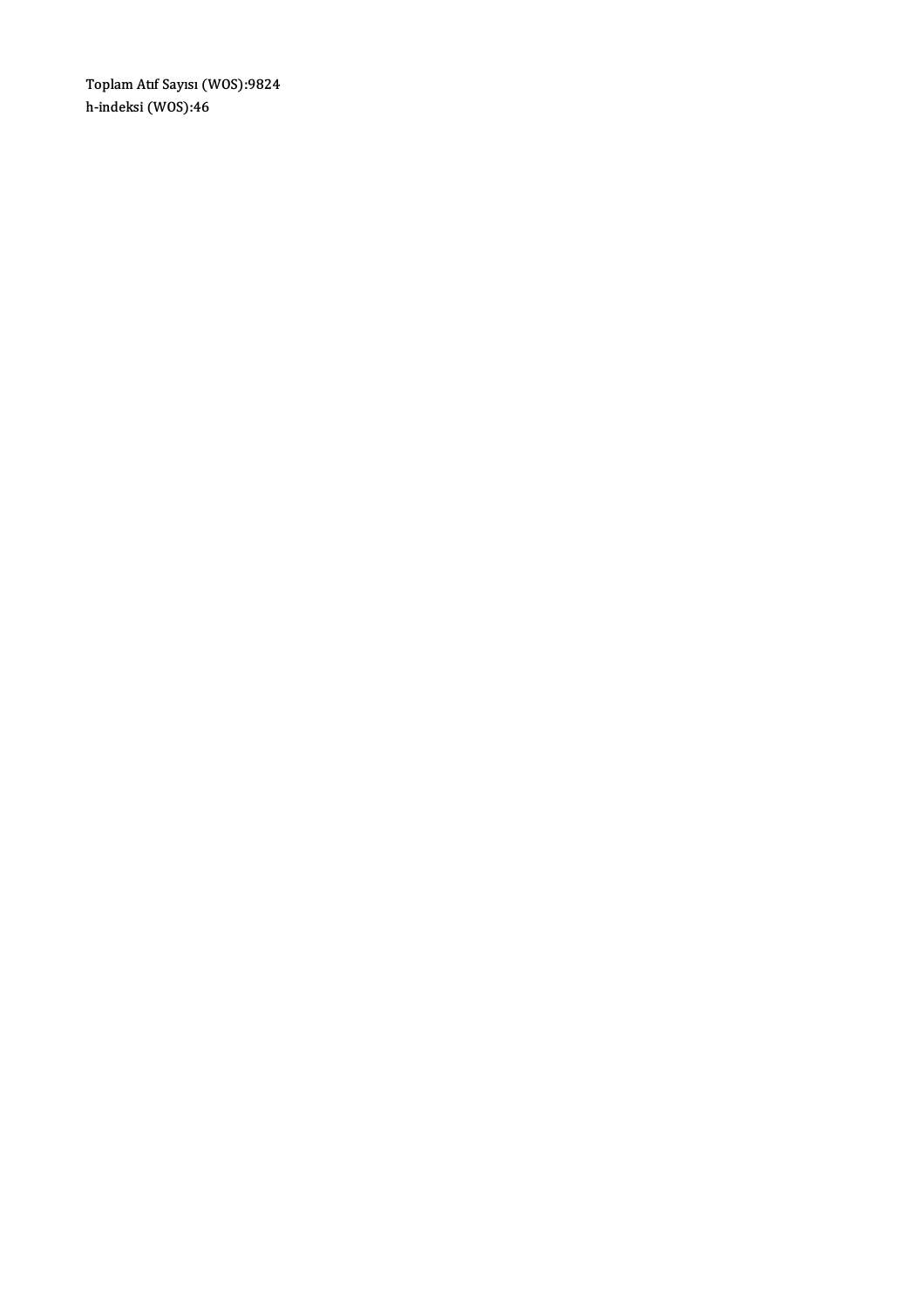Toplam Atıf Sayısı (WOS):9824

h-indeksi (WOS):46